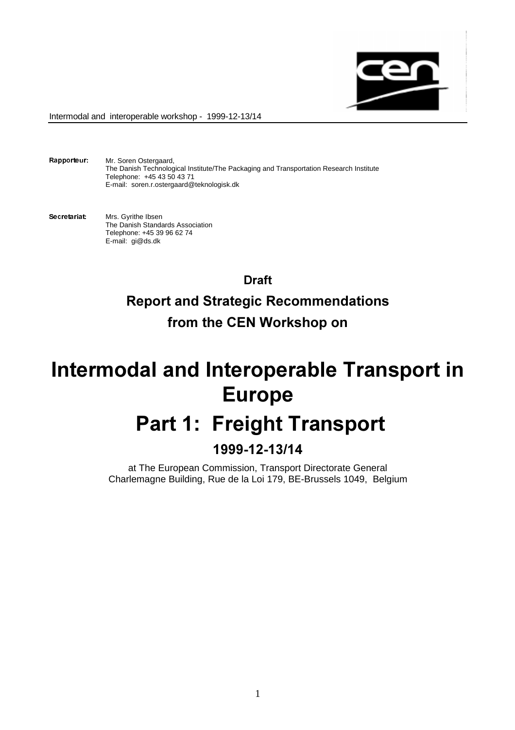Intermodal and interoperable workshop - 1999-12-13/14

**Rapporteur:** Mr. Soren Ostergaard,
The Danish Technological Institute/The Packaging and Transportation Research Institute
Telephone: +45 43 50 43 71
E-mail: soren.r.ostergaard@teknologisk.dk

**Secretariat:** Mrs. Gyrithe Ibsen
The Danish Standards Association
Telephone: +45 39 96 62 74
E-mail: gi@ds.dk

**Draft**

**Report and Strategic Recommendations**

**from the CEN Workshop on**

# Intermodal and Interoperable Transport in Europe

# Part 1: Freight Transport

## 1999-12-13/14

at The European Commission, Transport Directorate General
Charlemagne Building, Rue de la Loi 179, BE-Brussels 1049, Belgium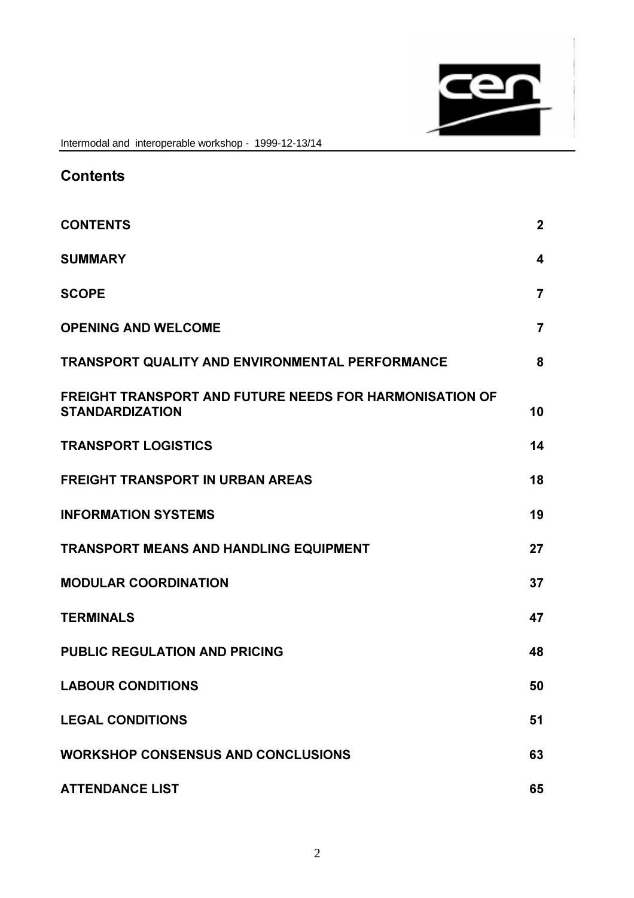## Contents

| | |
|---|---|
| **CONTENTS** | **2** |
| **SUMMARY** | **4** |
| **SCOPE** | **7** |
| **OPENING AND WELCOME** | **7** |
| **TRANSPORT QUALITY AND ENVIRONMENTAL PERFORMANCE** | **8** |
| **FREIGHT TRANSPORT AND FUTURE NEEDS FOR HARMONISATION OF STANDARDIZATION** | **10** |
| **TRANSPORT LOGISTICS** | **14** |
| **FREIGHT TRANSPORT IN URBAN AREAS** | **18** |
| **INFORMATION SYSTEMS** | **19** |
| **TRANSPORT MEANS AND HANDLING EQUIPMENT** | **27** |
| **MODULAR COORDINATION** | **37** |
| **TERMINALS** | **47** |
| **PUBLIC REGULATION AND PRICING** | **48** |
| **LABOUR CONDITIONS** | **50** |
| **LEGAL CONDITIONS** | **51** |
| **WORKSHOP CONSENSUS AND CONCLUSIONS** | **63** |
| **ATTENDANCE LIST** | **65** |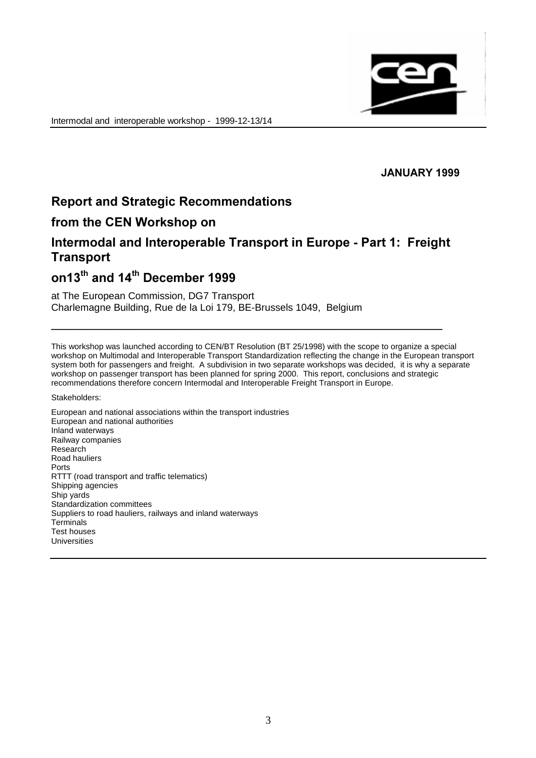**JANUARY 1999**

## Report and Strategic Recommendations

## from the CEN Workshop on

## Intermodal and Interoperable Transport in Europe - Part 1: Freight Transport

## on13th and 14th December 1999

at The European Commission, DG7 Transport
Charlemagne Building, Rue de la Loi 179, BE-Brussels 1049, Belgium

---

This workshop was launched according to CEN/BT Resolution (BT 25/1998) with the scope to organize a special workshop on Multimodal and Interoperable Transport Standardization reflecting the change in the European transport system both for passengers and freight. A subdivision in two separate workshops was decided, it is why a separate workshop on passenger transport has been planned for spring 2000. This report, conclusions and strategic recommendations therefore concern Intermodal and Interoperable Freight Transport in Europe.

Stakeholders:

European and national associations within the transport industries
European and national authorities
Inland waterways
Railway companies
Research
Road hauliers
Ports
RTTT (road transport and traffic telematics)
Shipping agencies
Ship yards
Standardization committees
Suppliers to road hauliers, railways and inland waterways
Terminals
Test houses
Universities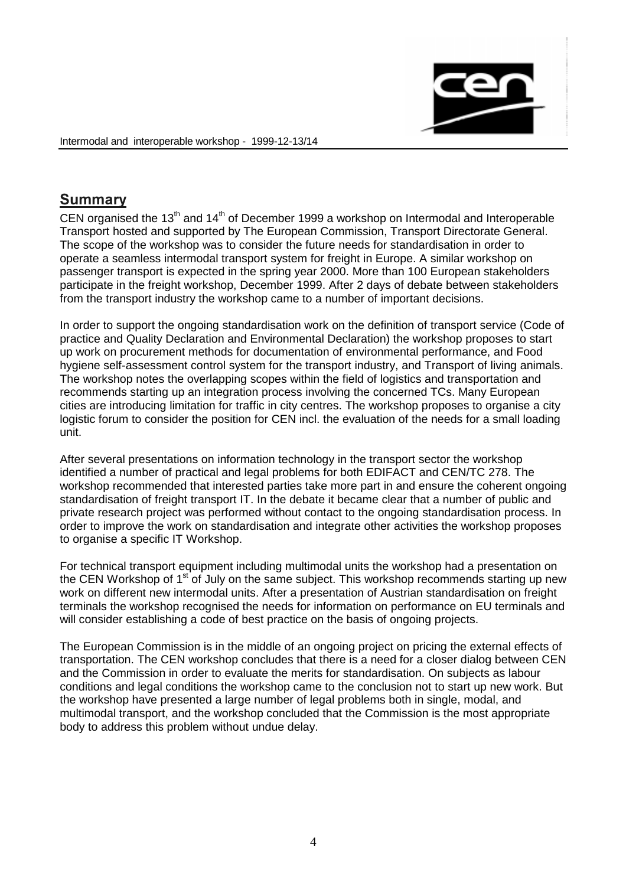## Summary

CEN organised the 13th and 14th of December 1999 a workshop on Intermodal and Interoperable Transport hosted and supported by The European Commission, Transport Directorate General. The scope of the workshop was to consider the future needs for standardisation in order to operate a seamless intermodal transport system for freight in Europe. A similar workshop on passenger transport is expected in the spring year 2000. More than 100 European stakeholders participate in the freight workshop, December 1999. After 2 days of debate between stakeholders from the transport industry the workshop came to a number of important decisions.

In order to support the ongoing standardisation work on the definition of transport service (Code of practice and Quality Declaration and Environmental Declaration) the workshop proposes to start up work on procurement methods for documentation of environmental performance, and Food hygiene self-assessment control system for the transport industry, and Transport of living animals. The workshop notes the overlapping scopes within the field of logistics and transportation and recommends starting up an integration process involving the concerned TCs. Many European cities are introducing limitation for traffic in city centres. The workshop proposes to organise a city logistic forum to consider the position for CEN incl. the evaluation of the needs for a small loading unit.

After several presentations on information technology in the transport sector the workshop identified a number of practical and legal problems for both EDIFACT and CEN/TC 278. The workshop recommended that interested parties take more part in and ensure the coherent ongoing standardisation of freight transport IT. In the debate it became clear that a number of public and private research project was performed without contact to the ongoing standardisation process. In order to improve the work on standardisation and integrate other activities the workshop proposes to organise a specific IT Workshop.

For technical transport equipment including multimodal units the workshop had a presentation on the CEN Workshop of 1st of July on the same subject. This workshop recommends starting up new work on different new intermodal units. After a presentation of Austrian standardisation on freight terminals the workshop recognised the needs for information on performance on EU terminals and will consider establishing a code of best practice on the basis of ongoing projects.

The European Commission is in the middle of an ongoing project on pricing the external effects of transportation. The CEN workshop concludes that there is a need for a closer dialog between CEN and the Commission in order to evaluate the merits for standardisation. On subjects as labour conditions and legal conditions the workshop came to the conclusion not to start up new work. But the workshop have presented a large number of legal problems both in single, modal, and multimodal transport, and the workshop concluded that the Commission is the most appropriate body to address this problem without undue delay.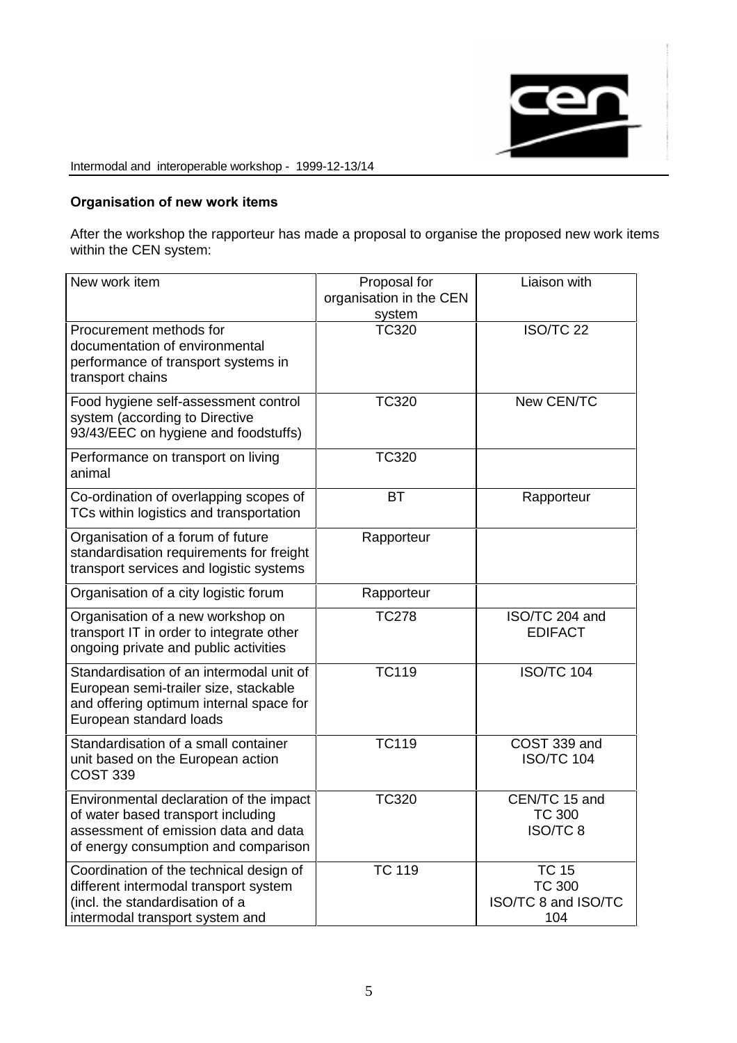### Organisation of new work items

After the workshop the rapporteur has made a proposal to organise the proposed new work items within the CEN system:

| New work item | Proposal for organisation in the CEN system | Liaison with |
|---|---|---|
| Procurement methods for documentation of environmental performance of transport systems in transport chains | TC320 | ISO/TC 22 |
| Food hygiene self-assessment control system (according to Directive 93/43/EEC on hygiene and foodstuffs) | TC320 | New CEN/TC |
| Performance on transport on living animal | TC320 | |
| Co-ordination of overlapping scopes of TCs within logistics and transportation | BT | Rapporteur |
| Organisation of a forum of future standardisation requirements for freight transport services and logistic systems | Rapporteur | |
| Organisation of a city logistic forum | Rapporteur | |
| Organisation of a new workshop on transport IT in order to integrate other ongoing private and public activities | TC278 | ISO/TC 204 and EDIFACT |
| Standardisation of an intermodal unit of European semi-trailer size, stackable and offering optimum internal space for European standard loads | TC119 | ISO/TC 104 |
| Standardisation of a small container unit based on the European action COST 339 | TC119 | COST 339 and ISO/TC 104 |
| Environmental declaration of the impact of water based transport including assessment of emission data and data of energy consumption and comparison | TC320 | CEN/TC 15 and TC 300 ISO/TC 8 |
| Coordination of the technical design of different intermodal transport system (incl. the standardisation of a intermodal transport system and | TC 119 | TC 15 TC 300 ISO/TC 8 and ISO/TC 104 |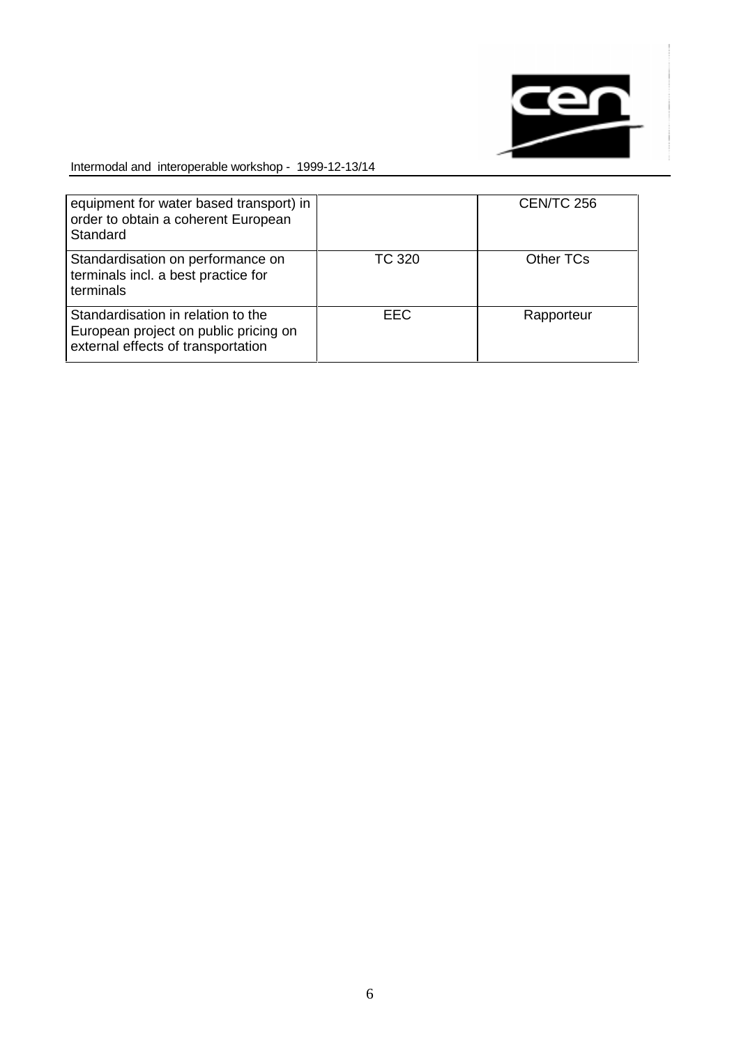| | | |
|---|---|---|
| equipment for water based transport) in order to obtain a coherent European Standard | | CEN/TC 256 |
| Standardisation on performance on terminals incl. a best practice for terminals | TC 320 | Other TCs |
| Standardisation in relation to the European project on public pricing on external effects of transportation | EEC | Rapporteur |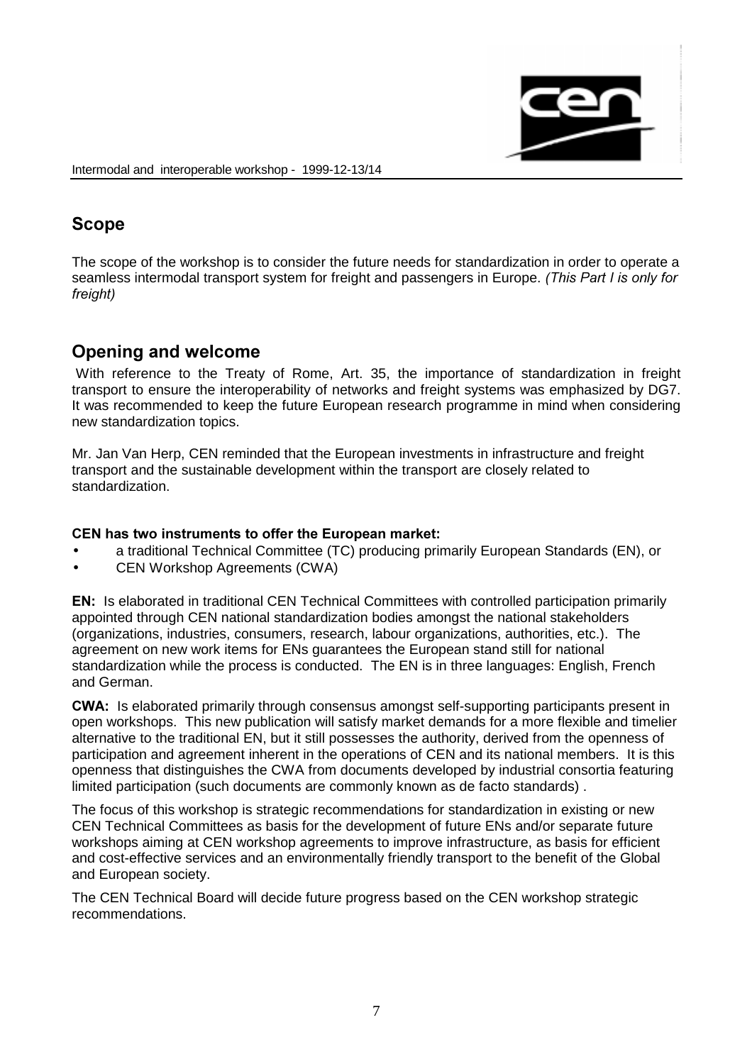## Scope

The scope of the workshop is to consider the future needs for standardization in order to operate a seamless intermodal transport system for freight and passengers in Europe. *(This Part I is only for freight)*

## Opening and welcome

With reference to the Treaty of Rome, Art. 35, the importance of standardization in freight transport to ensure the interoperability of networks and freight systems was emphasized by DG7. It was recommended to keep the future European research programme in mind when considering new standardization topics.

Mr. Jan Van Herp, CEN reminded that the European investments in infrastructure and freight transport and the sustainable development within the transport are closely related to standardization.

**CEN has two instruments to offer the European market:**

- a traditional Technical Committee (TC) producing primarily European Standards (EN), or
- CEN Workshop Agreements (CWA)

**EN:** Is elaborated in traditional CEN Technical Committees with controlled participation primarily appointed through CEN national standardization bodies amongst the national stakeholders (organizations, industries, consumers, research, labour organizations, authorities, etc.). The agreement on new work items for ENs guarantees the European stand still for national standardization while the process is conducted. The EN is in three languages: English, French and German.

**CWA:** Is elaborated primarily through consensus amongst self-supporting participants present in open workshops. This new publication will satisfy market demands for a more flexible and timelier alternative to the traditional EN, but it still possesses the authority, derived from the openness of participation and agreement inherent in the operations of CEN and its national members. It is this openness that distinguishes the CWA from documents developed by industrial consortia featuring limited participation (such documents are commonly known as de facto standards) .

The focus of this workshop is strategic recommendations for standardization in existing or new CEN Technical Committees as basis for the development of future ENs and/or separate future workshops aiming at CEN workshop agreements to improve infrastructure, as basis for efficient and cost-effective services and an environmentally friendly transport to the benefit of the Global and European society.

The CEN Technical Board will decide future progress based on the CEN workshop strategic recommendations.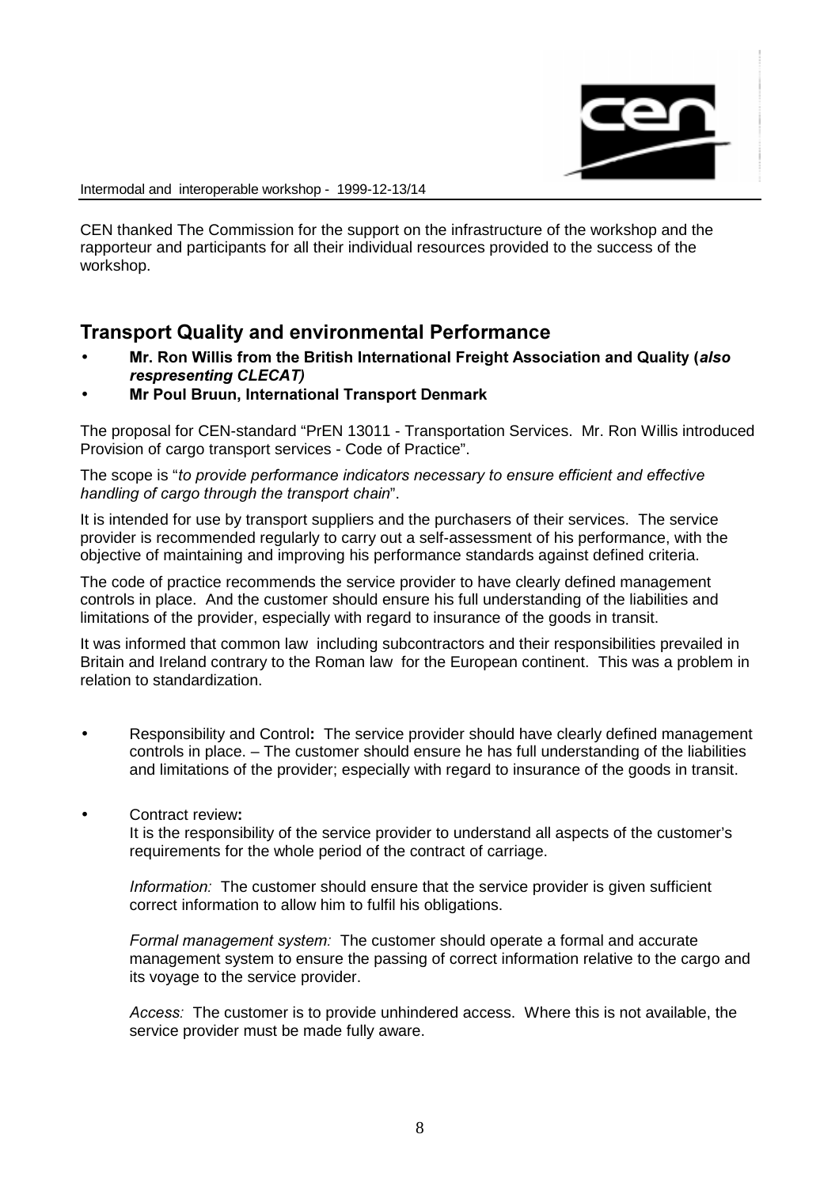CEN thanked The Commission for the support on the infrastructure of the workshop and the rapporteur and participants for all their individual resources provided to the success of the workshop.

## Transport Quality and environmental Performance

- **Mr. Ron Willis from the British International Freight Association and Quality (*also respresenting CLECAT)***
- **Mr Poul Bruun, International Transport Denmark**

The proposal for CEN-standard "PrEN 13011 - Transportation Services. Mr. Ron Willis introduced Provision of cargo transport services - Code of Practice".

The scope is "*to provide performance indicators necessary to ensure efficient and effective handling of cargo through the transport chain*".

It is intended for use by transport suppliers and the purchasers of their services. The service provider is recommended regularly to carry out a self-assessment of his performance, with the objective of maintaining and improving his performance standards against defined criteria.

The code of practice recommends the service provider to have clearly defined management controls in place. And the customer should ensure his full understanding of the liabilities and limitations of the provider, especially with regard to insurance of the goods in transit.

It was informed that common law including subcontractors and their responsibilities prevailed in Britain and Ireland contrary to the Roman law for the European continent. This was a problem in relation to standardization.

- Responsibility and Control**:** The service provider should have clearly defined management controls in place. – The customer should ensure he has full understanding of the liabilities and limitations of the provider; especially with regard to insurance of the goods in transit.

- Contract review**:**
  It is the responsibility of the service provider to understand all aspects of the customer's requirements for the whole period of the contract of carriage.

  *Information:* The customer should ensure that the service provider is given sufficient correct information to allow him to fulfil his obligations.

  *Formal management system:* The customer should operate a formal and accurate management system to ensure the passing of correct information relative to the cargo and its voyage to the service provider.

  *Access:* The customer is to provide unhindered access. Where this is not available, the service provider must be made fully aware.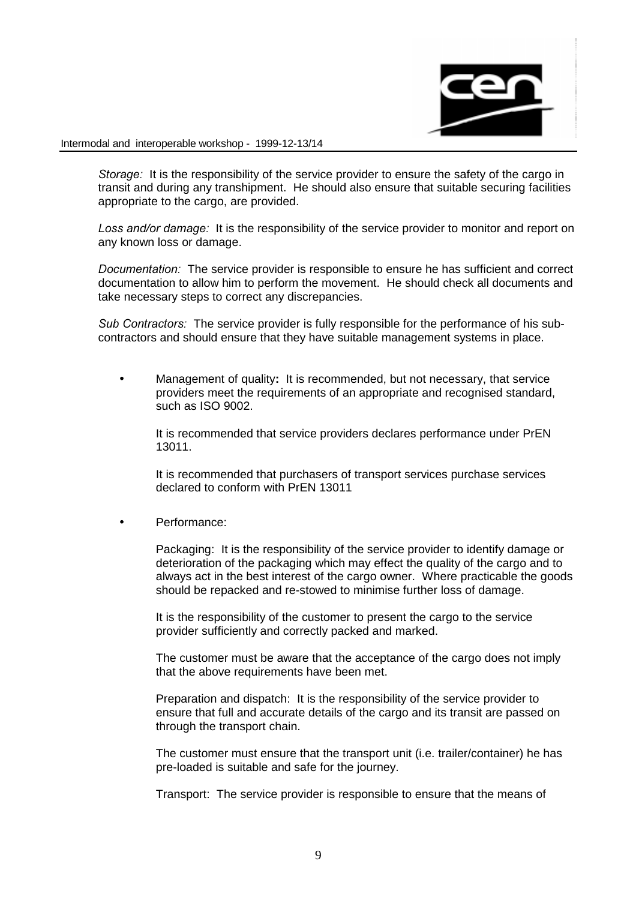*Storage:* It is the responsibility of the service provider to ensure the safety of the cargo in transit and during any transhipment. He should also ensure that suitable securing facilities appropriate to the cargo, are provided.

*Loss and/or damage:* It is the responsibility of the service provider to monitor and report on any known loss or damage.

*Documentation:* The service provider is responsible to ensure he has sufficient and correct documentation to allow him to perform the movement. He should check all documents and take necessary steps to correct any discrepancies.

*Sub Contractors:* The service provider is fully responsible for the performance of his sub-contractors and should ensure that they have suitable management systems in place.

- Management of quality**:** It is recommended, but not necessary, that service providers meet the requirements of an appropriate and recognised standard, such as ISO 9002.

  It is recommended that service providers declares performance under PrEN 13011.

  It is recommended that purchasers of transport services purchase services declared to conform with PrEN 13011

- Performance:

  Packaging: It is the responsibility of the service provider to identify damage or deterioration of the packaging which may effect the quality of the cargo and to always act in the best interest of the cargo owner. Where practicable the goods should be repacked and re-stowed to minimise further loss of damage.

  It is the responsibility of the customer to present the cargo to the service provider sufficiently and correctly packed and marked.

  The customer must be aware that the acceptance of the cargo does not imply that the above requirements have been met.

  Preparation and dispatch: It is the responsibility of the service provider to ensure that full and accurate details of the cargo and its transit are passed on through the transport chain.

  The customer must ensure that the transport unit (i.e. trailer/container) he has pre-loaded is suitable and safe for the journey.

  Transport: The service provider is responsible to ensure that the means of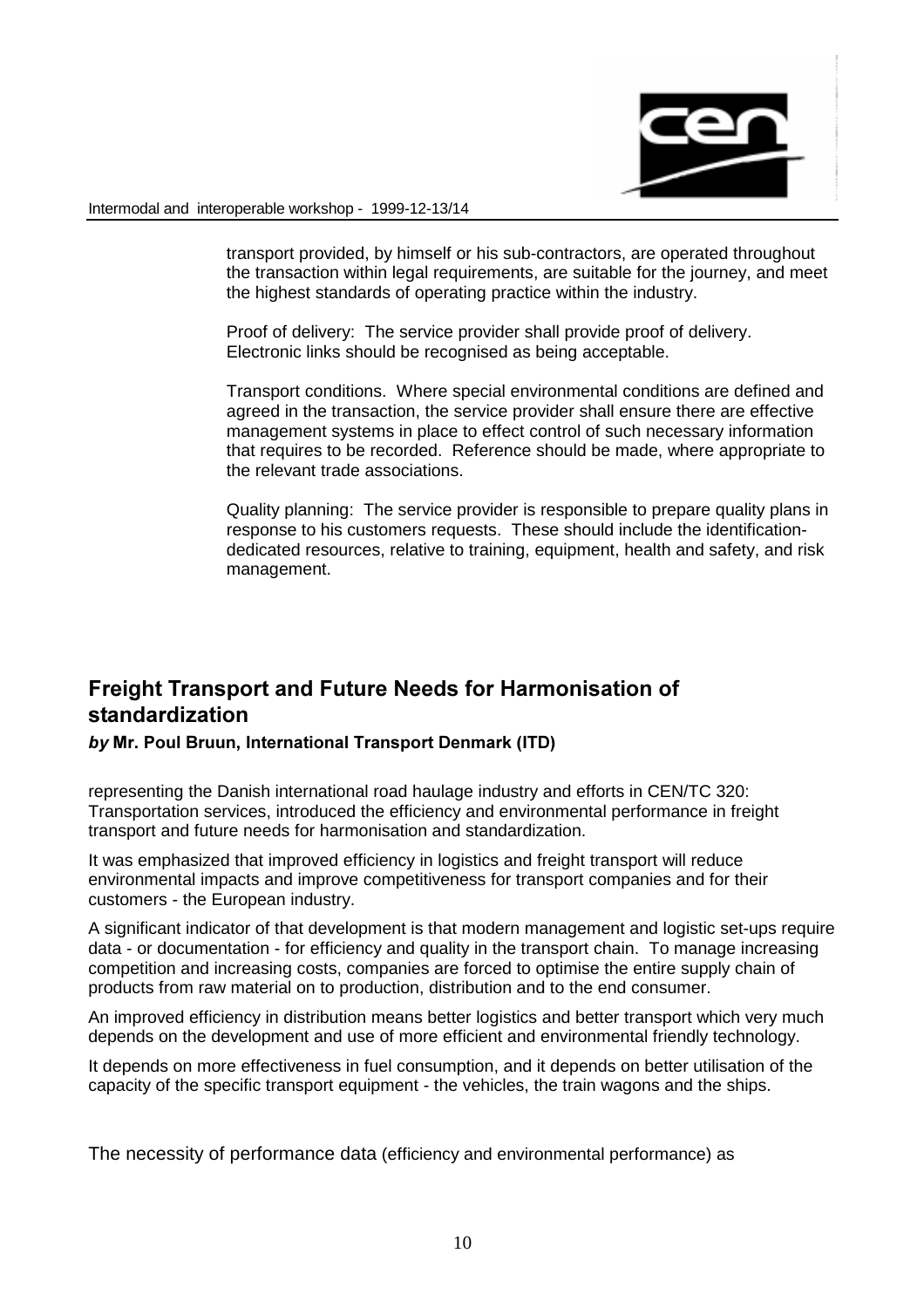transport provided, by himself or his sub-contractors, are operated throughout the transaction within legal requirements, are suitable for the journey, and meet the highest standards of operating practice within the industry.

Proof of delivery: The service provider shall provide proof of delivery. Electronic links should be recognised as being acceptable.

Transport conditions. Where special environmental conditions are defined and agreed in the transaction, the service provider shall ensure there are effective management systems in place to effect control of such necessary information that requires to be recorded. Reference should be made, where appropriate to the relevant trade associations.

Quality planning: The service provider is responsible to prepare quality plans in response to his customers requests. These should include the identification-dedicated resources, relative to training, equipment, health and safety, and risk management.

## Freight Transport and Future Needs for Harmonisation of standardization

***by* Mr. Poul Bruun, International Transport Denmark (ITD)**

representing the Danish international road haulage industry and efforts in CEN/TC 320: Transportation services, introduced the efficiency and environmental performance in freight transport and future needs for harmonisation and standardization.

It was emphasized that improved efficiency in logistics and freight transport will reduce environmental impacts and improve competitiveness for transport companies and for their customers - the European industry.

A significant indicator of that development is that modern management and logistic set-ups require data - or documentation - for efficiency and quality in the transport chain. To manage increasing competition and increasing costs, companies are forced to optimise the entire supply chain of products from raw material on to production, distribution and to the end consumer.

An improved efficiency in distribution means better logistics and better transport which very much depends on the development and use of more efficient and environmental friendly technology.

It depends on more effectiveness in fuel consumption, and it depends on better utilisation of the capacity of the specific transport equipment - the vehicles, the train wagons and the ships.

The necessity of performance data (efficiency and environmental performance) as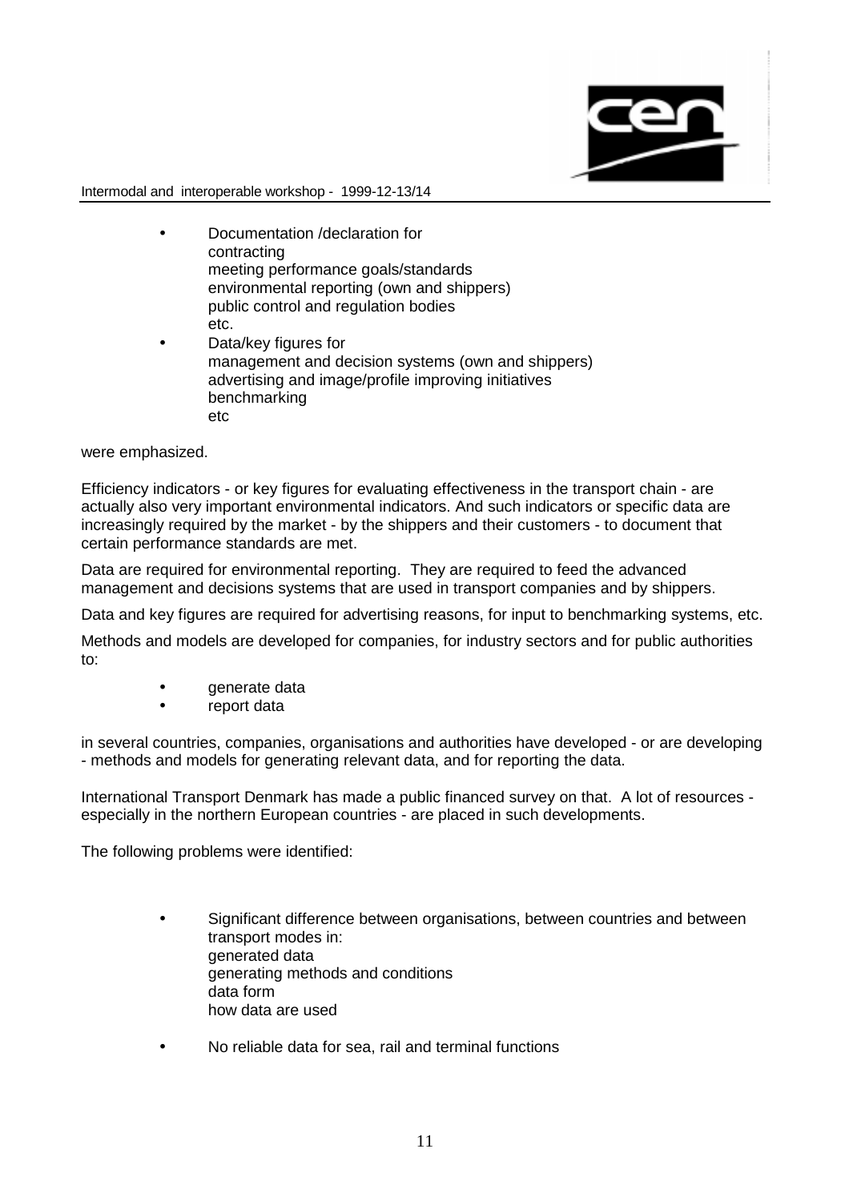- Documentation /declaration for
  contracting
  meeting performance goals/standards
  environmental reporting (own and shippers)
  public control and regulation bodies
  etc.
- Data/key figures for
  management and decision systems (own and shippers)
  advertising and image/profile improving initiatives
  benchmarking
  etc

were emphasized.

Efficiency indicators - or key figures for evaluating effectiveness in the transport chain - are actually also very important environmental indicators. And such indicators or specific data are increasingly required by the market - by the shippers and their customers - to document that certain performance standards are met.

Data are required for environmental reporting. They are required to feed the advanced management and decisions systems that are used in transport companies and by shippers.

Data and key figures are required for advertising reasons, for input to benchmarking systems, etc.

Methods and models are developed for companies, for industry sectors and for public authorities to:

- generate data
- report data

in several countries, companies, organisations and authorities have developed - or are developing - methods and models for generating relevant data, and for reporting the data.

International Transport Denmark has made a public financed survey on that. A lot of resources - especially in the northern European countries - are placed in such developments.

The following problems were identified:

- Significant difference between organisations, between countries and between transport modes in:
  generated data
  generating methods and conditions
  data form
  how data are used
- No reliable data for sea, rail and terminal functions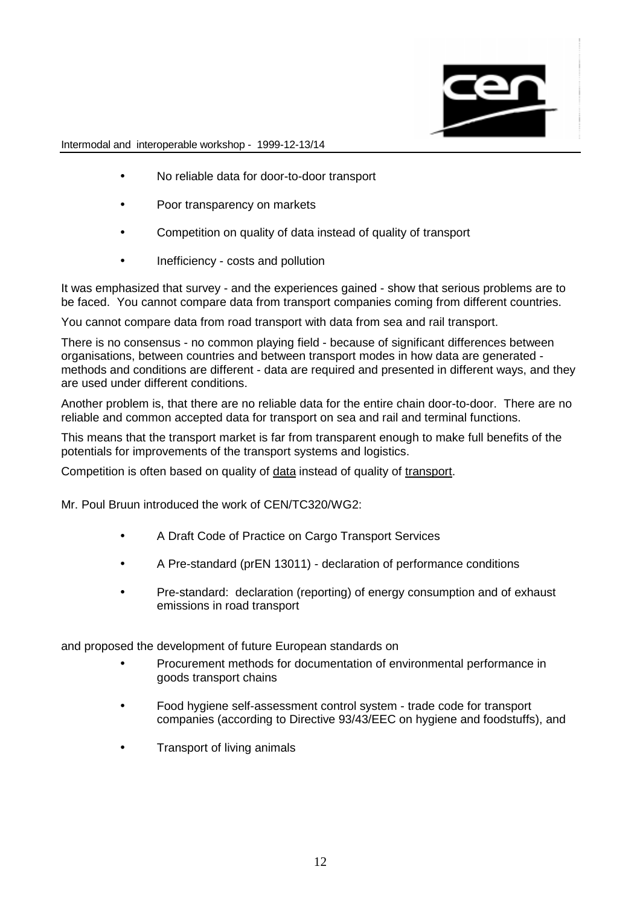- No reliable data for door-to-door transport
- Poor transparency on markets
- Competition on quality of data instead of quality of transport
- Inefficiency - costs and pollution

It was emphasized that survey - and the experiences gained - show that serious problems are to be faced. You cannot compare data from transport companies coming from different countries.

You cannot compare data from road transport with data from sea and rail transport.

There is no consensus - no common playing field - because of significant differences between organisations, between countries and between transport modes in how data are generated - methods and conditions are different - data are required and presented in different ways, and they are used under different conditions.

Another problem is, that there are no reliable data for the entire chain door-to-door. There are no reliable and common accepted data for transport on sea and rail and terminal functions.

This means that the transport market is far from transparent enough to make full benefits of the potentials for improvements of the transport systems and logistics.

Competition is often based on quality of <u>data</u> instead of quality of <u>transport</u>.

Mr. Poul Bruun introduced the work of CEN/TC320/WG2:

- A Draft Code of Practice on Cargo Transport Services
- A Pre-standard (prEN 13011) - declaration of performance conditions
- Pre-standard: declaration (reporting) of energy consumption and of exhaust emissions in road transport

and proposed the development of future European standards on

- Procurement methods for documentation of environmental performance in goods transport chains
- Food hygiene self-assessment control system - trade code for transport companies (according to Directive 93/43/EEC on hygiene and foodstuffs), and
- Transport of living animals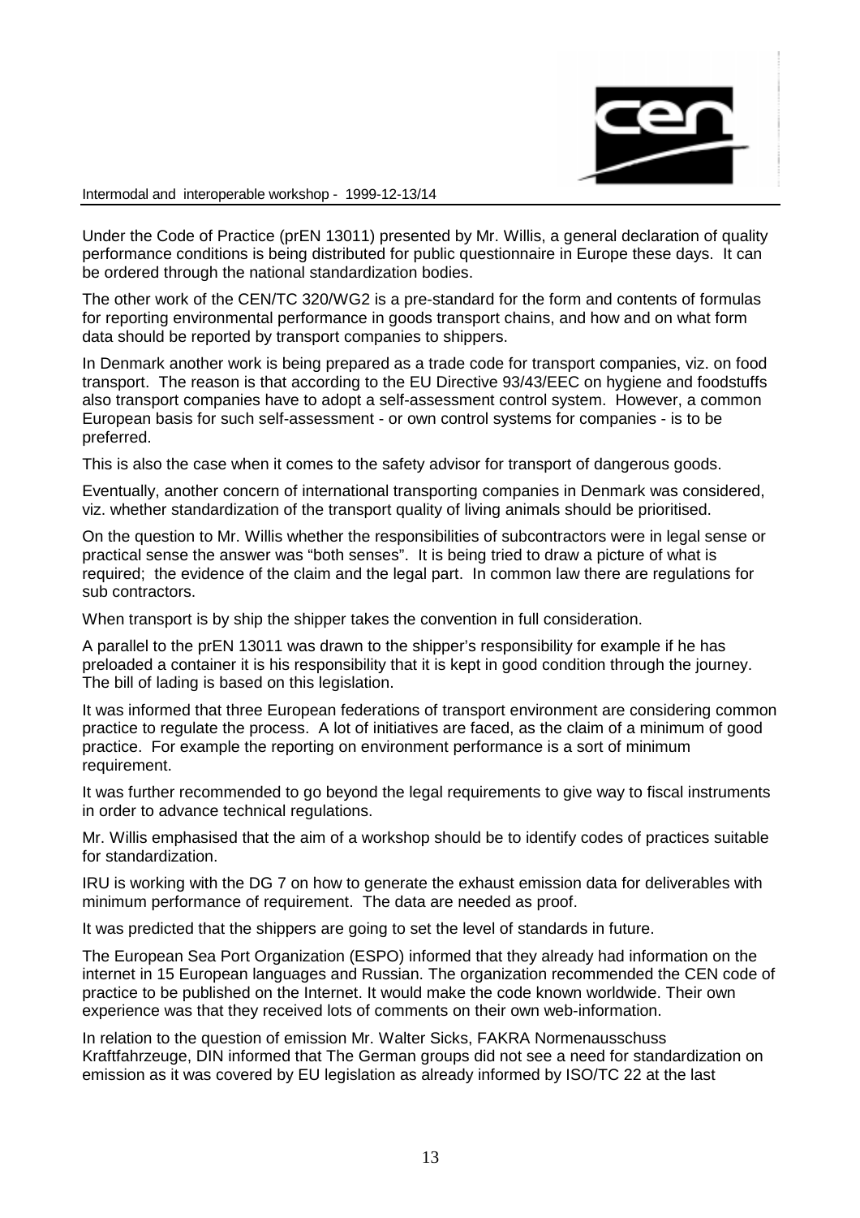Under the Code of Practice (prEN 13011) presented by Mr. Willis, a general declaration of quality performance conditions is being distributed for public questionnaire in Europe these days. It can be ordered through the national standardization bodies.

The other work of the CEN/TC 320/WG2 is a pre-standard for the form and contents of formulas for reporting environmental performance in goods transport chains, and how and on what form data should be reported by transport companies to shippers.

In Denmark another work is being prepared as a trade code for transport companies, viz. on food transport. The reason is that according to the EU Directive 93/43/EEC on hygiene and foodstuffs also transport companies have to adopt a self-assessment control system. However, a common European basis for such self-assessment - or own control systems for companies - is to be preferred.

This is also the case when it comes to the safety advisor for transport of dangerous goods.

Eventually, another concern of international transporting companies in Denmark was considered, viz. whether standardization of the transport quality of living animals should be prioritised.

On the question to Mr. Willis whether the responsibilities of subcontractors were in legal sense or practical sense the answer was "both senses". It is being tried to draw a picture of what is required; the evidence of the claim and the legal part. In common law there are regulations for sub contractors.

When transport is by ship the shipper takes the convention in full consideration.

A parallel to the prEN 13011 was drawn to the shipper's responsibility for example if he has preloaded a container it is his responsibility that it is kept in good condition through the journey. The bill of lading is based on this legislation.

It was informed that three European federations of transport environment are considering common practice to regulate the process. A lot of initiatives are faced, as the claim of a minimum of good practice. For example the reporting on environment performance is a sort of minimum requirement.

It was further recommended to go beyond the legal requirements to give way to fiscal instruments in order to advance technical regulations.

Mr. Willis emphasised that the aim of a workshop should be to identify codes of practices suitable for standardization.

IRU is working with the DG 7 on how to generate the exhaust emission data for deliverables with minimum performance of requirement. The data are needed as proof.

It was predicted that the shippers are going to set the level of standards in future.

The European Sea Port Organization (ESPO) informed that they already had information on the internet in 15 European languages and Russian. The organization recommended the CEN code of practice to be published on the Internet. It would make the code known worldwide. Their own experience was that they received lots of comments on their own web-information.

In relation to the question of emission Mr. Walter Sicks, FAKRA Normenausschuss Kraftfahrzeuge, DIN informed that The German groups did not see a need for standardization on emission as it was covered by EU legislation as already informed by ISO/TC 22 at the last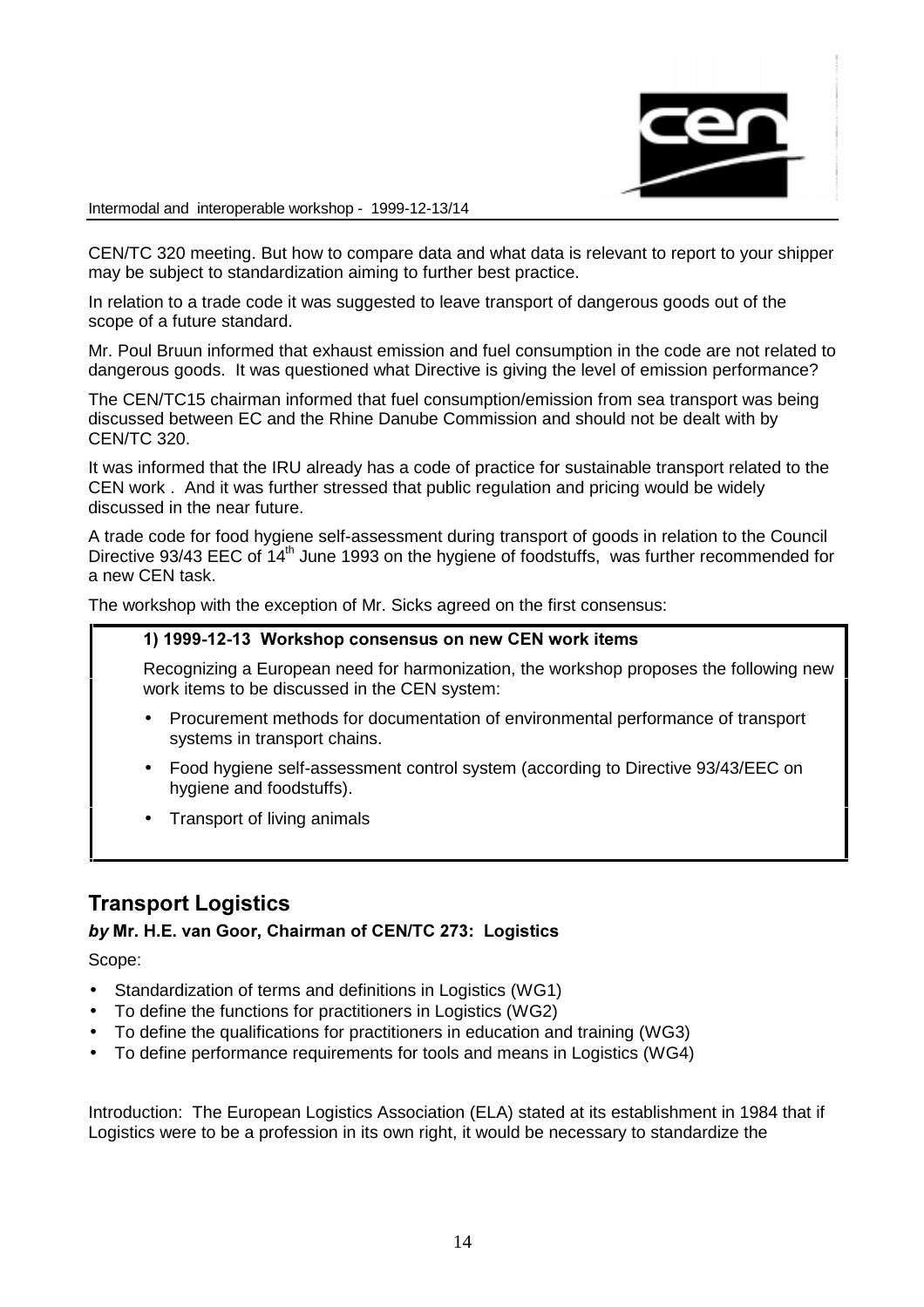CEN/TC 320 meeting. But how to compare data and what data is relevant to report to your shipper may be subject to standardization aiming to further best practice.

In relation to a trade code it was suggested to leave transport of dangerous goods out of the scope of a future standard.

Mr. Poul Bruun informed that exhaust emission and fuel consumption in the code are not related to dangerous goods. It was questioned what Directive is giving the level of emission performance?

The CEN/TC15 chairman informed that fuel consumption/emission from sea transport was being discussed between EC and the Rhine Danube Commission and should not be dealt with by CEN/TC 320.

It was informed that the IRU already has a code of practice for sustainable transport related to the CEN work . And it was further stressed that public regulation and pricing would be widely discussed in the near future.

A trade code for food hygiene self-assessment during transport of goods in relation to the Council Directive 93/43 EEC of 14th June 1993 on the hygiene of foodstuffs, was further recommended for a new CEN task.

The workshop with the exception of Mr. Sicks agreed on the first consensus:

> **1) 1999-12-13 Workshop consensus on new CEN work items**
>
> Recognizing a European need for harmonization, the workshop proposes the following new work items to be discussed in the CEN system:
>
> - Procurement methods for documentation of environmental performance of transport systems in transport chains.
> - Food hygiene self-assessment control system (according to Directive 93/43/EEC on hygiene and foodstuffs).
> - Transport of living animals

## Transport Logistics

***by* Mr. H.E. van Goor, Chairman of CEN/TC 273: Logistics**

Scope:

- Standardization of terms and definitions in Logistics (WG1)
- To define the functions for practitioners in Logistics (WG2)
- To define the qualifications for practitioners in education and training (WG3)
- To define performance requirements for tools and means in Logistics (WG4)

Introduction: The European Logistics Association (ELA) stated at its establishment in 1984 that if Logistics were to be a profession in its own right, it would be necessary to standardize the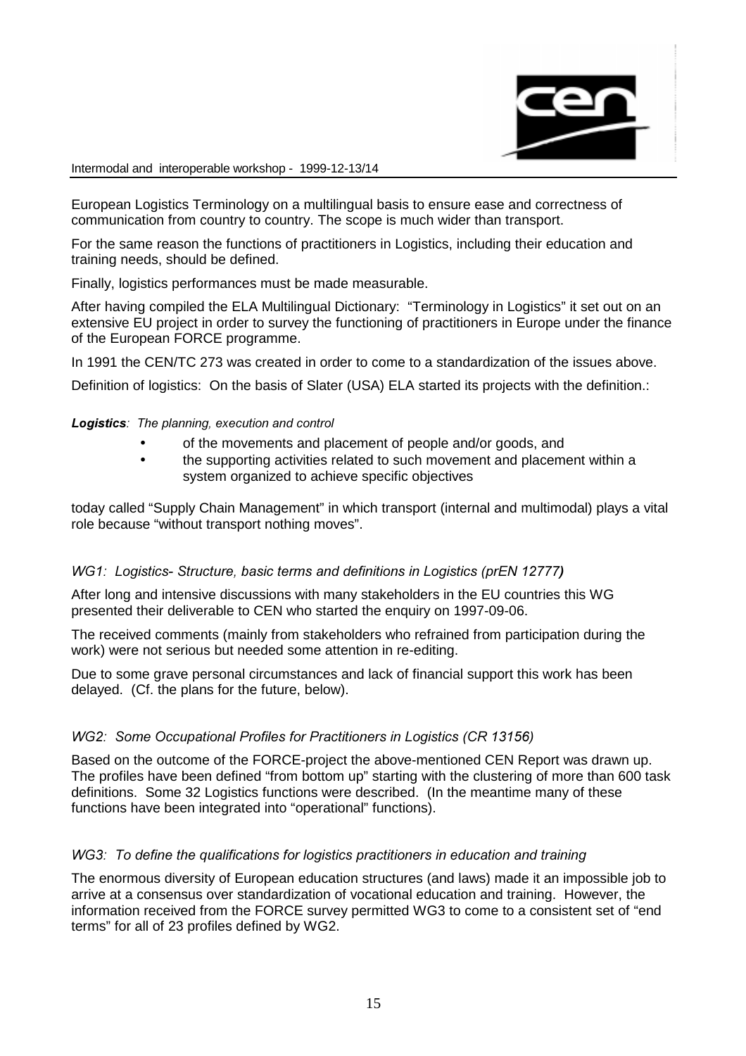European Logistics Terminology on a multilingual basis to ensure ease and correctness of communication from country to country. The scope is much wider than transport.

For the same reason the functions of practitioners in Logistics, including their education and training needs, should be defined.

Finally, logistics performances must be made measurable.

After having compiled the ELA Multilingual Dictionary: "Terminology in Logistics" it set out on an extensive EU project in order to survey the functioning of practitioners in Europe under the finance of the European FORCE programme.

In 1991 the CEN/TC 273 was created in order to come to a standardization of the issues above.

Definition of logistics: On the basis of Slater (USA) ELA started its projects with the definition.:

***Logistics****: The planning, execution and control*

- of the movements and placement of people and/or goods, and
- the supporting activities related to such movement and placement within a system organized to achieve specific objectives

today called "Supply Chain Management" in which transport (internal and multimodal) plays a vital role because "without transport nothing moves".

### *WG1: Logistics- Structure, basic terms and definitions in Logistics (prEN 12777)*

After long and intensive discussions with many stakeholders in the EU countries this WG presented their deliverable to CEN who started the enquiry on 1997-09-06.

The received comments (mainly from stakeholders who refrained from participation during the work) were not serious but needed some attention in re-editing.

Due to some grave personal circumstances and lack of financial support this work has been delayed. (Cf. the plans for the future, below).

### *WG2: Some Occupational Profiles for Practitioners in Logistics (CR 13156)*

Based on the outcome of the FORCE-project the above-mentioned CEN Report was drawn up. The profiles have been defined "from bottom up" starting with the clustering of more than 600 task definitions. Some 32 Logistics functions were described. (In the meantime many of these functions have been integrated into "operational" functions).

### *WG3: To define the qualifications for logistics practitioners in education and training*

The enormous diversity of European education structures (and laws) made it an impossible job to arrive at a consensus over standardization of vocational education and training. However, the information received from the FORCE survey permitted WG3 to come to a consistent set of "end terms" for all of 23 profiles defined by WG2.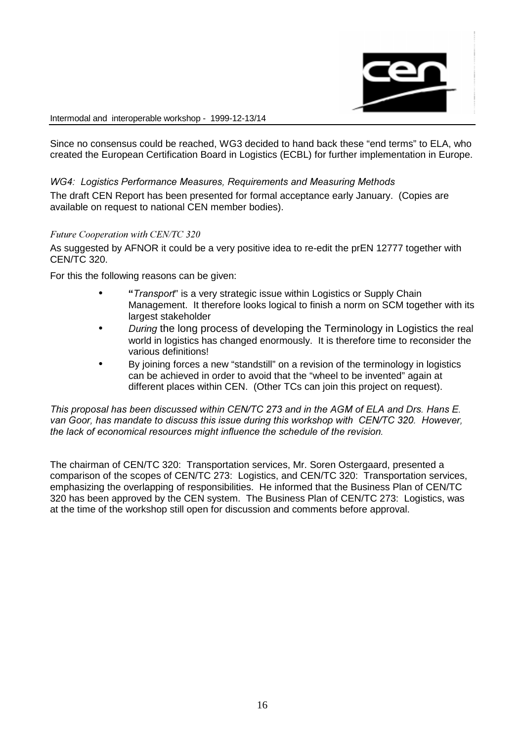Since no consensus could be reached, WG3 decided to hand back these “end terms” to ELA, who created the European Certification Board in Logistics (ECBL) for further implementation in Europe.

*WG4: Logistics Performance Measures, Requirements and Measuring Methods*

The draft CEN Report has been presented for formal acceptance early January. (Copies are available on request to national CEN member bodies).

*Future Cooperation with CEN/TC 320*

As suggested by AFNOR it could be a very positive idea to re-edit the prEN 12777 together with CEN/TC 320.

For this the following reasons can be given:

- **"***Transport*" is a very strategic issue within Logistics or Supply Chain Management. It therefore looks logical to finish a norm on SCM together with its largest stakeholder
- *During* the long process of developing the Terminology in Logistics the real world in logistics has changed enormously. It is therefore time to reconsider the various definitions!
- By joining forces a new “standstill” on a revision of the terminology in logistics can be achieved in order to avoid that the “wheel to be invented” again at different places within CEN. (Other TCs can join this project on request).

*This proposal has been discussed within CEN/TC 273 and in the AGM of ELA and Drs. Hans E. van Goor, has mandate to discuss this issue during this workshop with CEN/TC 320. However, the lack of economical resources might influence the schedule of the revision.*

The chairman of CEN/TC 320: Transportation services, Mr. Soren Ostergaard, presented a comparison of the scopes of CEN/TC 273: Logistics, and CEN/TC 320: Transportation services, emphasizing the overlapping of responsibilities. He informed that the Business Plan of CEN/TC 320 has been approved by the CEN system. The Business Plan of CEN/TC 273: Logistics, was at the time of the workshop still open for discussion and comments before approval.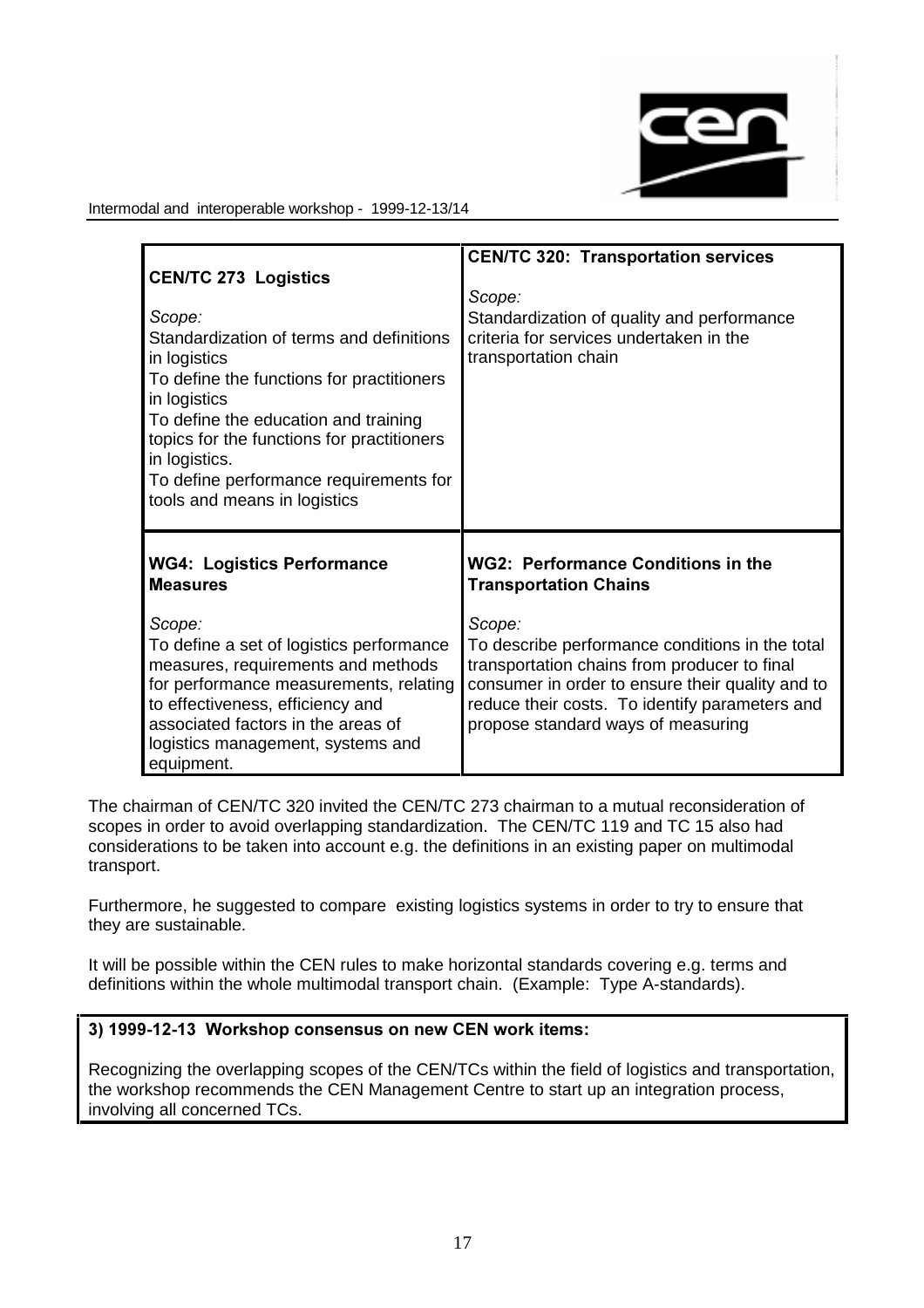| **CEN/TC 273 Logistics**<br><br>*Scope:*<br>Standardization of terms and definitions in logistics<br>To define the functions for practitioners in logistics<br>To define the education and training topics for the functions for practitioners in logistics.<br>To define performance requirements for tools and means in logistics | **CEN/TC 320: Transportation services**<br><br>*Scope:*<br>Standardization of quality and performance criteria for services undertaken in the transportation chain |
|---|---|
| **WG4: Logistics Performance Measures**<br><br>*Scope:*<br>To define a set of logistics performance measures, requirements and methods for performance measurements, relating to effectiveness, efficiency and associated factors in the areas of logistics management, systems and equipment. | **WG2: Performance Conditions in the Transportation Chains**<br><br>*Scope:*<br>To describe performance conditions in the total transportation chains from producer to final consumer in order to ensure their quality and to reduce their costs. To identify parameters and propose standard ways of measuring |

The chairman of CEN/TC 320 invited the CEN/TC 273 chairman to a mutual reconsideration of scopes in order to avoid overlapping standardization. The CEN/TC 119 and TC 15 also had considerations to be taken into account e.g. the definitions in an existing paper on multimodal transport.

Furthermore, he suggested to compare existing logistics systems in order to try to ensure that they are sustainable.

It will be possible within the CEN rules to make horizontal standards covering e.g. terms and definitions within the whole multimodal transport chain. (Example: Type A-standards).

**3) 1999-12-13 Workshop consensus on new CEN work items:**

Recognizing the overlapping scopes of the CEN/TCs within the field of logistics and transportation, the workshop recommends the CEN Management Centre to start up an integration process, involving all concerned TCs.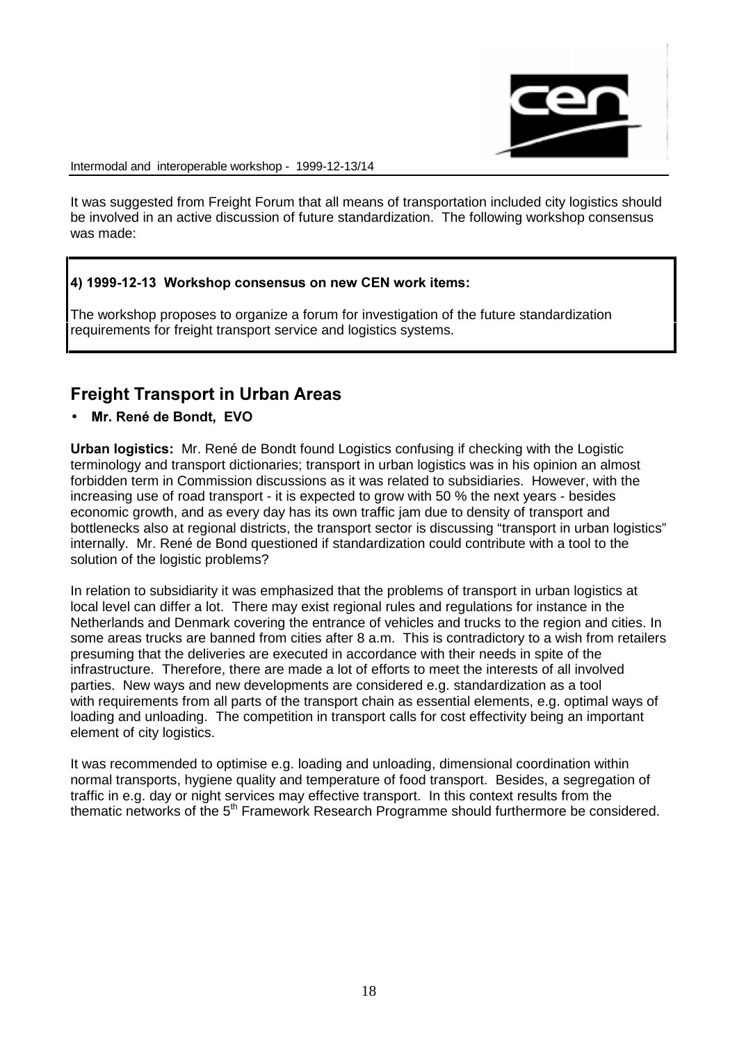It was suggested from Freight Forum that all means of transportation included city logistics should be involved in an active discussion of future standardization. The following workshop consensus was made:

> **4) 1999-12-13 Workshop consensus on new CEN work items:**
>
> The workshop proposes to organize a forum for investigation of the future standardization requirements for freight transport service and logistics systems.

## Freight Transport in Urban Areas

- **Mr. René de Bondt, EVO**

**Urban logistics:** Mr. René de Bondt found Logistics confusing if checking with the Logistic terminology and transport dictionaries; transport in urban logistics was in his opinion an almost forbidden term in Commission discussions as it was related to subsidiaries. However, with the increasing use of road transport - it is expected to grow with 50 % the next years - besides economic growth, and as every day has its own traffic jam due to density of transport and bottlenecks also at regional districts, the transport sector is discussing "transport in urban logistics" internally. Mr. René de Bond questioned if standardization could contribute with a tool to the solution of the logistic problems?

In relation to subsidiarity it was emphasized that the problems of transport in urban logistics at local level can differ a lot. There may exist regional rules and regulations for instance in the Netherlands and Denmark covering the entrance of vehicles and trucks to the region and cities. In some areas trucks are banned from cities after 8 a.m. This is contradictory to a wish from retailers presuming that the deliveries are executed in accordance with their needs in spite of the infrastructure. Therefore, there are made a lot of efforts to meet the interests of all involved parties. New ways and new developments are considered e.g. standardization as a tool with requirements from all parts of the transport chain as essential elements, e.g. optimal ways of loading and unloading. The competition in transport calls for cost effectivity being an important element of city logistics.

It was recommended to optimise e.g. loading and unloading, dimensional coordination within normal transports, hygiene quality and temperature of food transport. Besides, a segregation of traffic in e.g. day or night services may effective transport. In this context results from the thematic networks of the 5th Framework Research Programme should furthermore be considered.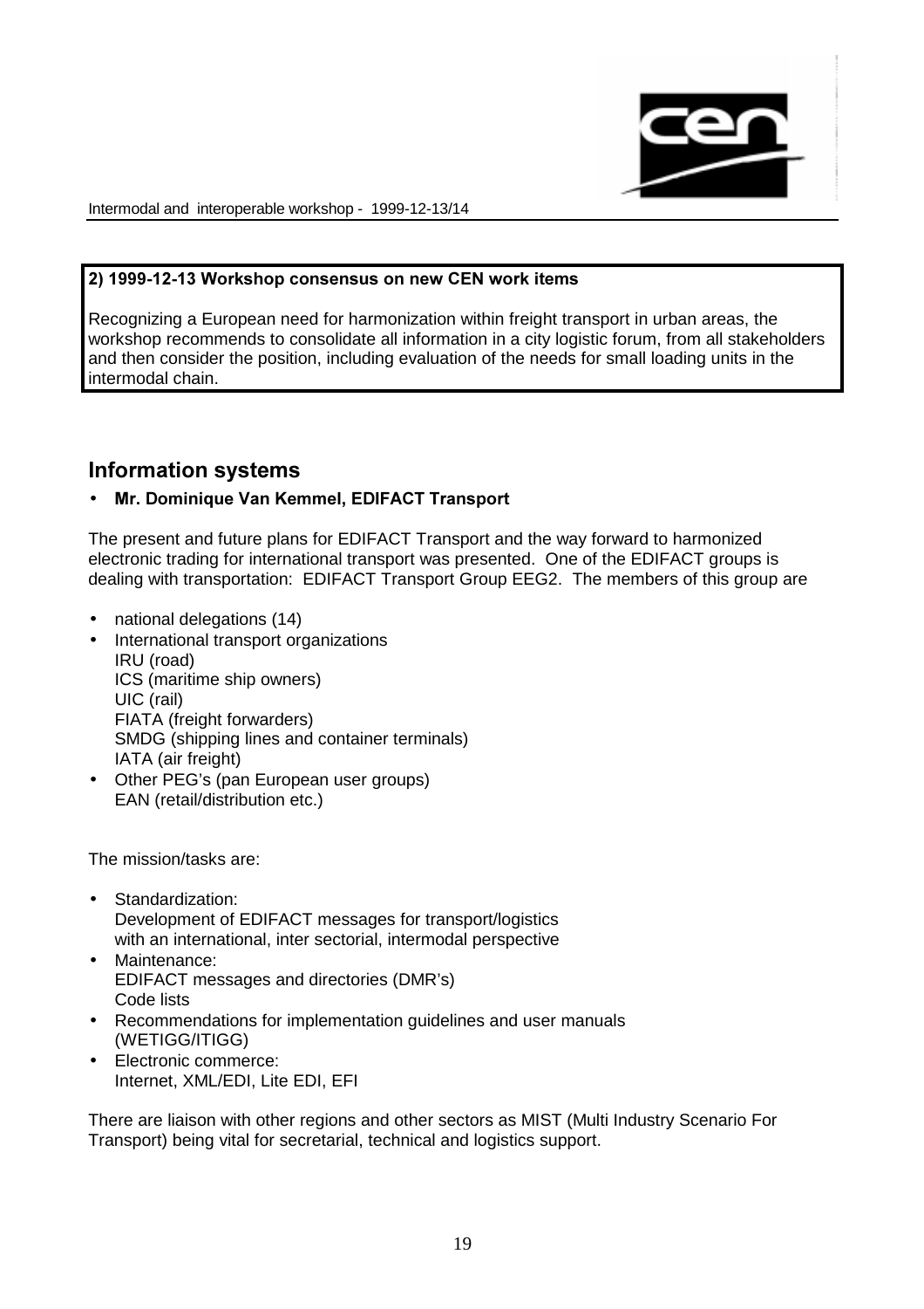**2) 1999-12-13 Workshop consensus on new CEN work items**

Recognizing a European need for harmonization within freight transport in urban areas, the workshop recommends to consolidate all information in a city logistic forum, from all stakeholders and then consider the position, including evaluation of the needs for small loading units in the intermodal chain.

## Information systems

- **Mr. Dominique Van Kemmel, EDIFACT Transport**

The present and future plans for EDIFACT Transport and the way forward to harmonized electronic trading for international transport was presented. One of the EDIFACT groups is dealing with transportation: EDIFACT Transport Group EEG2. The members of this group are

- national delegations (14)
- International transport organizations
  IRU (road)
  ICS (maritime ship owners)
  UIC (rail)
  FIATA (freight forwarders)
  SMDG (shipping lines and container terminals)
  IATA (air freight)
- Other PEG's (pan European user groups)
  EAN (retail/distribution etc.)

The mission/tasks are:

- Standardization:
  Development of EDIFACT messages for transport/logistics with an international, inter sectorial, intermodal perspective
- Maintenance:
  EDIFACT messages and directories (DMR's)
  Code lists
- Recommendations for implementation guidelines and user manuals (WETIGG/ITIGG)
- Electronic commerce:
  Internet, XML/EDI, Lite EDI, EFI

There are liaison with other regions and other sectors as MIST (Multi Industry Scenario For Transport) being vital for secretarial, technical and logistics support.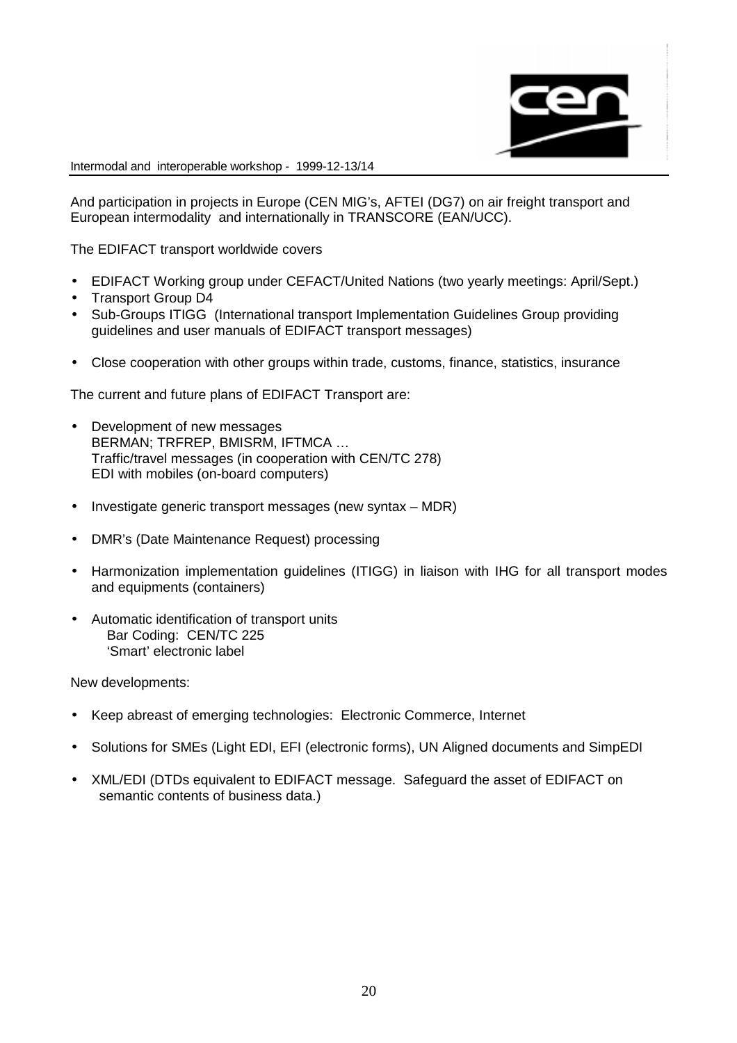And participation in projects in Europe (CEN MIG's, AFTEI (DG7) on air freight transport and European intermodality and internationally in TRANSCORE (EAN/UCC).

The EDIFACT transport worldwide covers

- EDIFACT Working group under CEFACT/United Nations (two yearly meetings: April/Sept.)
- Transport Group D4
- Sub-Groups ITIGG (International transport Implementation Guidelines Group providing guidelines and user manuals of EDIFACT transport messages)

- Close cooperation with other groups within trade, customs, finance, statistics, insurance

The current and future plans of EDIFACT Transport are:

- Development of new messages
  BERMAN; TRFREP, BMISRM, IFTMCA …
  Traffic/travel messages (in cooperation with CEN/TC 278)
  EDI with mobiles (on-board computers)

- Investigate generic transport messages (new syntax – MDR)

- DMR's (Date Maintenance Request) processing

- Harmonization implementation guidelines (ITIGG) in liaison with IHG for all transport modes and equipments (containers)

- Automatic identification of transport units
  Bar Coding: CEN/TC 225
  'Smart' electronic label

New developments:

- Keep abreast of emerging technologies: Electronic Commerce, Internet

- Solutions for SMEs (Light EDI, EFI (electronic forms), UN Aligned documents and SimpEDI

- XML/EDI (DTDs equivalent to EDIFACT message. Safeguard the asset of EDIFACT on semantic contents of business data.)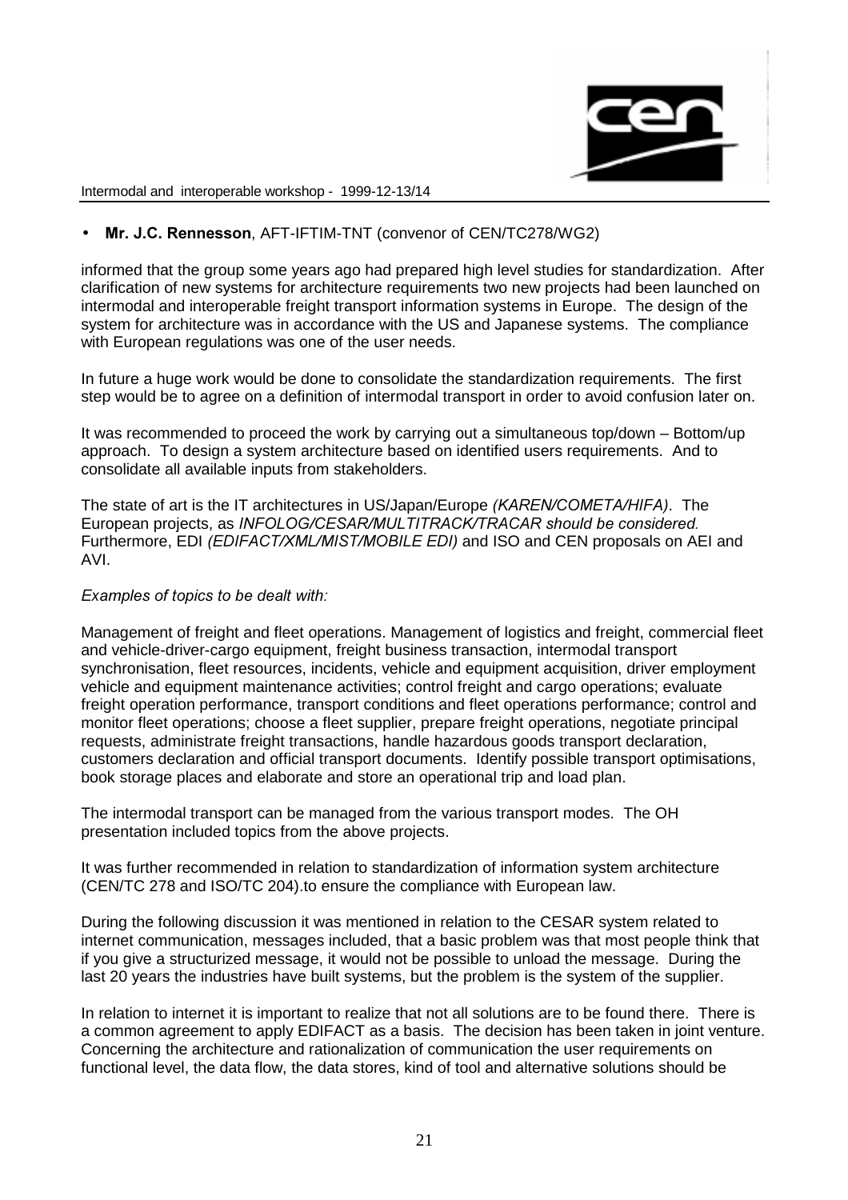- **Mr. J.C. Rennesson**, AFT-IFTIM-TNT (convenor of CEN/TC278/WG2)

informed that the group some years ago had prepared high level studies for standardization. After clarification of new systems for architecture requirements two new projects had been launched on intermodal and interoperable freight transport information systems in Europe. The design of the system for architecture was in accordance with the US and Japanese systems. The compliance with European regulations was one of the user needs.

In future a huge work would be done to consolidate the standardization requirements. The first step would be to agree on a definition of intermodal transport in order to avoid confusion later on.

It was recommended to proceed the work by carrying out a simultaneous top/down – Bottom/up approach. To design a system architecture based on identified users requirements. And to consolidate all available inputs from stakeholders.

The state of art is the IT architectures in US/Japan/Europe *(KAREN/COMETA/HIFA)*. The European projects, as *INFOLOG/CESAR/MULTITRACK/TRACAR should be considered.* Furthermore, EDI *(EDIFACT/XML/MIST/MOBILE EDI)* and ISO and CEN proposals on AEI and AVI.

*Examples of topics to be dealt with:*

Management of freight and fleet operations. Management of logistics and freight, commercial fleet and vehicle-driver-cargo equipment, freight business transaction, intermodal transport synchronisation, fleet resources, incidents, vehicle and equipment acquisition, driver employment vehicle and equipment maintenance activities; control freight and cargo operations; evaluate freight operation performance, transport conditions and fleet operations performance; control and monitor fleet operations; choose a fleet supplier, prepare freight operations, negotiate principal requests, administrate freight transactions, handle hazardous goods transport declaration, customers declaration and official transport documents. Identify possible transport optimisations, book storage places and elaborate and store an operational trip and load plan.

The intermodal transport can be managed from the various transport modes. The OH presentation included topics from the above projects.

It was further recommended in relation to standardization of information system architecture (CEN/TC 278 and ISO/TC 204).to ensure the compliance with European law.

During the following discussion it was mentioned in relation to the CESAR system related to internet communication, messages included, that a basic problem was that most people think that if you give a structurized message, it would not be possible to unload the message. During the last 20 years the industries have built systems, but the problem is the system of the supplier.

In relation to internet it is important to realize that not all solutions are to be found there. There is a common agreement to apply EDIFACT as a basis. The decision has been taken in joint venture. Concerning the architecture and rationalization of communication the user requirements on functional level, the data flow, the data stores, kind of tool and alternative solutions should be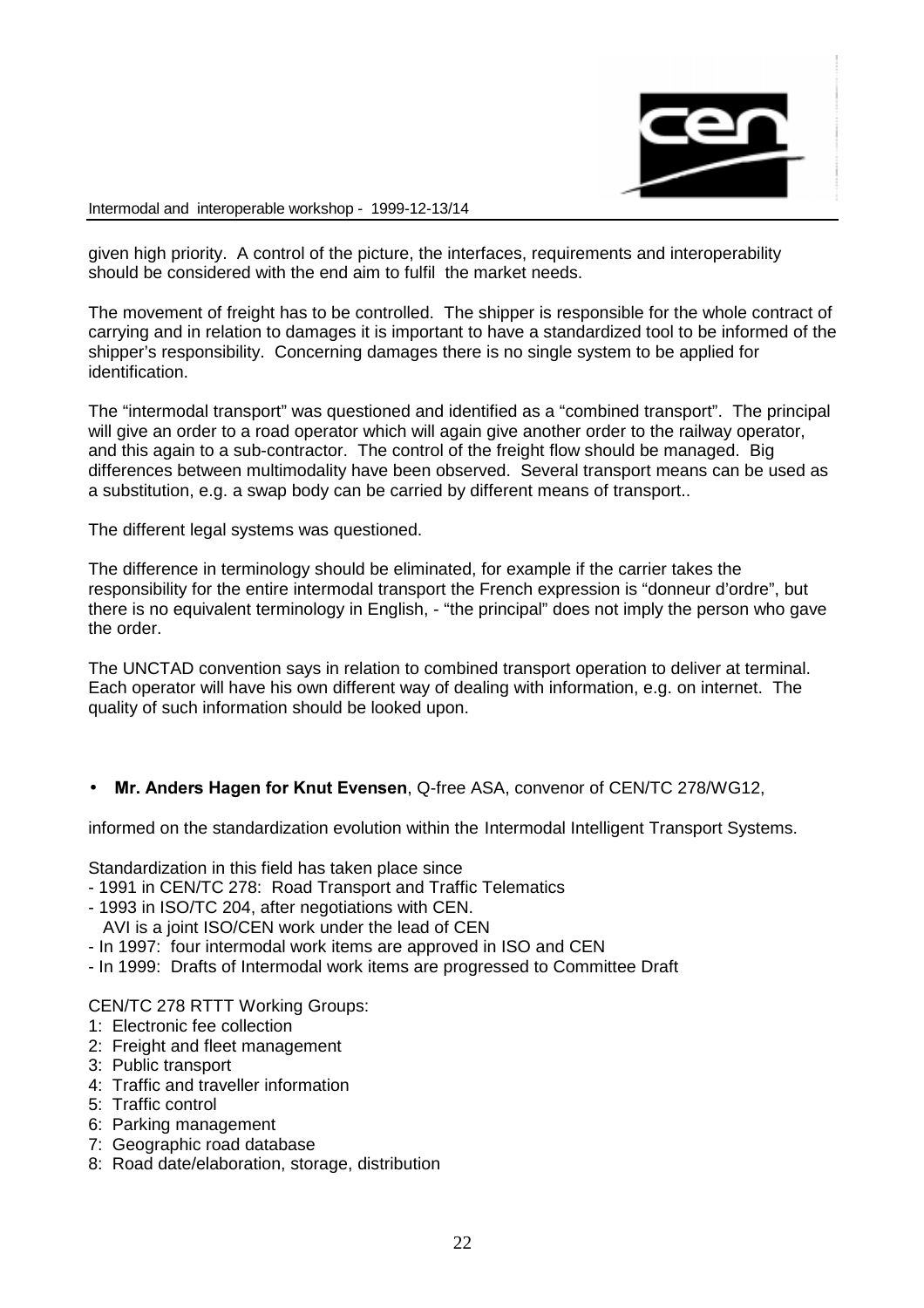given high priority. A control of the picture, the interfaces, requirements and interoperability should be considered with the end aim to fulfil the market needs.

The movement of freight has to be controlled. The shipper is responsible for the whole contract of carrying and in relation to damages it is important to have a standardized tool to be informed of the shipper's responsibility. Concerning damages there is no single system to be applied for identification.

The "intermodal transport" was questioned and identified as a "combined transport". The principal will give an order to a road operator which will again give another order to the railway operator, and this again to a sub-contractor. The control of the freight flow should be managed. Big differences between multimodality have been observed. Several transport means can be used as a substitution, e.g. a swap body can be carried by different means of transport..

The different legal systems was questioned.

The difference in terminology should be eliminated, for example if the carrier takes the responsibility for the entire intermodal transport the French expression is "donneur d'ordre", but there is no equivalent terminology in English, - "the principal" does not imply the person who gave the order.

The UNCTAD convention says in relation to combined transport operation to deliver at terminal. Each operator will have his own different way of dealing with information, e.g. on internet. The quality of such information should be looked upon.

- **Mr. Anders Hagen for Knut Evensen**, Q-free ASA, convenor of CEN/TC 278/WG12,

informed on the standardization evolution within the Intermodal Intelligent Transport Systems.

Standardization in this field has taken place since
- 1991 in CEN/TC 278: Road Transport and Traffic Telematics
- 1993 in ISO/TC 204, after negotiations with CEN.
  AVI is a joint ISO/CEN work under the lead of CEN
- In 1997: four intermodal work items are approved in ISO and CEN
- In 1999: Drafts of Intermodal work items are progressed to Committee Draft

CEN/TC 278 RTTT Working Groups:
1: Electronic fee collection
2: Freight and fleet management
3: Public transport
4: Traffic and traveller information
5: Traffic control
6: Parking management
7: Geographic road database
8: Road date/elaboration, storage, distribution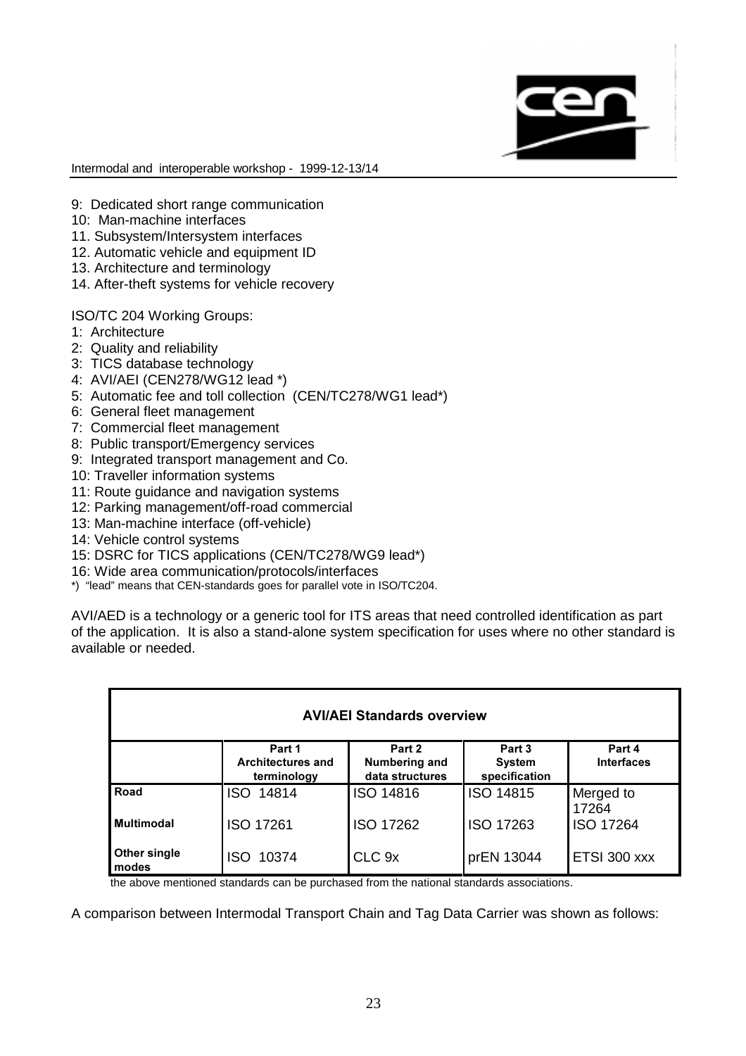9: Dedicated short range communication
10: Man-machine interfaces
11. Subsystem/Intersystem interfaces
12. Automatic vehicle and equipment ID
13. Architecture and terminology
14. After-theft systems for vehicle recovery

ISO/TC 204 Working Groups:
1: Architecture
2: Quality and reliability
3: TICS database technology
4: AVI/AEI (CEN278/WG12 lead *)
5: Automatic fee and toll collection (CEN/TC278/WG1 lead*)
6: General fleet management
7: Commercial fleet management
8: Public transport/Emergency services
9: Integrated transport management and Co.
10: Traveller information systems
11: Route guidance and navigation systems
12: Parking management/off-road commercial
13: Man-machine interface (off-vehicle)
14: Vehicle control systems
15: DSRC for TICS applications (CEN/TC278/WG9 lead*)
16: Wide area communication/protocols/interfaces

*) "lead" means that CEN-standards goes for parallel vote in ISO/TC204.

AVI/AED is a technology or a generic tool for ITS areas that need controlled identification as part of the application. It is also a stand-alone system specification for uses where no other standard is available or needed.

| AVI/AEI Standards overview | | | | |
|---|---|---|---|---|
| | **Part 1 Architectures and terminology** | **Part 2 Numbering and data structures** | **Part 3 System specification** | **Part 4 Interfaces** |
| **Road** | ISO 14814 | ISO 14816 | ISO 14815 | Merged to 17264 |
| **Multimodal** | ISO 17261 | ISO 17262 | ISO 17263 | ISO 17264 |
| **Other single modes** | ISO 10374 | CLC 9x | prEN 13044 | ETSI 300 xxx |

the above mentioned standards can be purchased from the national standards associations.

A comparison between Intermodal Transport Chain and Tag Data Carrier was shown as follows: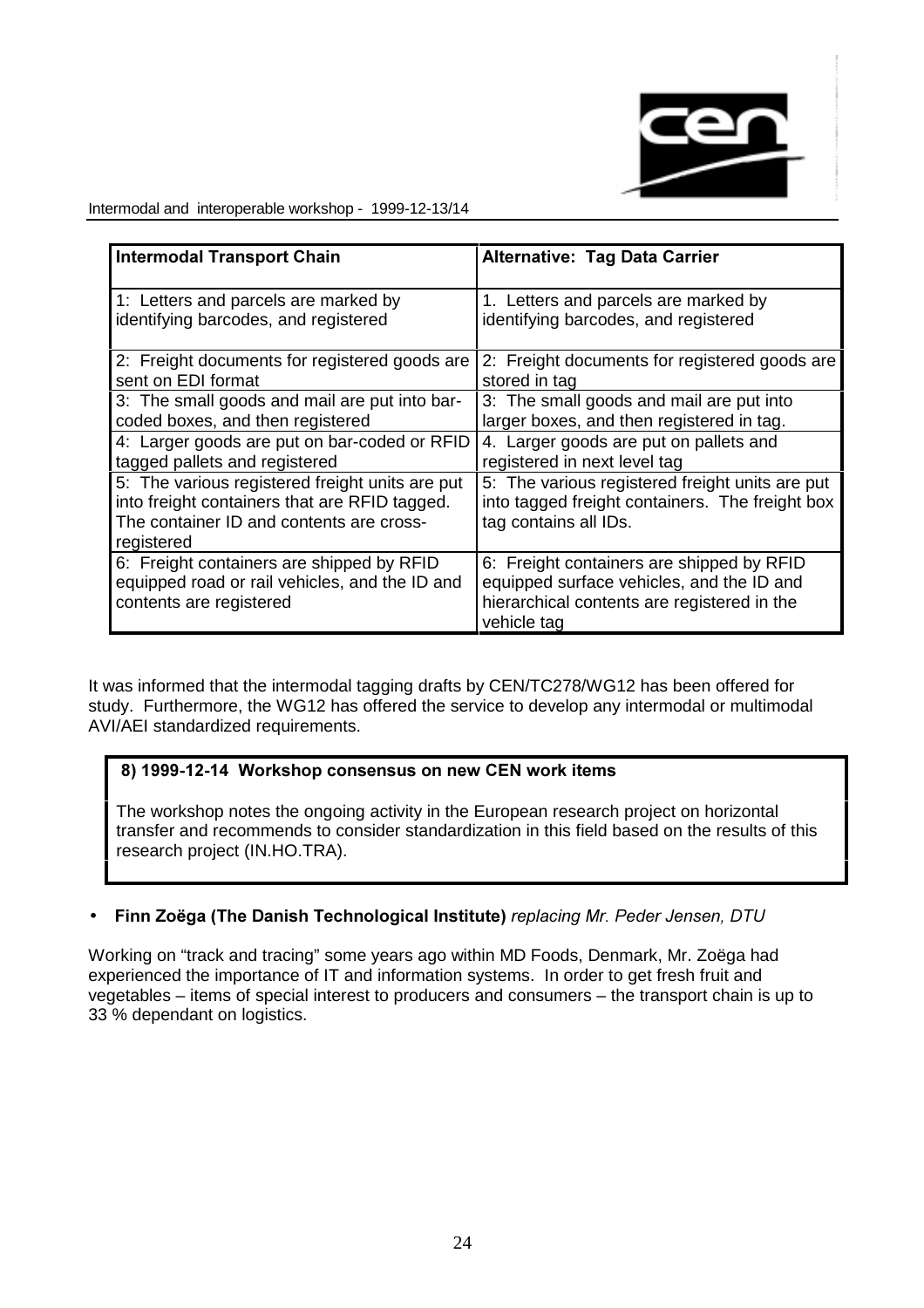| Intermodal Transport Chain | Alternative: Tag Data Carrier |
|---|---|
| 1: Letters and parcels are marked by identifying barcodes, and registered | 1. Letters and parcels are marked by identifying barcodes, and registered |
| 2: Freight documents for registered goods are sent on EDI format | 2: Freight documents for registered goods are stored in tag |
| 3: The small goods and mail are put into bar-coded boxes, and then registered | 3: The small goods and mail are put into larger boxes, and then registered in tag. |
| 4: Larger goods are put on bar-coded or RFID tagged pallets and registered | 4. Larger goods are put on pallets and registered in next level tag |
| 5: The various registered freight units are put into freight containers that are RFID tagged. The container ID and contents are cross-registered | 5: The various registered freight units are put into tagged freight containers. The freight box tag contains all IDs. |
| 6: Freight containers are shipped by RFID equipped road or rail vehicles, and the ID and contents are registered | 6: Freight containers are shipped by RFID equipped surface vehicles, and the ID and hierarchical contents are registered in the vehicle tag |

It was informed that the intermodal tagging drafts by CEN/TC278/WG12 has been offered for study. Furthermore, the WG12 has offered the service to develop any intermodal or multimodal AVI/AEI standardized requirements.

**8) 1999-12-14 Workshop consensus on new CEN work items**

The workshop notes the ongoing activity in the European research project on horizontal transfer and recommends to consider standardization in this field based on the results of this research project (IN.HO.TRA).

- **Finn Zoëga (The Danish Technological Institute)** *replacing Mr. Peder Jensen, DTU*

Working on "track and tracing" some years ago within MD Foods, Denmark, Mr. Zoëga had experienced the importance of IT and information systems. In order to get fresh fruit and vegetables – items of special interest to producers and consumers – the transport chain is up to 33 % dependant on logistics.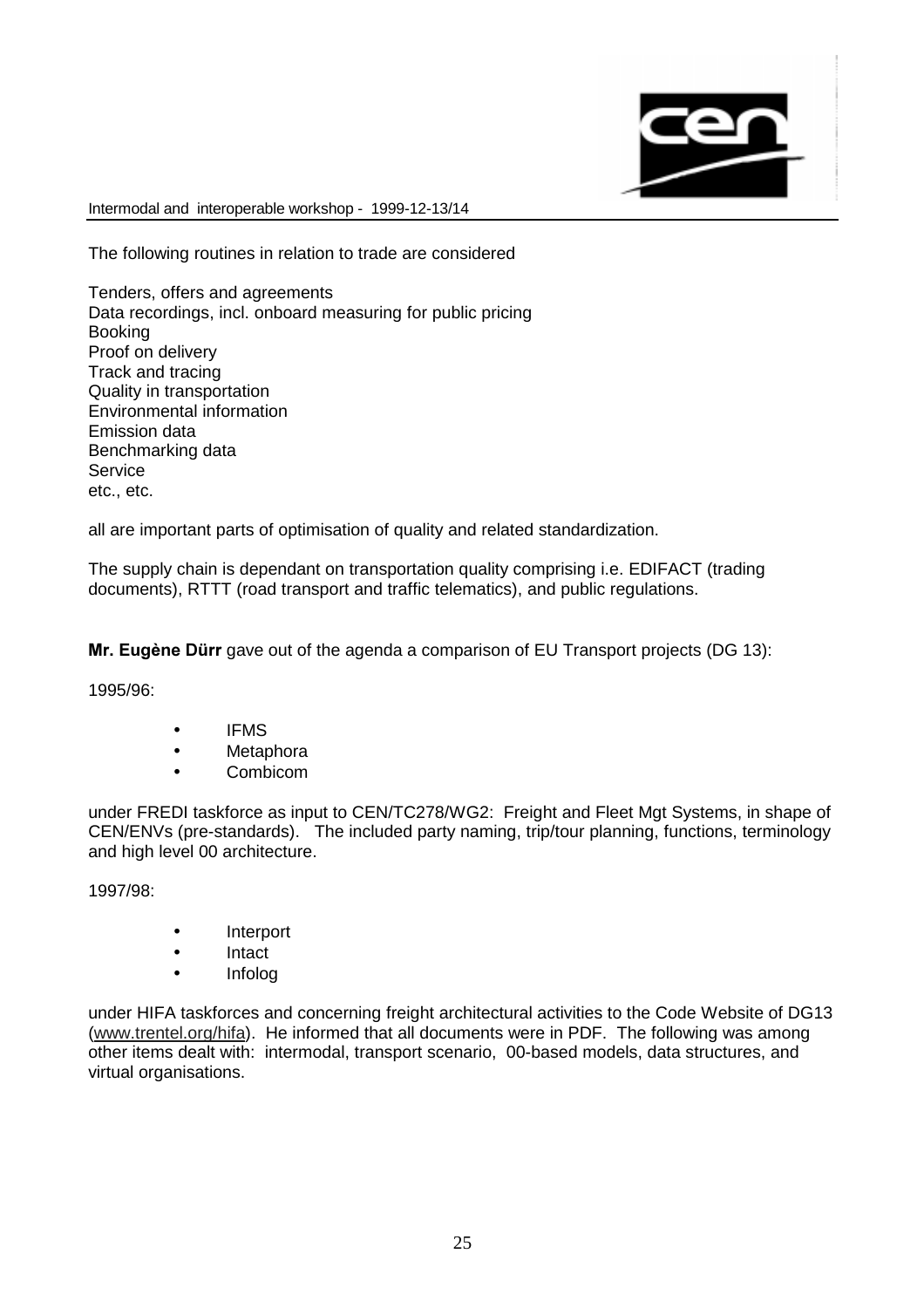The following routines in relation to trade are considered

Tenders, offers and agreements
Data recordings, incl. onboard measuring for public pricing
Booking
Proof on delivery
Track and tracing
Quality in transportation
Environmental information
Emission data
Benchmarking data
Service
etc., etc.

all are important parts of optimisation of quality and related standardization.

The supply chain is dependant on transportation quality comprising i.e. EDIFACT (trading documents), RTTT (road transport and traffic telematics), and public regulations.

**Mr. Eugène Dürr** gave out of the agenda a comparison of EU Transport projects (DG 13):

1995/96:

- IFMS
- Metaphora
- Combicom

under FREDI taskforce as input to CEN/TC278/WG2: Freight and Fleet Mgt Systems, in shape of CEN/ENVs (pre-standards). The included party naming, trip/tour planning, functions, terminology and high level 00 architecture.

1997/98:

- Interport
- Intact
- Infolog

under HIFA taskforces and concerning freight architectural activities to the Code Website of DG13 (www.trentel.org/hifa). He informed that all documents were in PDF. The following was among other items dealt with: intermodal, transport scenario, 00-based models, data structures, and virtual organisations.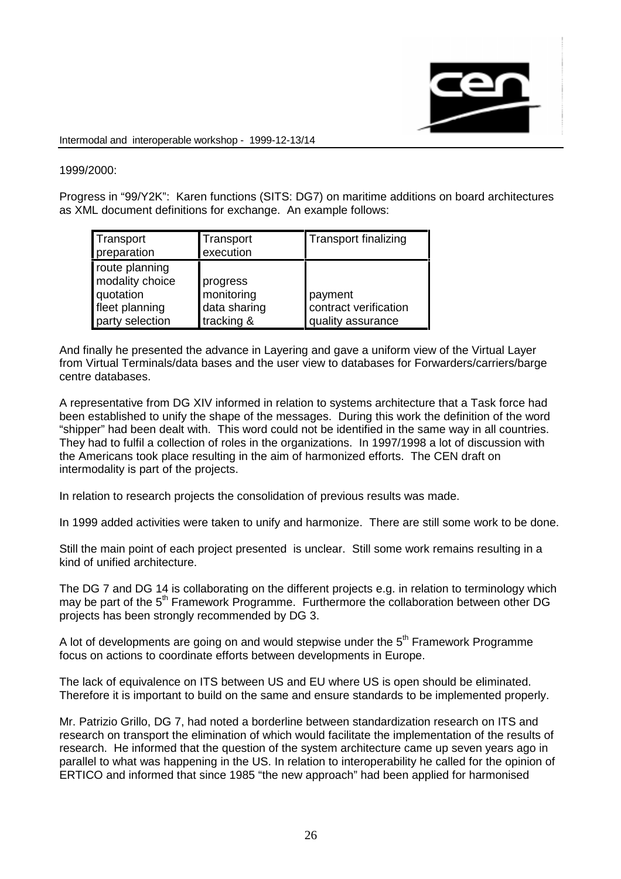1999/2000:

Progress in "99/Y2K": Karen functions (SITS: DG7) on maritime additions on board architectures as XML document definitions for exchange. An example follows:

| Transport preparation | Transport execution | Transport finalizing |
|---|---|---|
| route planning<br>modality choice<br>quotation<br>fleet planning<br>party selection | progress<br>monitoring<br>data sharing<br>tracking & | payment<br>contract verification<br>quality assurance |

And finally he presented the advance in Layering and gave a uniform view of the Virtual Layer from Virtual Terminals/data bases and the user view to databases for Forwarders/carriers/barge centre databases.

A representative from DG XIV informed in relation to systems architecture that a Task force had been established to unify the shape of the messages. During this work the definition of the word "shipper" had been dealt with. This word could not be identified in the same way in all countries. They had to fulfil a collection of roles in the organizations. In 1997/1998 a lot of discussion with the Americans took place resulting in the aim of harmonized efforts. The CEN draft on intermodality is part of the projects.

In relation to research projects the consolidation of previous results was made.

In 1999 added activities were taken to unify and harmonize. There are still some work to be done.

Still the main point of each project presented is unclear. Still some work remains resulting in a kind of unified architecture.

The DG 7 and DG 14 is collaborating on the different projects e.g. in relation to terminology which may be part of the 5th Framework Programme. Furthermore the collaboration between other DG projects has been strongly recommended by DG 3.

A lot of developments are going on and would stepwise under the 5th Framework Programme focus on actions to coordinate efforts between developments in Europe.

The lack of equivalence on ITS between US and EU where US is open should be eliminated. Therefore it is important to build on the same and ensure standards to be implemented properly.

Mr. Patrizio Grillo, DG 7, had noted a borderline between standardization research on ITS and research on transport the elimination of which would facilitate the implementation of the results of research. He informed that the question of the system architecture came up seven years ago in parallel to what was happening in the US. In relation to interoperability he called for the opinion of ERTICO and informed that since 1985 "the new approach" had been applied for harmonised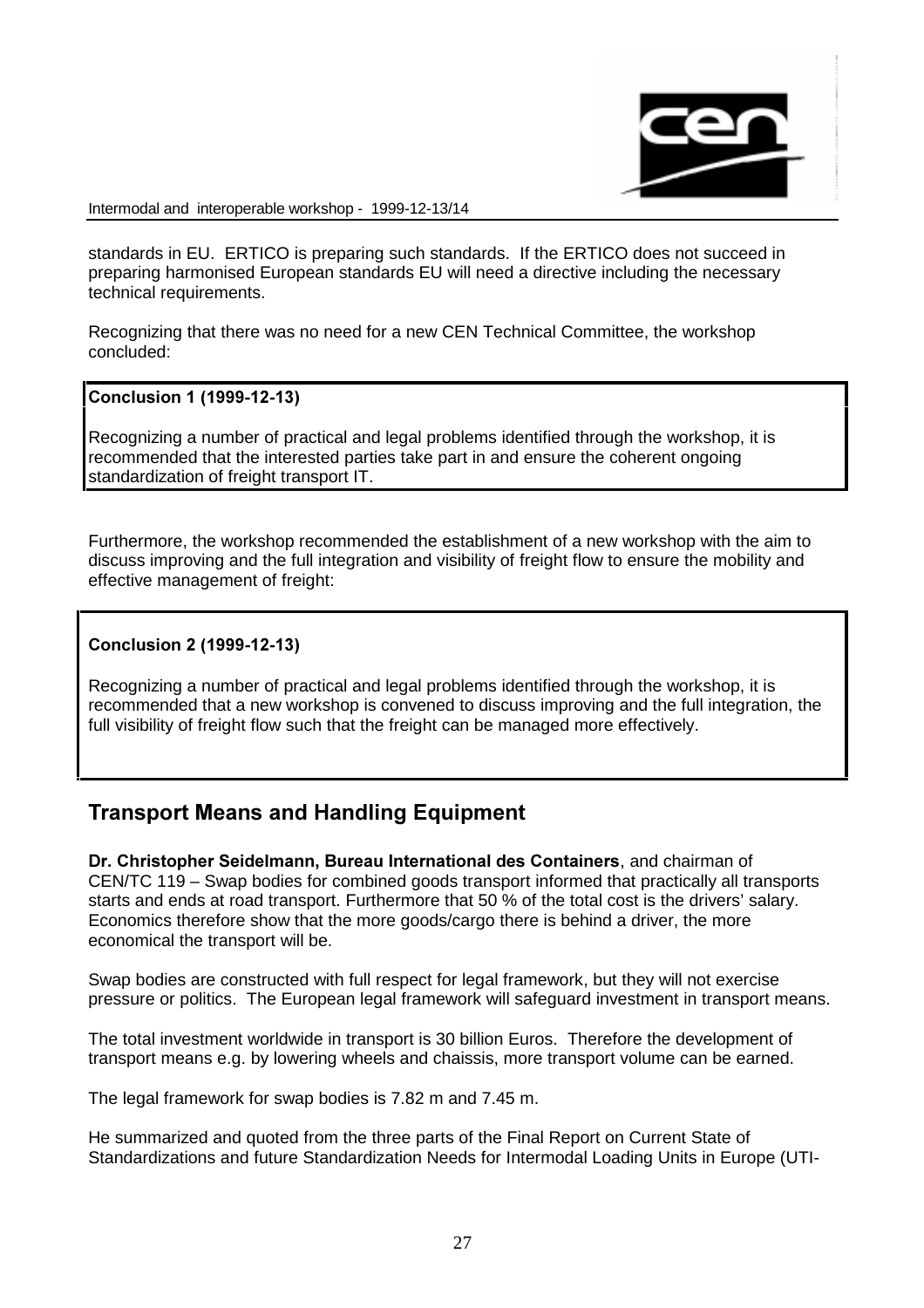standards in EU. ERTICO is preparing such standards. If the ERTICO does not succeed in preparing harmonised European standards EU will need a directive including the necessary technical requirements.

Recognizing that there was no need for a new CEN Technical Committee, the workshop concluded:

> **Conclusion 1 (1999-12-13)**
>
> Recognizing a number of practical and legal problems identified through the workshop, it is recommended that the interested parties take part in and ensure the coherent ongoing standardization of freight transport IT.

Furthermore, the workshop recommended the establishment of a new workshop with the aim to discuss improving and the full integration and visibility of freight flow to ensure the mobility and effective management of freight:

> **Conclusion 2 (1999-12-13)**
>
> Recognizing a number of practical and legal problems identified through the workshop, it is recommended that a new workshop is convened to discuss improving and the full integration, the full visibility of freight flow such that the freight can be managed more effectively.

## Transport Means and Handling Equipment

**Dr. Christopher Seidelmann, Bureau International des Containers**, and chairman of CEN/TC 119 – Swap bodies for combined goods transport informed that practically all transports starts and ends at road transport. Furthermore that 50 % of the total cost is the drivers' salary. Economics therefore show that the more goods/cargo there is behind a driver, the more economical the transport will be.

Swap bodies are constructed with full respect for legal framework, but they will not exercise pressure or politics. The European legal framework will safeguard investment in transport means.

The total investment worldwide in transport is 30 billion Euros. Therefore the development of transport means e.g. by lowering wheels and chaissis, more transport volume can be earned.

The legal framework for swap bodies is 7.82 m and 7.45 m.

He summarized and quoted from the three parts of the Final Report on Current State of Standardizations and future Standardization Needs for Intermodal Loading Units in Europe (UTI-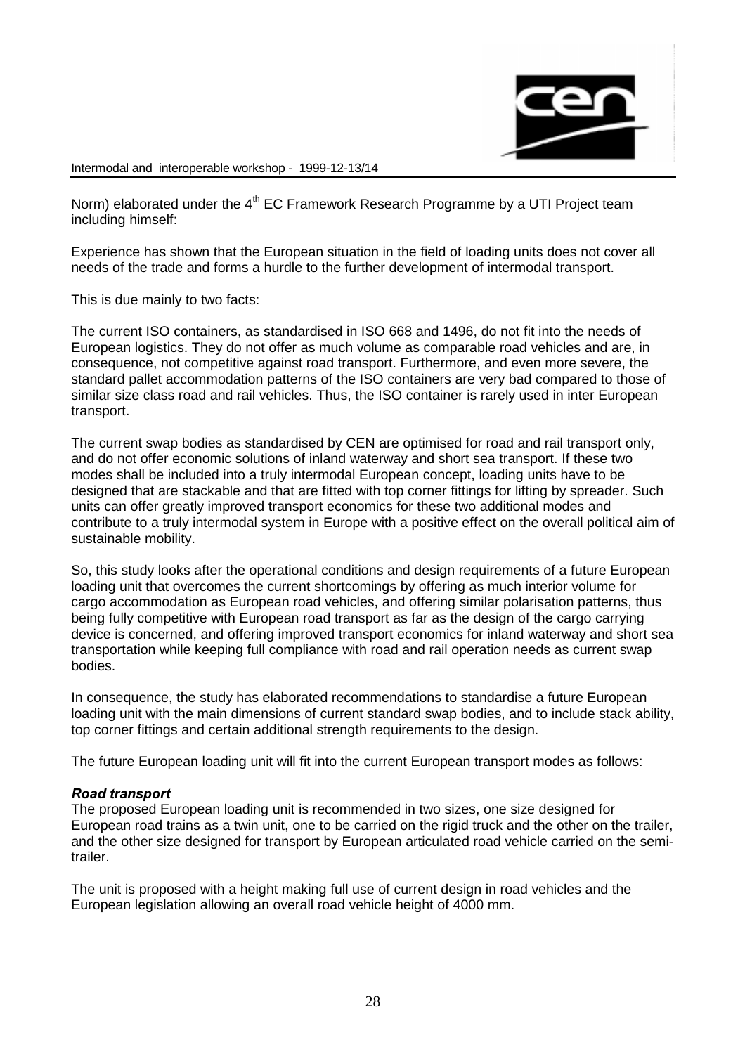Norm) elaborated under the 4th EC Framework Research Programme by a UTI Project team including himself:

Experience has shown that the European situation in the field of loading units does not cover all needs of the trade and forms a hurdle to the further development of intermodal transport.

This is due mainly to two facts:

The current ISO containers, as standardised in ISO 668 and 1496, do not fit into the needs of European logistics. They do not offer as much volume as comparable road vehicles and are, in consequence, not competitive against road transport. Furthermore, and even more severe, the standard pallet accommodation patterns of the ISO containers are very bad compared to those of similar size class road and rail vehicles. Thus, the ISO container is rarely used in inter European transport.

The current swap bodies as standardised by CEN are optimised for road and rail transport only, and do not offer economic solutions of inland waterway and short sea transport. If these two modes shall be included into a truly intermodal European concept, loading units have to be designed that are stackable and that are fitted with top corner fittings for lifting by spreader. Such units can offer greatly improved transport economics for these two additional modes and contribute to a truly intermodal system in Europe with a positive effect on the overall political aim of sustainable mobility.

So, this study looks after the operational conditions and design requirements of a future European loading unit that overcomes the current shortcomings by offering as much interior volume for cargo accommodation as European road vehicles, and offering similar polarisation patterns, thus being fully competitive with European road transport as far as the design of the cargo carrying device is concerned, and offering improved transport economics for inland waterway and short sea transportation while keeping full compliance with road and rail operation needs as current swap bodies.

In consequence, the study has elaborated recommendations to standardise a future European loading unit with the main dimensions of current standard swap bodies, and to include stack ability, top corner fittings and certain additional strength requirements to the design.

The future European loading unit will fit into the current European transport modes as follows:

***Road transport***

The proposed European loading unit is recommended in two sizes, one size designed for European road trains as a twin unit, one to be carried on the rigid truck and the other on the trailer, and the other size designed for transport by European articulated road vehicle carried on the semi-trailer.

The unit is proposed with a height making full use of current design in road vehicles and the European legislation allowing an overall road vehicle height of 4000 mm.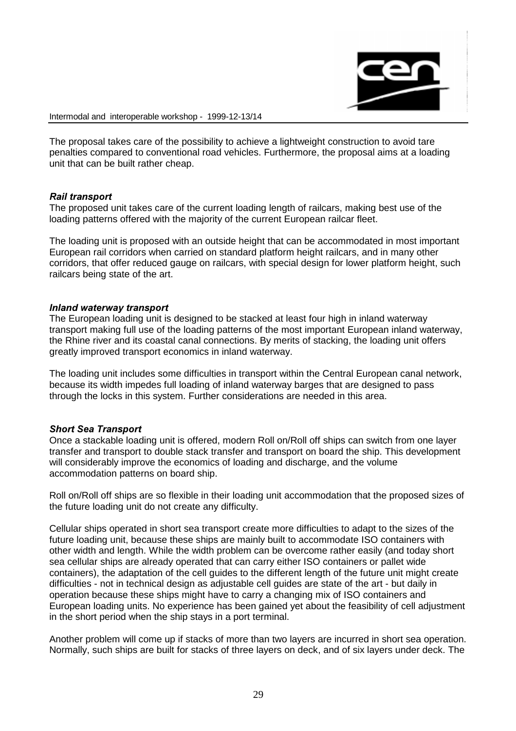The proposal takes care of the possibility to achieve a lightweight construction to avoid tare penalties compared to conventional road vehicles. Furthermore, the proposal aims at a loading unit that can be built rather cheap.

### *Rail transport*

The proposed unit takes care of the current loading length of railcars, making best use of the loading patterns offered with the majority of the current European railcar fleet.

The loading unit is proposed with an outside height that can be accommodated in most important European rail corridors when carried on standard platform height railcars, and in many other corridors, that offer reduced gauge on railcars, with special design for lower platform height, such railcars being state of the art.

### *Inland waterway transport*

The European loading unit is designed to be stacked at least four high in inland waterway transport making full use of the loading patterns of the most important European inland waterway, the Rhine river and its coastal canal connections. By merits of stacking, the loading unit offers greatly improved transport economics in inland waterway.

The loading unit includes some difficulties in transport within the Central European canal network, because its width impedes full loading of inland waterway barges that are designed to pass through the locks in this system. Further considerations are needed in this area.

### *Short Sea Transport*

Once a stackable loading unit is offered, modern Roll on/Roll off ships can switch from one layer transfer and transport to double stack transfer and transport on board the ship. This development will considerably improve the economics of loading and discharge, and the volume accommodation patterns on board ship.

Roll on/Roll off ships are so flexible in their loading unit accommodation that the proposed sizes of the future loading unit do not create any difficulty.

Cellular ships operated in short sea transport create more difficulties to adapt to the sizes of the future loading unit, because these ships are mainly built to accommodate ISO containers with other width and length. While the width problem can be overcome rather easily (and today short sea cellular ships are already operated that can carry either ISO containers or pallet wide containers), the adaptation of the cell guides to the different length of the future unit might create difficulties - not in technical design as adjustable cell guides are state of the art - but daily in operation because these ships might have to carry a changing mix of ISO containers and European loading units. No experience has been gained yet about the feasibility of cell adjustment in the short period when the ship stays in a port terminal.

Another problem will come up if stacks of more than two layers are incurred in short sea operation. Normally, such ships are built for stacks of three layers on deck, and of six layers under deck. The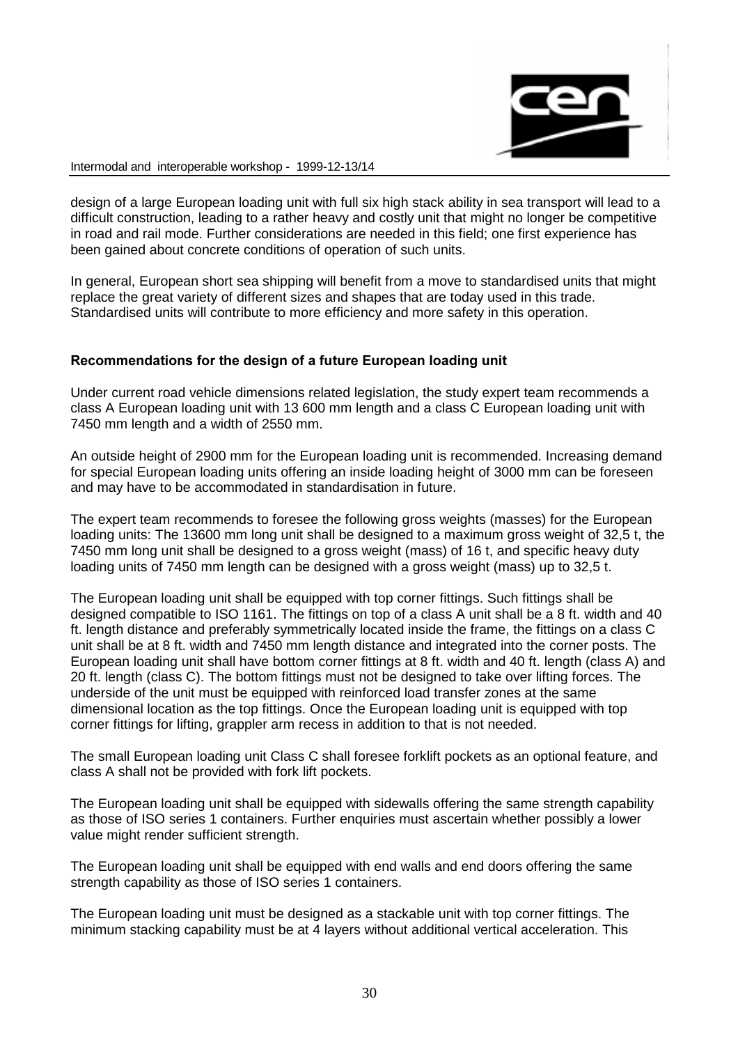design of a large European loading unit with full six high stack ability in sea transport will lead to a difficult construction, leading to a rather heavy and costly unit that might no longer be competitive in road and rail mode. Further considerations are needed in this field; one first experience has been gained about concrete conditions of operation of such units.

In general, European short sea shipping will benefit from a move to standardised units that might replace the great variety of different sizes and shapes that are today used in this trade. Standardised units will contribute to more efficiency and more safety in this operation.

**Recommendations for the design of a future European loading unit**

Under current road vehicle dimensions related legislation, the study expert team recommends a class A European loading unit with 13 600 mm length and a class C European loading unit with 7450 mm length and a width of 2550 mm.

An outside height of 2900 mm for the European loading unit is recommended. Increasing demand for special European loading units offering an inside loading height of 3000 mm can be foreseen and may have to be accommodated in standardisation in future.

The expert team recommends to foresee the following gross weights (masses) for the European loading units: The 13600 mm long unit shall be designed to a maximum gross weight of 32,5 t, the 7450 mm long unit shall be designed to a gross weight (mass) of 16 t, and specific heavy duty loading units of 7450 mm length can be designed with a gross weight (mass) up to 32,5 t.

The European loading unit shall be equipped with top corner fittings. Such fittings shall be designed compatible to ISO 1161. The fittings on top of a class A unit shall be a 8 ft. width and 40 ft. length distance and preferably symmetrically located inside the frame, the fittings on a class C unit shall be at 8 ft. width and 7450 mm length distance and integrated into the corner posts. The European loading unit shall have bottom corner fittings at 8 ft. width and 40 ft. length (class A) and 20 ft. length (class C). The bottom fittings must not be designed to take over lifting forces. The underside of the unit must be equipped with reinforced load transfer zones at the same dimensional location as the top fittings. Once the European loading unit is equipped with top corner fittings for lifting, grappler arm recess in addition to that is not needed.

The small European loading unit Class C shall foresee forklift pockets as an optional feature, and class A shall not be provided with fork lift pockets.

The European loading unit shall be equipped with sidewalls offering the same strength capability as those of ISO series 1 containers. Further enquiries must ascertain whether possibly a lower value might render sufficient strength.

The European loading unit shall be equipped with end walls and end doors offering the same strength capability as those of ISO series 1 containers.

The European loading unit must be designed as a stackable unit with top corner fittings. The minimum stacking capability must be at 4 layers without additional vertical acceleration. This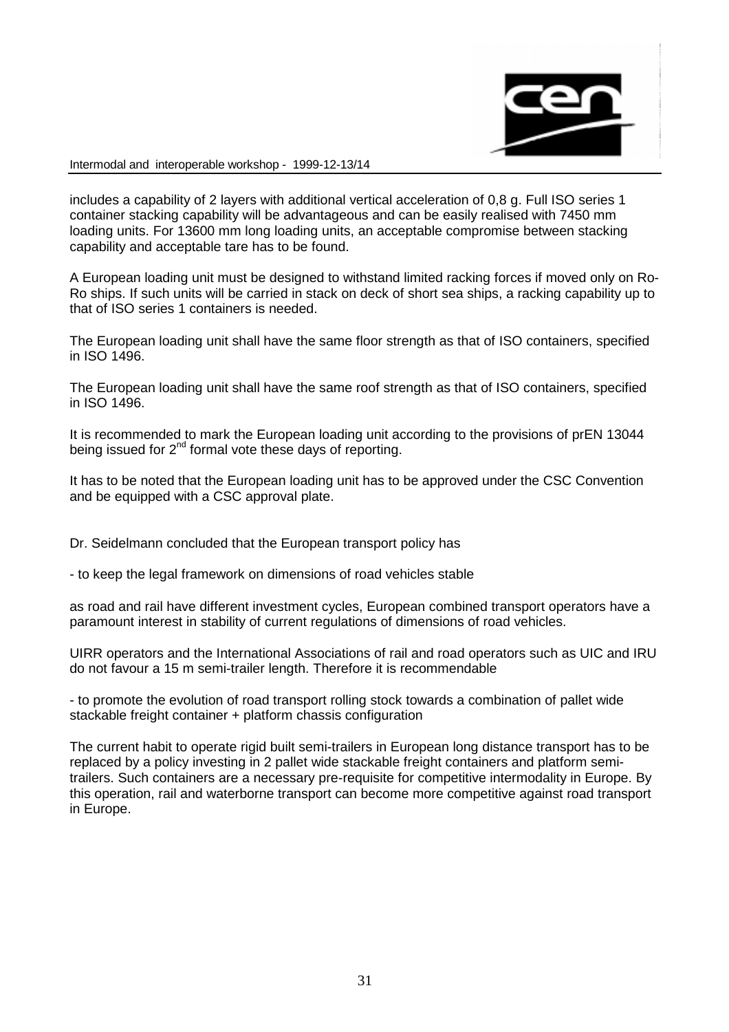includes a capability of 2 layers with additional vertical acceleration of 0,8 g. Full ISO series 1 container stacking capability will be advantageous and can be easily realised with 7450 mm loading units. For 13600 mm long loading units, an acceptable compromise between stacking capability and acceptable tare has to be found.

A European loading unit must be designed to withstand limited racking forces if moved only on Ro-Ro ships. If such units will be carried in stack on deck of short sea ships, a racking capability up to that of ISO series 1 containers is needed.

The European loading unit shall have the same floor strength as that of ISO containers, specified in ISO 1496.

The European loading unit shall have the same roof strength as that of ISO containers, specified in ISO 1496.

It is recommended to mark the European loading unit according to the provisions of prEN 13044 being issued for 2nd formal vote these days of reporting.

It has to be noted that the European loading unit has to be approved under the CSC Convention and be equipped with a CSC approval plate.

Dr. Seidelmann concluded that the European transport policy has

- to keep the legal framework on dimensions of road vehicles stable

as road and rail have different investment cycles, European combined transport operators have a paramount interest in stability of current regulations of dimensions of road vehicles.

UIRR operators and the International Associations of rail and road operators such as UIC and IRU do not favour a 15 m semi-trailer length. Therefore it is recommendable

- to promote the evolution of road transport rolling stock towards a combination of pallet wide stackable freight container + platform chassis configuration

The current habit to operate rigid built semi-trailers in European long distance transport has to be replaced by a policy investing in 2 pallet wide stackable freight containers and platform semi-trailers. Such containers are a necessary pre-requisite for competitive intermodality in Europe. By this operation, rail and waterborne transport can become more competitive against road transport in Europe.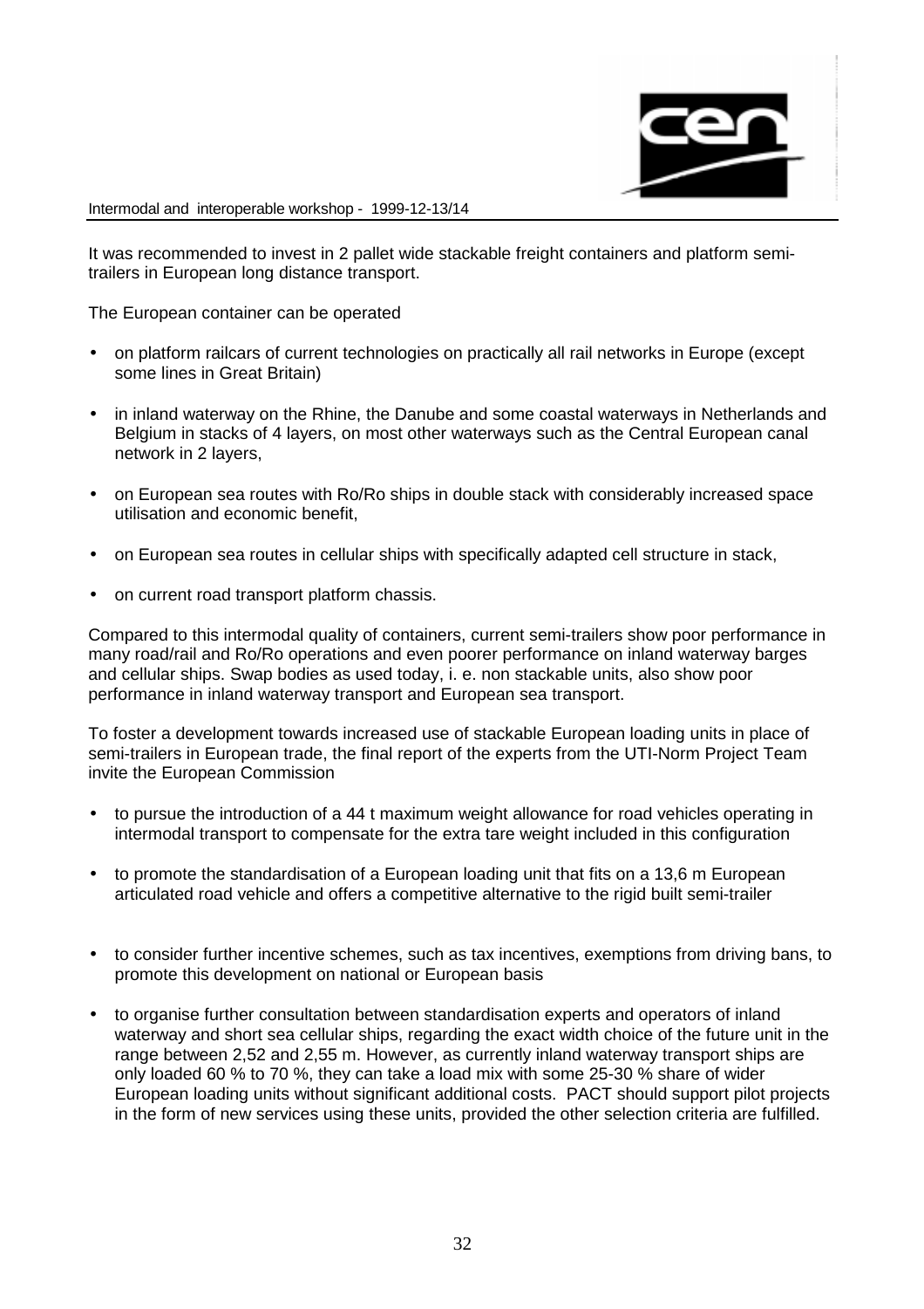It was recommended to invest in 2 pallet wide stackable freight containers and platform semi-trailers in European long distance transport.

The European container can be operated

- on platform railcars of current technologies on practically all rail networks in Europe (except some lines in Great Britain)
- in inland waterway on the Rhine, the Danube and some coastal waterways in Netherlands and Belgium in stacks of 4 layers, on most other waterways such as the Central European canal network in 2 layers,
- on European sea routes with Ro/Ro ships in double stack with considerably increased space utilisation and economic benefit,
- on European sea routes in cellular ships with specifically adapted cell structure in stack,
- on current road transport platform chassis.

Compared to this intermodal quality of containers, current semi-trailers show poor performance in many road/rail and Ro/Ro operations and even poorer performance on inland waterway barges and cellular ships. Swap bodies as used today, i. e. non stackable units, also show poor performance in inland waterway transport and European sea transport.

To foster a development towards increased use of stackable European loading units in place of semi-trailers in European trade, the final report of the experts from the UTI-Norm Project Team invite the European Commission

- to pursue the introduction of a 44 t maximum weight allowance for road vehicles operating in intermodal transport to compensate for the extra tare weight included in this configuration
- to promote the standardisation of a European loading unit that fits on a 13,6 m European articulated road vehicle and offers a competitive alternative to the rigid built semi-trailer
- to consider further incentive schemes, such as tax incentives, exemptions from driving bans, to promote this development on national or European basis
- to organise further consultation between standardisation experts and operators of inland waterway and short sea cellular ships, regarding the exact width choice of the future unit in the range between 2,52 and 2,55 m. However, as currently inland waterway transport ships are only loaded 60 % to 70 %, they can take a load mix with some 25-30 % share of wider European loading units without significant additional costs. PACT should support pilot projects in the form of new services using these units, provided the other selection criteria are fulfilled.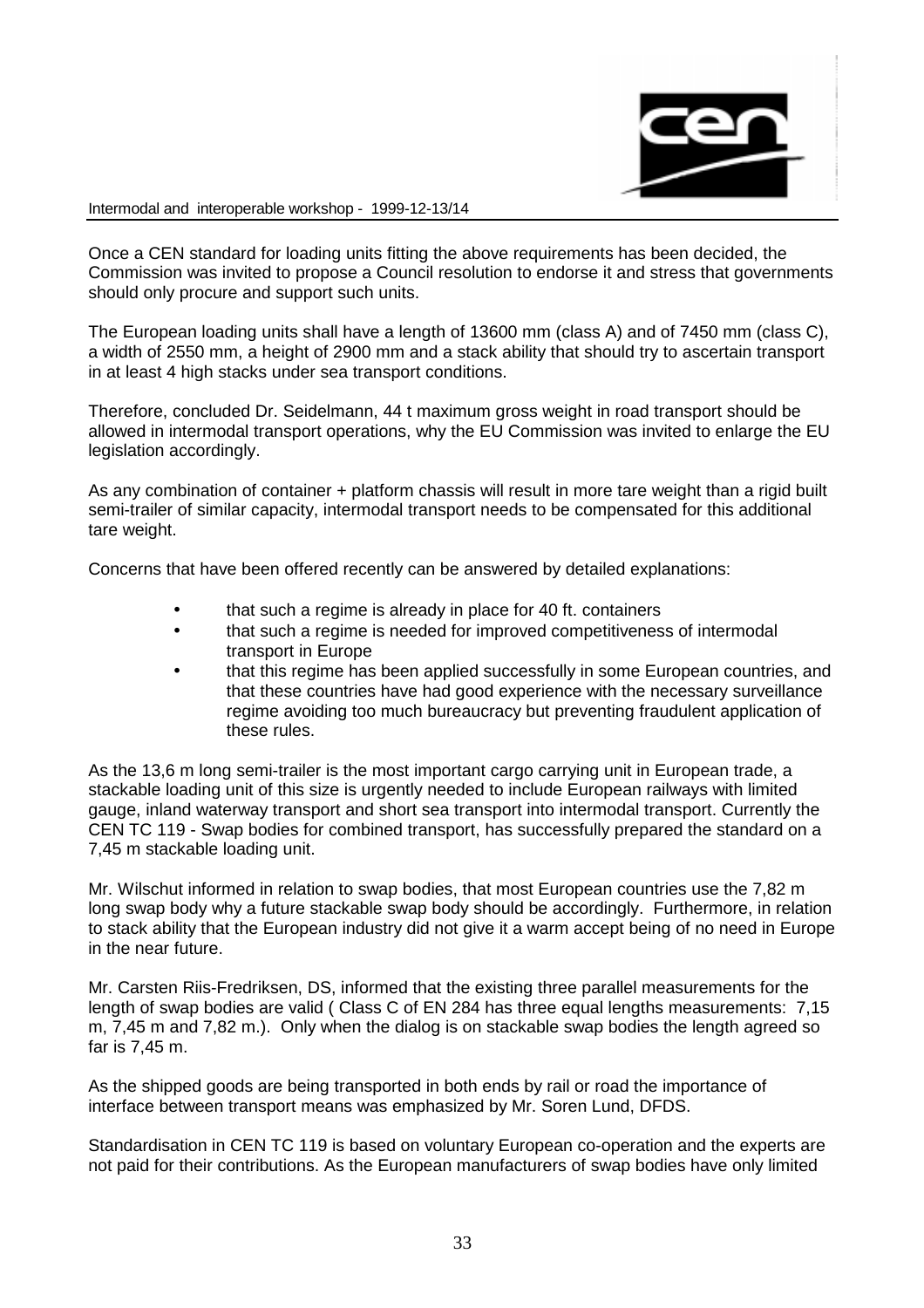Once a CEN standard for loading units fitting the above requirements has been decided, the Commission was invited to propose a Council resolution to endorse it and stress that governments should only procure and support such units.

The European loading units shall have a length of 13600 mm (class A) and of 7450 mm (class C), a width of 2550 mm, a height of 2900 mm and a stack ability that should try to ascertain transport in at least 4 high stacks under sea transport conditions.

Therefore, concluded Dr. Seidelmann, 44 t maximum gross weight in road transport should be allowed in intermodal transport operations, why the EU Commission was invited to enlarge the EU legislation accordingly.

As any combination of container + platform chassis will result in more tare weight than a rigid built semi-trailer of similar capacity, intermodal transport needs to be compensated for this additional tare weight.

Concerns that have been offered recently can be answered by detailed explanations:

- that such a regime is already in place for 40 ft. containers
- that such a regime is needed for improved competitiveness of intermodal transport in Europe
- that this regime has been applied successfully in some European countries, and that these countries have had good experience with the necessary surveillance regime avoiding too much bureaucracy but preventing fraudulent application of these rules.

As the 13,6 m long semi-trailer is the most important cargo carrying unit in European trade, a stackable loading unit of this size is urgently needed to include European railways with limited gauge, inland waterway transport and short sea transport into intermodal transport. Currently the CEN TC 119 - Swap bodies for combined transport, has successfully prepared the standard on a 7,45 m stackable loading unit.

Mr. Wilschut informed in relation to swap bodies, that most European countries use the 7,82 m long swap body why a future stackable swap body should be accordingly. Furthermore, in relation to stack ability that the European industry did not give it a warm accept being of no need in Europe in the near future.

Mr. Carsten Riis-Fredriksen, DS, informed that the existing three parallel measurements for the length of swap bodies are valid ( Class C of EN 284 has three equal lengths measurements: 7,15 m, 7,45 m and 7,82 m.). Only when the dialog is on stackable swap bodies the length agreed so far is 7,45 m.

As the shipped goods are being transported in both ends by rail or road the importance of interface between transport means was emphasized by Mr. Soren Lund, DFDS.

Standardisation in CEN TC 119 is based on voluntary European co-operation and the experts are not paid for their contributions. As the European manufacturers of swap bodies have only limited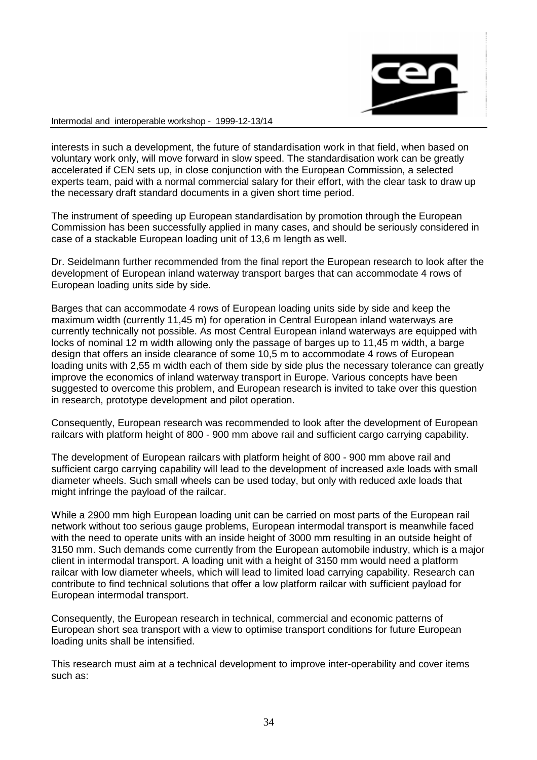interests in such a development, the future of standardisation work in that field, when based on voluntary work only, will move forward in slow speed. The standardisation work can be greatly accelerated if CEN sets up, in close conjunction with the European Commission, a selected experts team, paid with a normal commercial salary for their effort, with the clear task to draw up the necessary draft standard documents in a given short time period.

The instrument of speeding up European standardisation by promotion through the European Commission has been successfully applied in many cases, and should be seriously considered in case of a stackable European loading unit of 13,6 m length as well.

Dr. Seidelmann further recommended from the final report the European research to look after the development of European inland waterway transport barges that can accommodate 4 rows of European loading units side by side.

Barges that can accommodate 4 rows of European loading units side by side and keep the maximum width (currently 11,45 m) for operation in Central European inland waterways are currently technically not possible. As most Central European inland waterways are equipped with locks of nominal 12 m width allowing only the passage of barges up to 11,45 m width, a barge design that offers an inside clearance of some 10,5 m to accommodate 4 rows of European loading units with 2,55 m width each of them side by side plus the necessary tolerance can greatly improve the economics of inland waterway transport in Europe. Various concepts have been suggested to overcome this problem, and European research is invited to take over this question in research, prototype development and pilot operation.

Consequently, European research was recommended to look after the development of European railcars with platform height of 800 - 900 mm above rail and sufficient cargo carrying capability.

The development of European railcars with platform height of 800 - 900 mm above rail and sufficient cargo carrying capability will lead to the development of increased axle loads with small diameter wheels. Such small wheels can be used today, but only with reduced axle loads that might infringe the payload of the railcar.

While a 2900 mm high European loading unit can be carried on most parts of the European rail network without too serious gauge problems, European intermodal transport is meanwhile faced with the need to operate units with an inside height of 3000 mm resulting in an outside height of 3150 mm. Such demands come currently from the European automobile industry, which is a major client in intermodal transport. A loading unit with a height of 3150 mm would need a platform railcar with low diameter wheels, which will lead to limited load carrying capability. Research can contribute to find technical solutions that offer a low platform railcar with sufficient payload for European intermodal transport.

Consequently, the European research in technical, commercial and economic patterns of European short sea transport with a view to optimise transport conditions for future European loading units shall be intensified.

This research must aim at a technical development to improve inter-operability and cover items such as: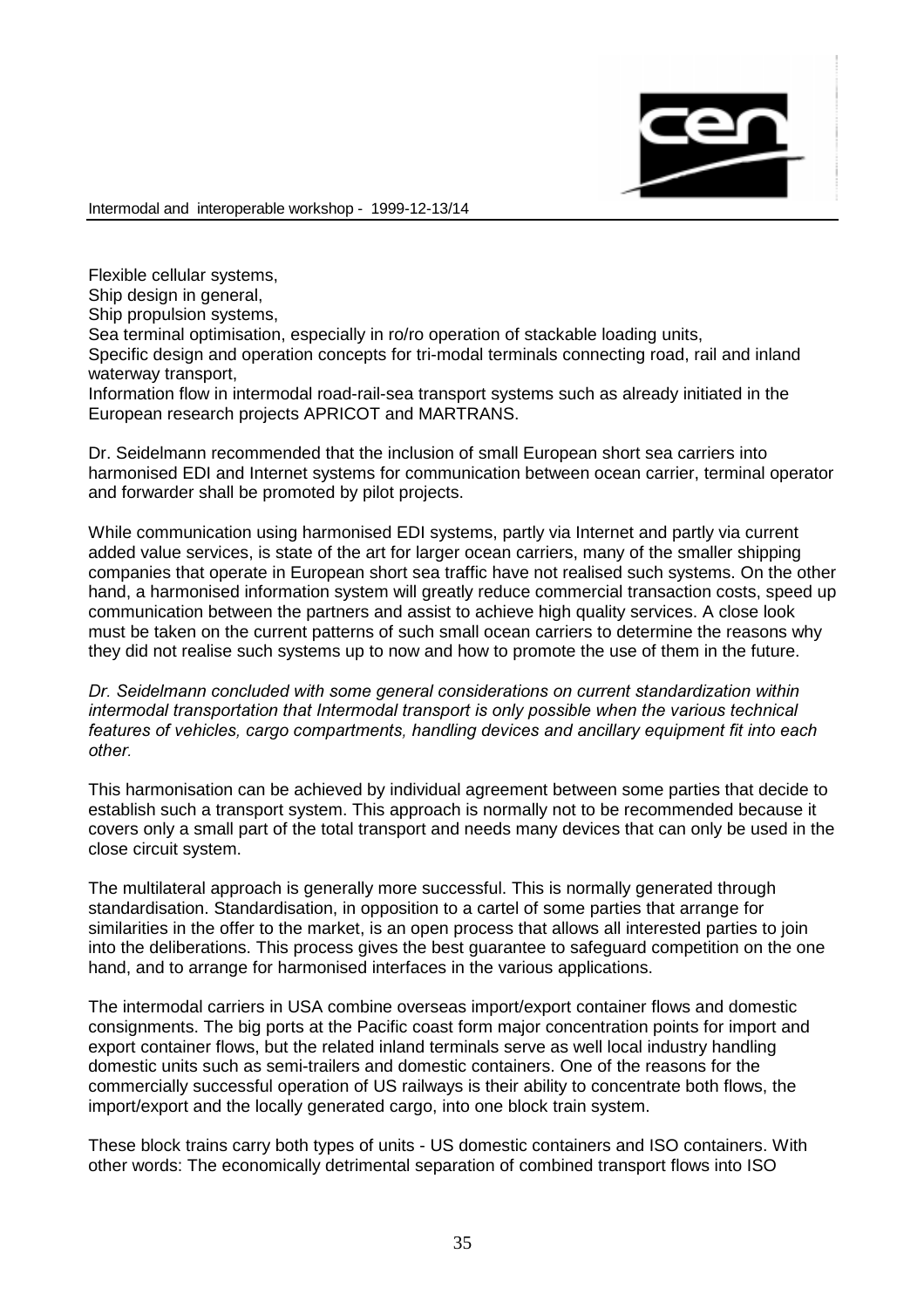Flexible cellular systems,
Ship design in general,
Ship propulsion systems,
Sea terminal optimisation, especially in ro/ro operation of stackable loading units,
Specific design and operation concepts for tri-modal terminals connecting road, rail and inland waterway transport,
Information flow in intermodal road-rail-sea transport systems such as already initiated in the European research projects APRICOT and MARTRANS.

Dr. Seidelmann recommended that the inclusion of small European short sea carriers into harmonised EDI and Internet systems for communication between ocean carrier, terminal operator and forwarder shall be promoted by pilot projects.

While communication using harmonised EDI systems, partly via Internet and partly via current added value services, is state of the art for larger ocean carriers, many of the smaller shipping companies that operate in European short sea traffic have not realised such systems. On the other hand, a harmonised information system will greatly reduce commercial transaction costs, speed up communication between the partners and assist to achieve high quality services. A close look must be taken on the current patterns of such small ocean carriers to determine the reasons why they did not realise such systems up to now and how to promote the use of them in the future.

*Dr. Seidelmann concluded with some general considerations on current standardization within intermodal transportation that Intermodal transport is only possible when the various technical features of vehicles, cargo compartments, handling devices and ancillary equipment fit into each other.*

This harmonisation can be achieved by individual agreement between some parties that decide to establish such a transport system. This approach is normally not to be recommended because it covers only a small part of the total transport and needs many devices that can only be used in the close circuit system.

The multilateral approach is generally more successful. This is normally generated through standardisation. Standardisation, in opposition to a cartel of some parties that arrange for similarities in the offer to the market, is an open process that allows all interested parties to join into the deliberations. This process gives the best guarantee to safeguard competition on the one hand, and to arrange for harmonised interfaces in the various applications.

The intermodal carriers in USA combine overseas import/export container flows and domestic consignments. The big ports at the Pacific coast form major concentration points for import and export container flows, but the related inland terminals serve as well local industry handling domestic units such as semi-trailers and domestic containers. One of the reasons for the commercially successful operation of US railways is their ability to concentrate both flows, the import/export and the locally generated cargo, into one block train system.

These block trains carry both types of units - US domestic containers and ISO containers. With other words: The economically detrimental separation of combined transport flows into ISO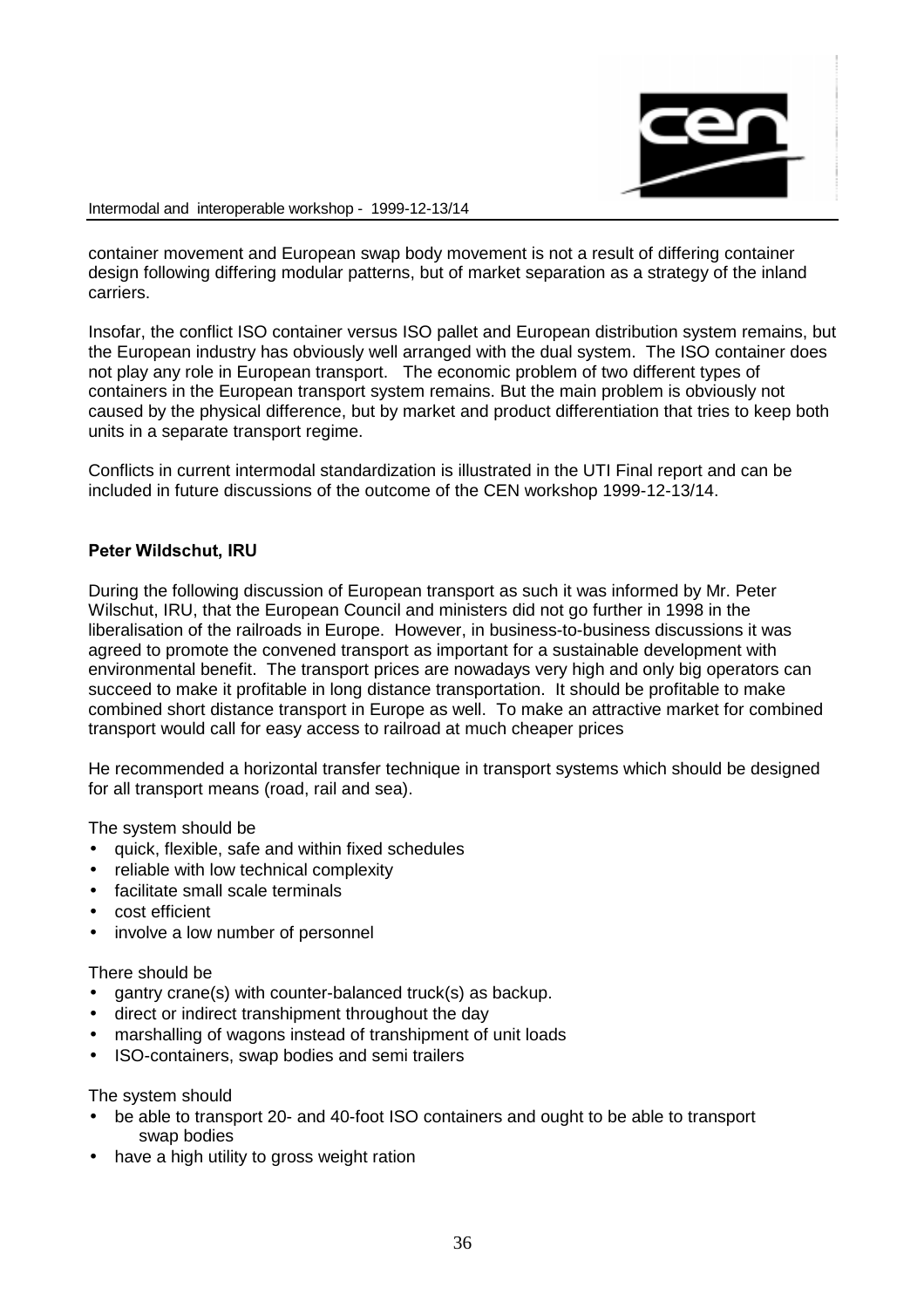container movement and European swap body movement is not a result of differing container design following differing modular patterns, but of market separation as a strategy of the inland carriers.

Insofar, the conflict ISO container versus ISO pallet and European distribution system remains, but the European industry has obviously well arranged with the dual system. The ISO container does not play any role in European transport. The economic problem of two different types of containers in the European transport system remains. But the main problem is obviously not caused by the physical difference, but by market and product differentiation that tries to keep both units in a separate transport regime.

Conflicts in current intermodal standardization is illustrated in the UTI Final report and can be included in future discussions of the outcome of the CEN workshop 1999-12-13/14.

**Peter Wildschut, IRU**

During the following discussion of European transport as such it was informed by Mr. Peter Wilschut, IRU, that the European Council and ministers did not go further in 1998 in the liberalisation of the railroads in Europe. However, in business-to-business discussions it was agreed to promote the convened transport as important for a sustainable development with environmental benefit. The transport prices are nowadays very high and only big operators can succeed to make it profitable in long distance transportation. It should be profitable to make combined short distance transport in Europe as well. To make an attractive market for combined transport would call for easy access to railroad at much cheaper prices

He recommended a horizontal transfer technique in transport systems which should be designed for all transport means (road, rail and sea).

The system should be

- quick, flexible, safe and within fixed schedules
- reliable with low technical complexity
- facilitate small scale terminals
- cost efficient
- involve a low number of personnel

There should be

- gantry crane(s) with counter-balanced truck(s) as backup.
- direct or indirect transhipment throughout the day
- marshalling of wagons instead of transhipment of unit loads
- ISO-containers, swap bodies and semi trailers

The system should

- be able to transport 20- and 40-foot ISO containers and ought to be able to transport swap bodies
- have a high utility to gross weight ration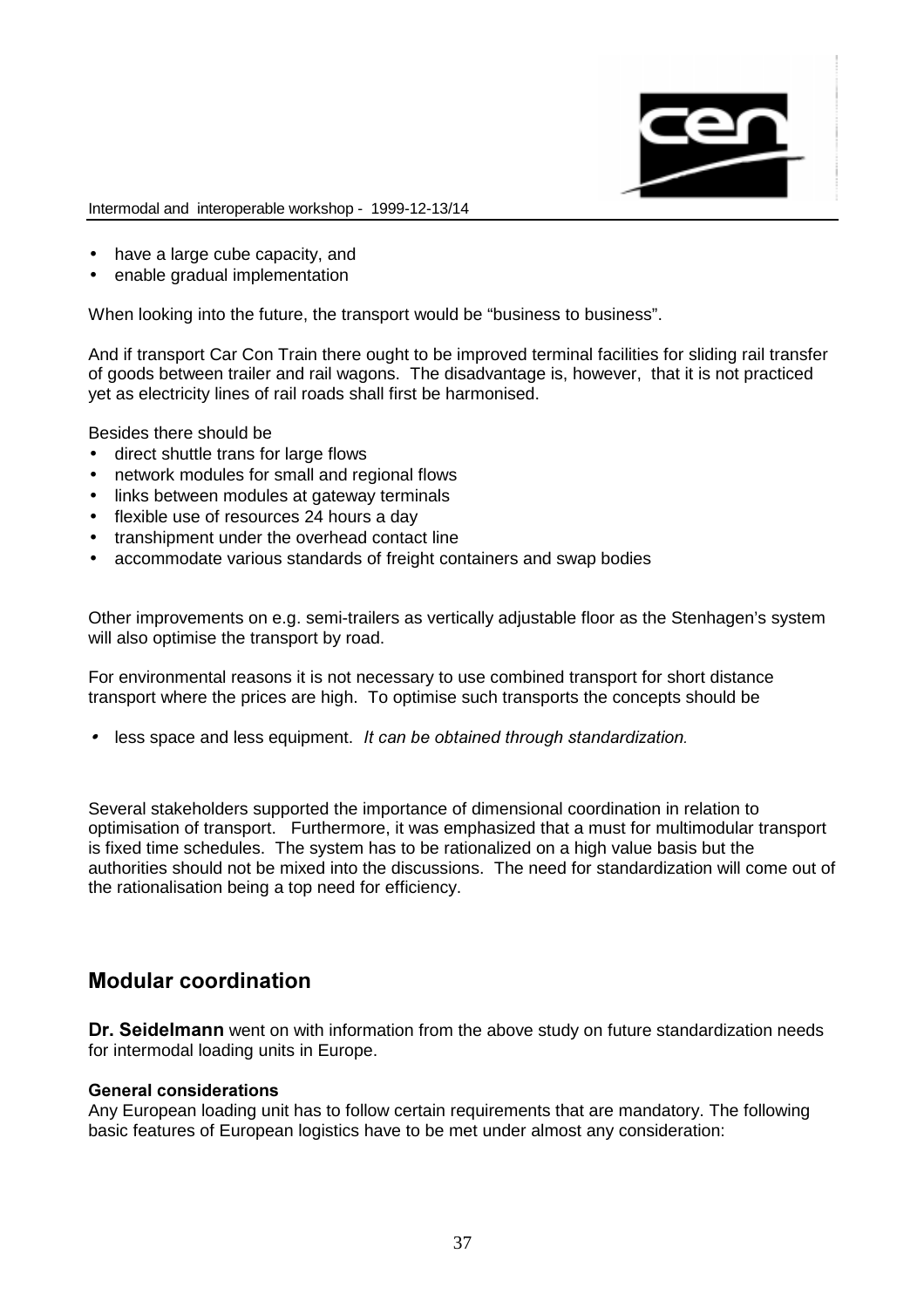- have a large cube capacity, and
- enable gradual implementation

When looking into the future, the transport would be "business to business".

And if transport Car Con Train there ought to be improved terminal facilities for sliding rail transfer of goods between trailer and rail wagons. The disadvantage is, however, that it is not practiced yet as electricity lines of rail roads shall first be harmonised.

Besides there should be

- direct shuttle trans for large flows
- network modules for small and regional flows
- links between modules at gateway terminals
- flexible use of resources 24 hours a day
- transhipment under the overhead contact line
- accommodate various standards of freight containers and swap bodies

Other improvements on e.g. semi-trailers as vertically adjustable floor as the Stenhagen's system will also optimise the transport by road.

For environmental reasons it is not necessary to use combined transport for short distance transport where the prices are high. To optimise such transports the concepts should be

- less space and less equipment. *It can be obtained through standardization.*

Several stakeholders supported the importance of dimensional coordination in relation to optimisation of transport. Furthermore, it was emphasized that a must for multimodular transport is fixed time schedules. The system has to be rationalized on a high value basis but the authorities should not be mixed into the discussions. The need for standardization will come out of the rationalisation being a top need for efficiency.

## Modular coordination

**Dr. Seidelmann** went on with information from the above study on future standardization needs for intermodal loading units in Europe.

**General considerations**

Any European loading unit has to follow certain requirements that are mandatory. The following basic features of European logistics have to be met under almost any consideration: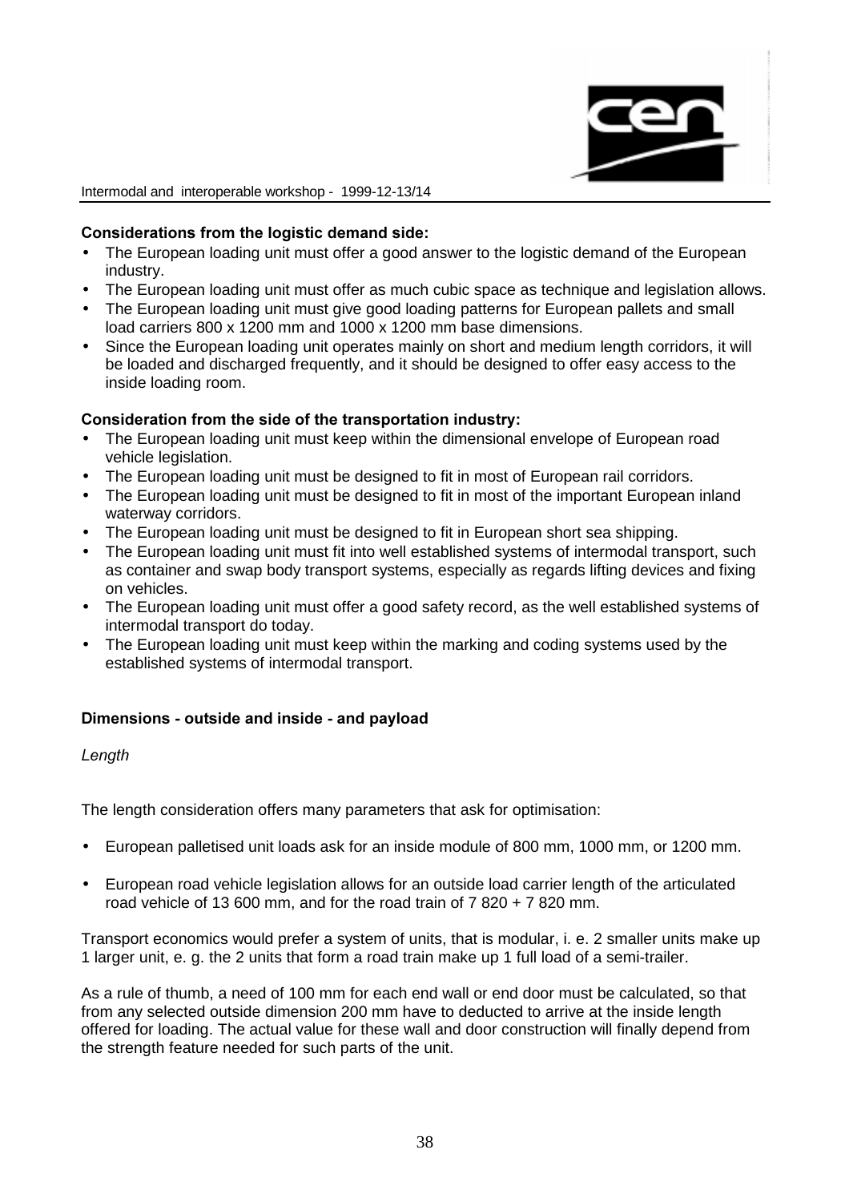**Considerations from the logistic demand side:**

- The European loading unit must offer a good answer to the logistic demand of the European industry.
- The European loading unit must offer as much cubic space as technique and legislation allows.
- The European loading unit must give good loading patterns for European pallets and small load carriers 800 x 1200 mm and 1000 x 1200 mm base dimensions.
- Since the European loading unit operates mainly on short and medium length corridors, it will be loaded and discharged frequently, and it should be designed to offer easy access to the inside loading room.

**Consideration from the side of the transportation industry:**

- The European loading unit must keep within the dimensional envelope of European road vehicle legislation.
- The European loading unit must be designed to fit in most of European rail corridors.
- The European loading unit must be designed to fit in most of the important European inland waterway corridors.
- The European loading unit must be designed to fit in European short sea shipping.
- The European loading unit must fit into well established systems of intermodal transport, such as container and swap body transport systems, especially as regards lifting devices and fixing on vehicles.
- The European loading unit must offer a good safety record, as the well established systems of intermodal transport do today.
- The European loading unit must keep within the marking and coding systems used by the established systems of intermodal transport.

**Dimensions - outside and inside - and payload**

*Length*

The length consideration offers many parameters that ask for optimisation:

- European palletised unit loads ask for an inside module of 800 mm, 1000 mm, or 1200 mm.
- European road vehicle legislation allows for an outside load carrier length of the articulated road vehicle of 13 600 mm, and for the road train of 7 820 + 7 820 mm.

Transport economics would prefer a system of units, that is modular, i. e. 2 smaller units make up 1 larger unit, e. g. the 2 units that form a road train make up 1 full load of a semi-trailer.

As a rule of thumb, a need of 100 mm for each end wall or end door must be calculated, so that from any selected outside dimension 200 mm have to deducted to arrive at the inside length offered for loading. The actual value for these wall and door construction will finally depend from the strength feature needed for such parts of the unit.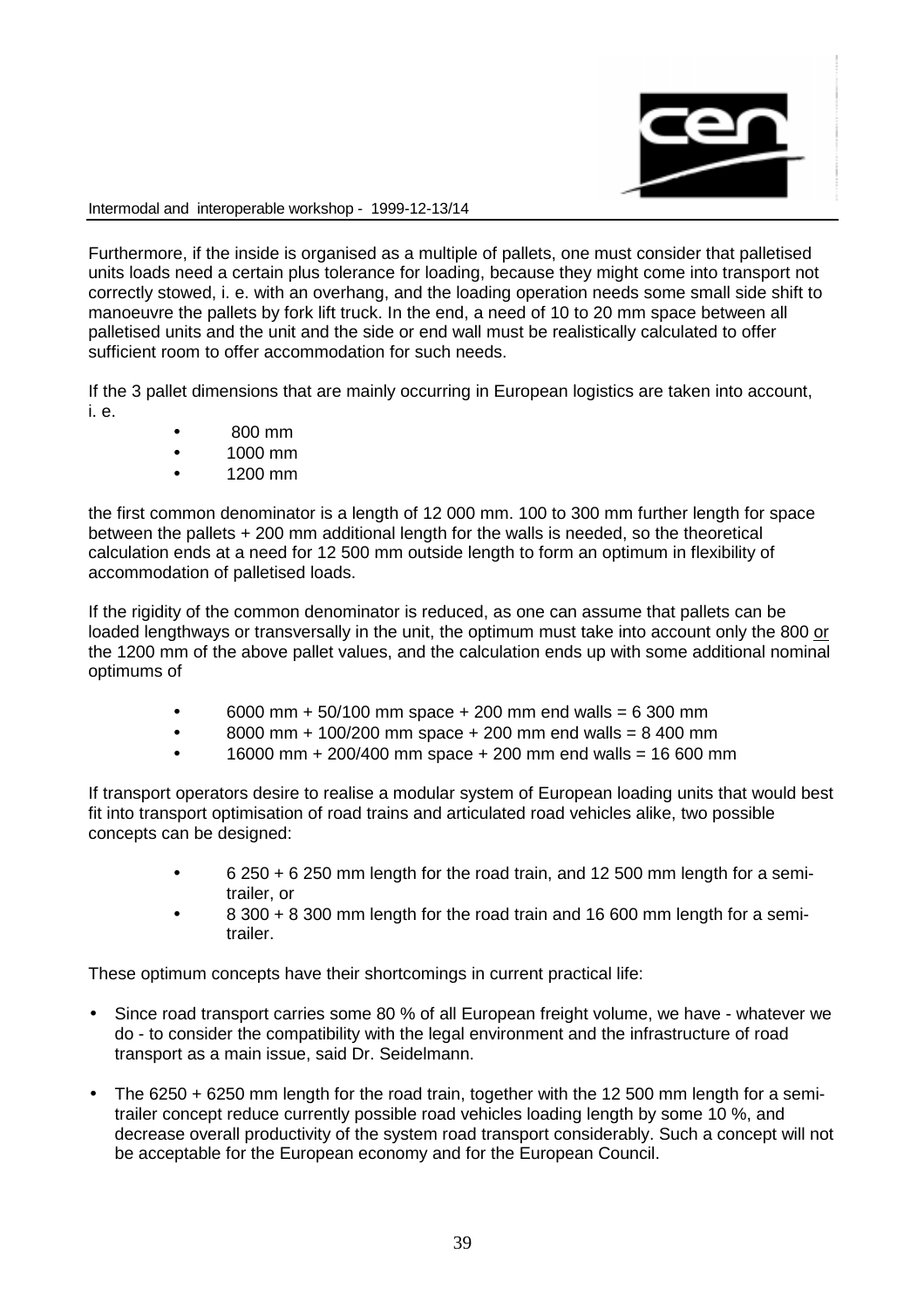Furthermore, if the inside is organised as a multiple of pallets, one must consider that palletised units loads need a certain plus tolerance for loading, because they might come into transport not correctly stowed, i. e. with an overhang, and the loading operation needs some small side shift to manoeuvre the pallets by fork lift truck. In the end, a need of 10 to 20 mm space between all palletised units and the unit and the side or end wall must be realistically calculated to offer sufficient room to offer accommodation for such needs.

If the 3 pallet dimensions that are mainly occurring in European logistics are taken into account, i. e.

- 800 mm
- 1000 mm
- 1200 mm

the first common denominator is a length of 12 000 mm. 100 to 300 mm further length for space between the pallets + 200 mm additional length for the walls is needed, so the theoretical calculation ends at a need for 12 500 mm outside length to form an optimum in flexibility of accommodation of palletised loads.

If the rigidity of the common denominator is reduced, as one can assume that pallets can be loaded lengthways or transversally in the unit, the optimum must take into account only the 800 or the 1200 mm of the above pallet values, and the calculation ends up with some additional nominal optimums of

- 6000 mm + 50/100 mm space + 200 mm end walls = 6 300 mm
- 8000 mm + 100/200 mm space + 200 mm end walls = 8 400 mm
- 16000 mm + 200/400 mm space + 200 mm end walls = 16 600 mm

If transport operators desire to realise a modular system of European loading units that would best fit into transport optimisation of road trains and articulated road vehicles alike, two possible concepts can be designed:

- 6 250 + 6 250 mm length for the road train, and 12 500 mm length for a semi-trailer, or
- 8 300 + 8 300 mm length for the road train and 16 600 mm length for a semi-trailer.

These optimum concepts have their shortcomings in current practical life:

- Since road transport carries some 80 % of all European freight volume, we have - whatever we do - to consider the compatibility with the legal environment and the infrastructure of road transport as a main issue, said Dr. Seidelmann.
- The 6250 + 6250 mm length for the road train, together with the 12 500 mm length for a semi-trailer concept reduce currently possible road vehicles loading length by some 10 %, and decrease overall productivity of the system road transport considerably. Such a concept will not be acceptable for the European economy and for the European Council.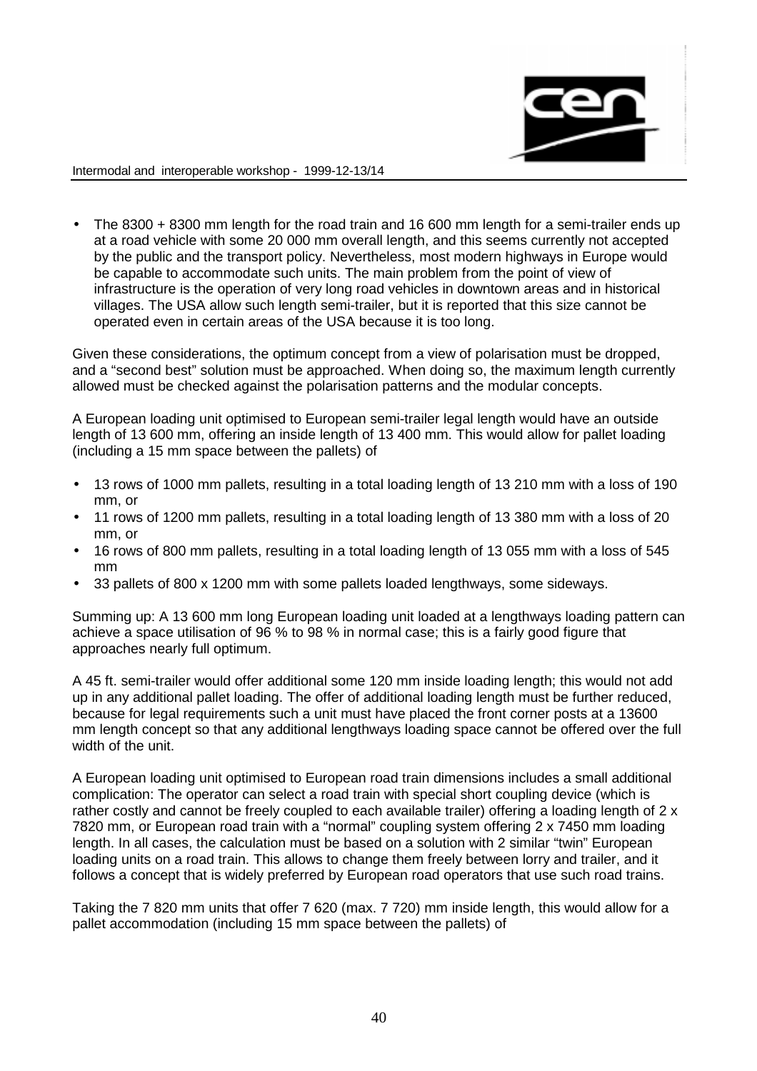- The 8300 + 8300 mm length for the road train and 16 600 mm length for a semi-trailer ends up at a road vehicle with some 20 000 mm overall length, and this seems currently not accepted by the public and the transport policy. Nevertheless, most modern highways in Europe would be capable to accommodate such units. The main problem from the point of view of infrastructure is the operation of very long road vehicles in downtown areas and in historical villages. The USA allow such length semi-trailer, but it is reported that this size cannot be operated even in certain areas of the USA because it is too long.

Given these considerations, the optimum concept from a view of polarisation must be dropped, and a "second best" solution must be approached. When doing so, the maximum length currently allowed must be checked against the polarisation patterns and the modular concepts.

A European loading unit optimised to European semi-trailer legal length would have an outside length of 13 600 mm, offering an inside length of 13 400 mm. This would allow for pallet loading (including a 15 mm space between the pallets) of

- 13 rows of 1000 mm pallets, resulting in a total loading length of 13 210 mm with a loss of 190 mm, or
- 11 rows of 1200 mm pallets, resulting in a total loading length of 13 380 mm with a loss of 20 mm, or
- 16 rows of 800 mm pallets, resulting in a total loading length of 13 055 mm with a loss of 545 mm
- 33 pallets of 800 x 1200 mm with some pallets loaded lengthways, some sideways.

Summing up: A 13 600 mm long European loading unit loaded at a lengthways loading pattern can achieve a space utilisation of 96 % to 98 % in normal case; this is a fairly good figure that approaches nearly full optimum.

A 45 ft. semi-trailer would offer additional some 120 mm inside loading length; this would not add up in any additional pallet loading. The offer of additional loading length must be further reduced, because for legal requirements such a unit must have placed the front corner posts at a 13600 mm length concept so that any additional lengthways loading space cannot be offered over the full width of the unit.

A European loading unit optimised to European road train dimensions includes a small additional complication: The operator can select a road train with special short coupling device (which is rather costly and cannot be freely coupled to each available trailer) offering a loading length of 2 x 7820 mm, or European road train with a "normal" coupling system offering 2 x 7450 mm loading length. In all cases, the calculation must be based on a solution with 2 similar "twin" European loading units on a road train. This allows to change them freely between lorry and trailer, and it follows a concept that is widely preferred by European road operators that use such road trains.

Taking the 7 820 mm units that offer 7 620 (max. 7 720) mm inside length, this would allow for a pallet accommodation (including 15 mm space between the pallets) of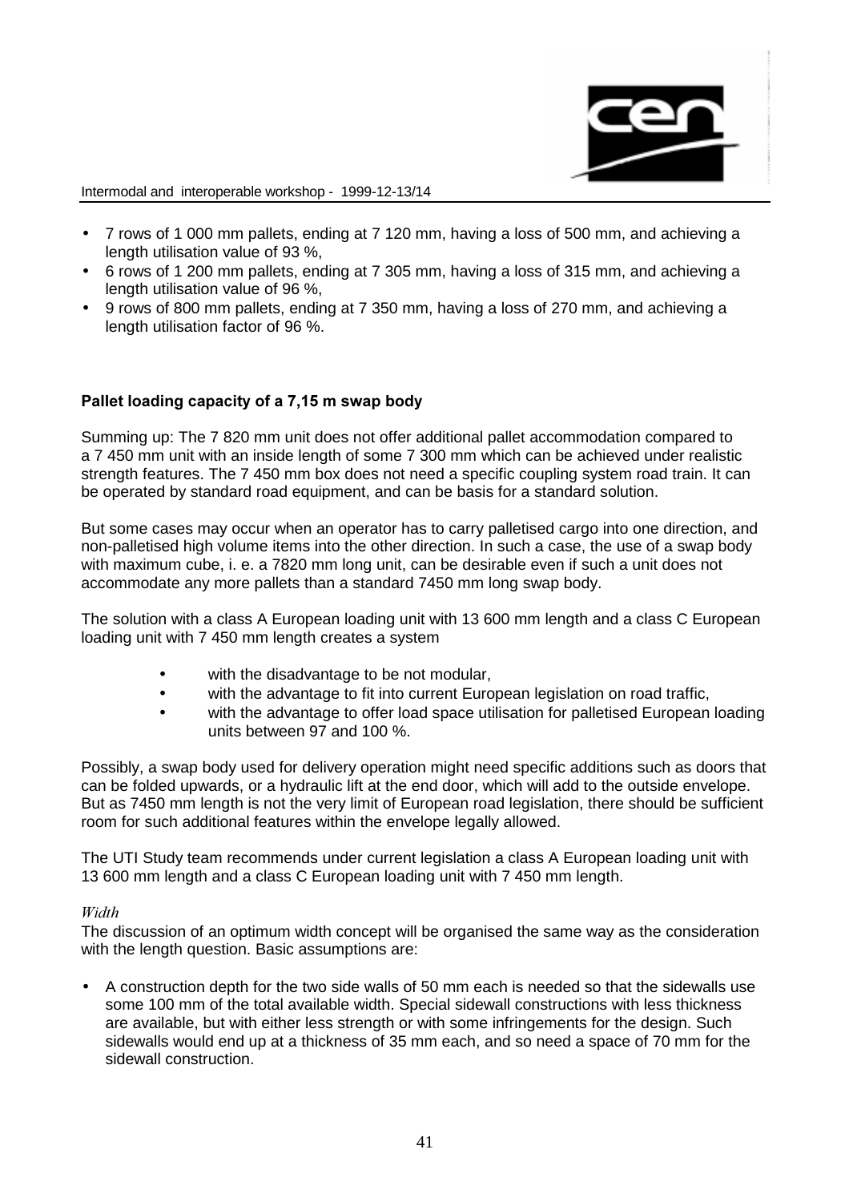- 7 rows of 1 000 mm pallets, ending at 7 120 mm, having a loss of 500 mm, and achieving a length utilisation value of 93 %,
- 6 rows of 1 200 mm pallets, ending at 7 305 mm, having a loss of 315 mm, and achieving a length utilisation value of 96 %,
- 9 rows of 800 mm pallets, ending at 7 350 mm, having a loss of 270 mm, and achieving a length utilisation factor of 96 %.

**Pallet loading capacity of a 7,15 m swap body**

Summing up: The 7 820 mm unit does not offer additional pallet accommodation compared to a 7 450 mm unit with an inside length of some 7 300 mm which can be achieved under realistic strength features. The 7 450 mm box does not need a specific coupling system road train. It can be operated by standard road equipment, and can be basis for a standard solution.

But some cases may occur when an operator has to carry palletised cargo into one direction, and non-palletised high volume items into the other direction. In such a case, the use of a swap body with maximum cube, i. e. a 7820 mm long unit, can be desirable even if such a unit does not accommodate any more pallets than a standard 7450 mm long swap body.

The solution with a class A European loading unit with 13 600 mm length and a class C European loading unit with 7 450 mm length creates a system

- with the disadvantage to be not modular,
- with the advantage to fit into current European legislation on road traffic,
- with the advantage to offer load space utilisation for palletised European loading units between 97 and 100 %.

Possibly, a swap body used for delivery operation might need specific additions such as doors that can be folded upwards, or a hydraulic lift at the end door, which will add to the outside envelope. But as 7450 mm length is not the very limit of European road legislation, there should be sufficient room for such additional features within the envelope legally allowed.

The UTI Study team recommends under current legislation a class A European loading unit with 13 600 mm length and a class C European loading unit with 7 450 mm length.

*Width*

The discussion of an optimum width concept will be organised the same way as the consideration with the length question. Basic assumptions are:

- A construction depth for the two side walls of 50 mm each is needed so that the sidewalls use some 100 mm of the total available width. Special sidewall constructions with less thickness are available, but with either less strength or with some infringements for the design. Such sidewalls would end up at a thickness of 35 mm each, and so need a space of 70 mm for the sidewall construction.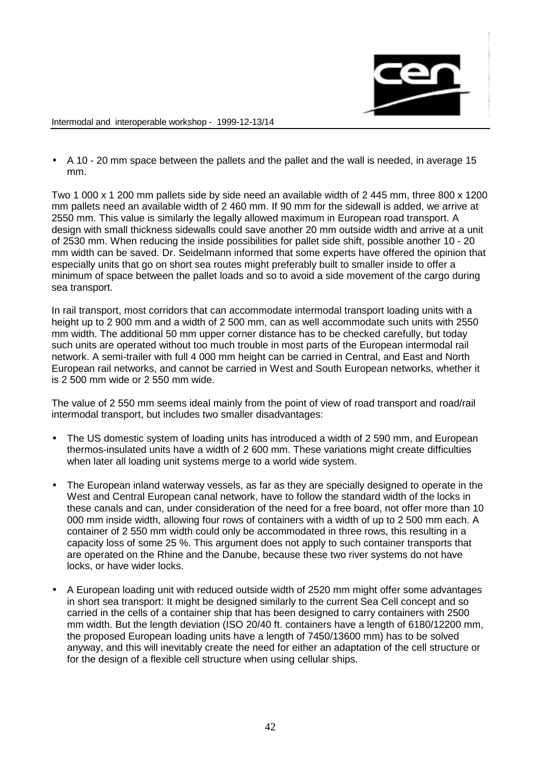- A 10 - 20 mm space between the pallets and the pallet and the wall is needed, in average 15 mm.

Two 1 000 x 1 200 mm pallets side by side need an available width of 2 445 mm, three 800 x 1200 mm pallets need an available width of 2 460 mm. If 90 mm for the sidewall is added, we arrive at 2550 mm. This value is similarly the legally allowed maximum in European road transport. A design with small thickness sidewalls could save another 20 mm outside width and arrive at a unit of 2530 mm. When reducing the inside possibilities for pallet side shift, possible another 10 - 20 mm width can be saved. Dr. Seidelmann informed that some experts have offered the opinion that especially units that go on short sea routes might preferably built to smaller inside to offer a minimum of space between the pallet loads and so to avoid a side movement of the cargo during sea transport.

In rail transport, most corridors that can accommodate intermodal transport loading units with a height up to 2 900 mm and a width of 2 500 mm, can as well accommodate such units with 2550 mm width. The additional 50 mm upper corner distance has to be checked carefully, but today such units are operated without too much trouble in most parts of the European intermodal rail network. A semi-trailer with full 4 000 mm height can be carried in Central, and East and North European rail networks, and cannot be carried in West and South European networks, whether it is 2 500 mm wide or 2 550 mm wide.

The value of 2 550 mm seems ideal mainly from the point of view of road transport and road/rail intermodal transport, but includes two smaller disadvantages:

- The US domestic system of loading units has introduced a width of 2 590 mm, and European thermos-insulated units have a width of 2 600 mm. These variations might create difficulties when later all loading unit systems merge to a world wide system.

- The European inland waterway vessels, as far as they are specially designed to operate in the West and Central European canal network, have to follow the standard width of the locks in these canals and can, under consideration of the need for a free board, not offer more than 10 000 mm inside width, allowing four rows of containers with a width of up to 2 500 mm each. A container of 2 550 mm width could only be accommodated in three rows, this resulting in a capacity loss of some 25 %. This argument does not apply to such container transports that are operated on the Rhine and the Danube, because these two river systems do not have locks, or have wider locks.

- A European loading unit with reduced outside width of 2520 mm might offer some advantages in short sea transport: It might be designed similarly to the current Sea Cell concept and so carried in the cells of a container ship that has been designed to carry containers with 2500 mm width. But the length deviation (ISO 20/40 ft. containers have a length of 6180/12200 mm, the proposed European loading units have a length of 7450/13600 mm) has to be solved anyway, and this will inevitably create the need for either an adaptation of the cell structure or for the design of a flexible cell structure when using cellular ships.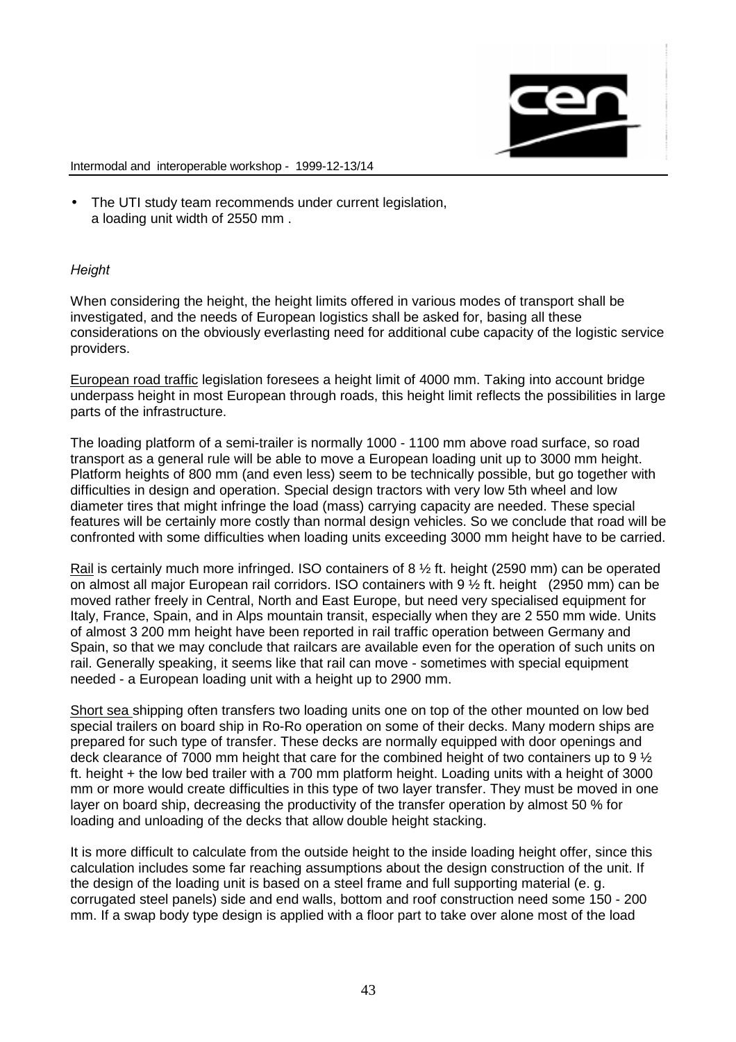- The UTI study team recommends under current legislation, a loading unit width of 2550 mm .

*Height*

When considering the height, the height limits offered in various modes of transport shall be investigated, and the needs of European logistics shall be asked for, basing all these considerations on the obviously everlasting need for additional cube capacity of the logistic service providers.

European road traffic legislation foresees a height limit of 4000 mm. Taking into account bridge underpass height in most European through roads, this height limit reflects the possibilities in large parts of the infrastructure.

The loading platform of a semi-trailer is normally 1000 - 1100 mm above road surface, so road transport as a general rule will be able to move a European loading unit up to 3000 mm height. Platform heights of 800 mm (and even less) seem to be technically possible, but go together with difficulties in design and operation. Special design tractors with very low 5th wheel and low diameter tires that might infringe the load (mass) carrying capacity are needed. These special features will be certainly more costly than normal design vehicles. So we conclude that road will be confronted with some difficulties when loading units exceeding 3000 mm height have to be carried.

Rail is certainly much more infringed. ISO containers of 8 ½ ft. height (2590 mm) can be operated on almost all major European rail corridors. ISO containers with 9 ½ ft. height (2950 mm) can be moved rather freely in Central, North and East Europe, but need very specialised equipment for Italy, France, Spain, and in Alps mountain transit, especially when they are 2 550 mm wide. Units of almost 3 200 mm height have been reported in rail traffic operation between Germany and Spain, so that we may conclude that railcars are available even for the operation of such units on rail. Generally speaking, it seems like that rail can move - sometimes with special equipment needed - a European loading unit with a height up to 2900 mm.

Short sea shipping often transfers two loading units one on top of the other mounted on low bed special trailers on board ship in Ro-Ro operation on some of their decks. Many modern ships are prepared for such type of transfer. These decks are normally equipped with door openings and deck clearance of 7000 mm height that care for the combined height of two containers up to 9 ½ ft. height + the low bed trailer with a 700 mm platform height. Loading units with a height of 3000 mm or more would create difficulties in this type of two layer transfer. They must be moved in one layer on board ship, decreasing the productivity of the transfer operation by almost 50 % for loading and unloading of the decks that allow double height stacking.

It is more difficult to calculate from the outside height to the inside loading height offer, since this calculation includes some far reaching assumptions about the design construction of the unit. If the design of the loading unit is based on a steel frame and full supporting material (e. g. corrugated steel panels) side and end walls, bottom and roof construction need some 150 - 200 mm. If a swap body type design is applied with a floor part to take over alone most of the load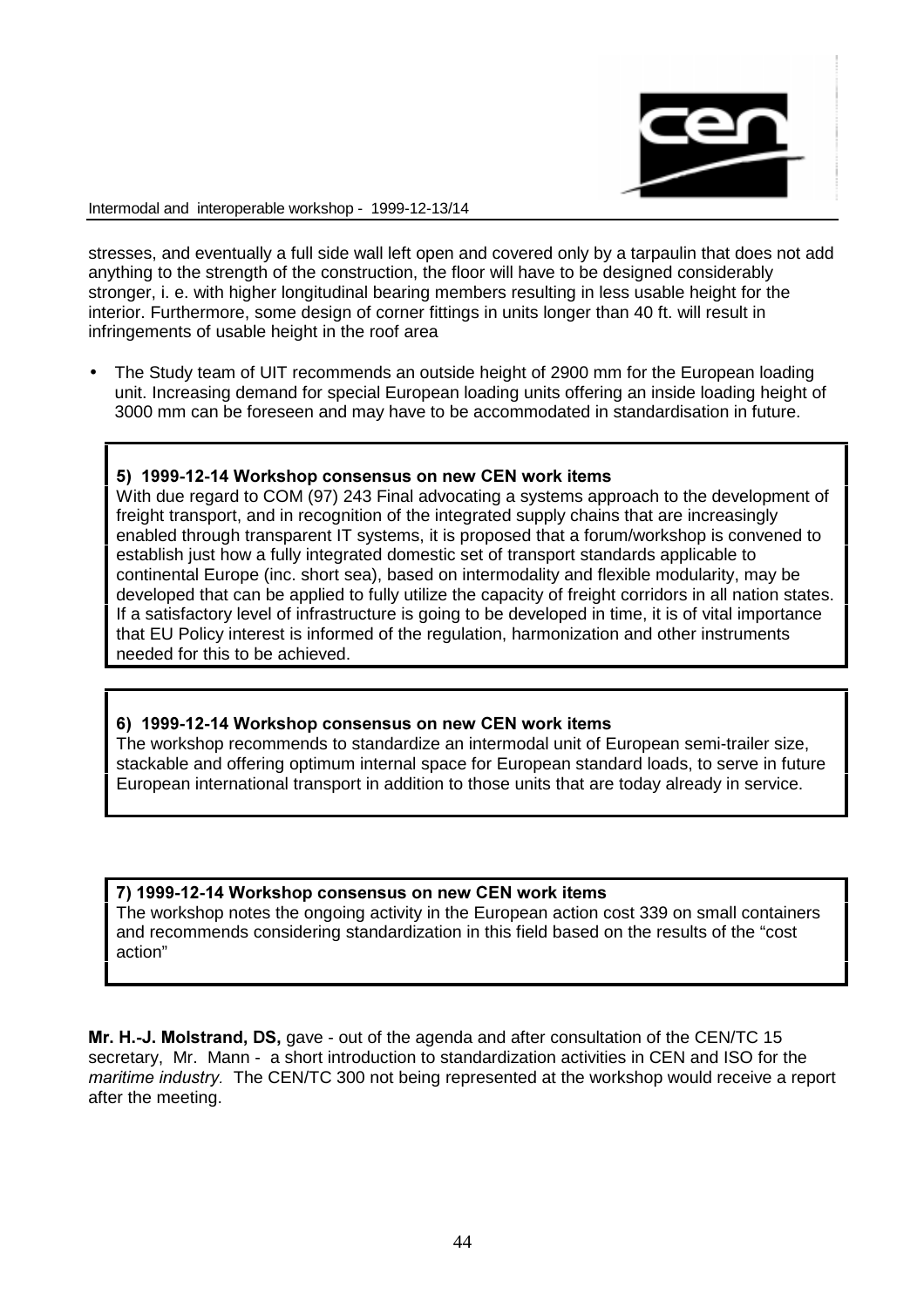stresses, and eventually a full side wall left open and covered only by a tarpaulin that does not add anything to the strength of the construction, the floor will have to be designed considerably stronger, i. e. with higher longitudinal bearing members resulting in less usable height for the interior. Furthermore, some design of corner fittings in units longer than 40 ft. will result in infringements of usable height in the roof area

- The Study team of UIT recommends an outside height of 2900 mm for the European loading unit. Increasing demand for special European loading units offering an inside loading height of 3000 mm can be foreseen and may have to be accommodated in standardisation in future.

**5) 1999-12-14 Workshop consensus on new CEN work items**
With due regard to COM (97) 243 Final advocating a systems approach to the development of freight transport, and in recognition of the integrated supply chains that are increasingly enabled through transparent IT systems, it is proposed that a forum/workshop is convened to establish just how a fully integrated domestic set of transport standards applicable to continental Europe (inc. short sea), based on intermodality and flexible modularity, may be developed that can be applied to fully utilize the capacity of freight corridors in all nation states. If a satisfactory level of infrastructure is going to be developed in time, it is of vital importance that EU Policy interest is informed of the regulation, harmonization and other instruments needed for this to be achieved.

**6) 1999-12-14 Workshop consensus on new CEN work items**
The workshop recommends to standardize an intermodal unit of European semi-trailer size, stackable and offering optimum internal space for European standard loads, to serve in future European international transport in addition to those units that are today already in service.

**7) 1999-12-14 Workshop consensus on new CEN work items**
The workshop notes the ongoing activity in the European action cost 339 on small containers and recommends considering standardization in this field based on the results of the "cost action"

**Mr. H.-J. Molstrand, DS,** gave - out of the agenda and after consultation of the CEN/TC 15 secretary, Mr. Mann - a short introduction to standardization activities in CEN and ISO for the *maritime industry.* The CEN/TC 300 not being represented at the workshop would receive a report after the meeting.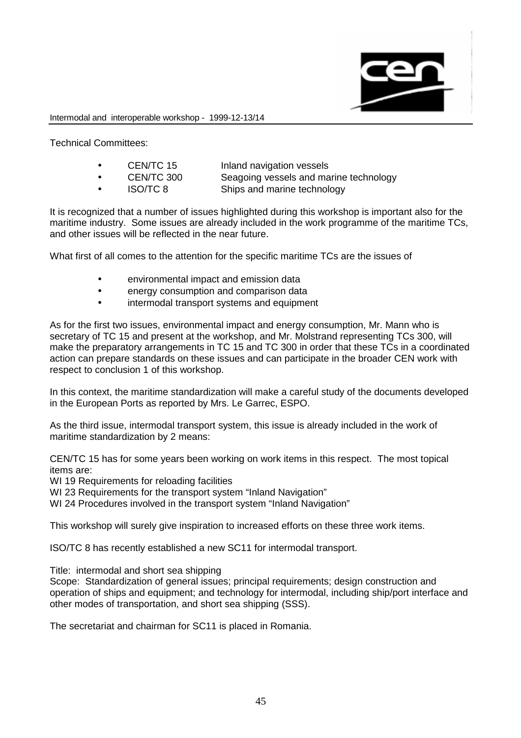Technical Committees:

- CEN/TC 15 Inland navigation vessels
- CEN/TC 300 Seagoing vessels and marine technology
- ISO/TC 8 Ships and marine technology

It is recognized that a number of issues highlighted during this workshop is important also for the maritime industry. Some issues are already included in the work programme of the maritime TCs, and other issues will be reflected in the near future.

What first of all comes to the attention for the specific maritime TCs are the issues of

- environmental impact and emission data
- energy consumption and comparison data
- intermodal transport systems and equipment

As for the first two issues, environmental impact and energy consumption, Mr. Mann who is secretary of TC 15 and present at the workshop, and Mr. Molstrand representing TCs 300, will make the preparatory arrangements in TC 15 and TC 300 in order that these TCs in a coordinated action can prepare standards on these issues and can participate in the broader CEN work with respect to conclusion 1 of this workshop.

In this context, the maritime standardization will make a careful study of the documents developed in the European Ports as reported by Mrs. Le Garrec, ESPO.

As the third issue, intermodal transport system, this issue is already included in the work of maritime standardization by 2 means:

CEN/TC 15 has for some years been working on work items in this respect. The most topical items are:
WI 19 Requirements for reloading facilities
WI 23 Requirements for the transport system "Inland Navigation"
WI 24 Procedures involved in the transport system "Inland Navigation"

This workshop will surely give inspiration to increased efforts on these three work items.

ISO/TC 8 has recently established a new SC11 for intermodal transport.

Title: intermodal and short sea shipping
Scope: Standardization of general issues; principal requirements; design construction and operation of ships and equipment; and technology for intermodal, including ship/port interface and other modes of transportation, and short sea shipping (SSS).

The secretariat and chairman for SC11 is placed in Romania.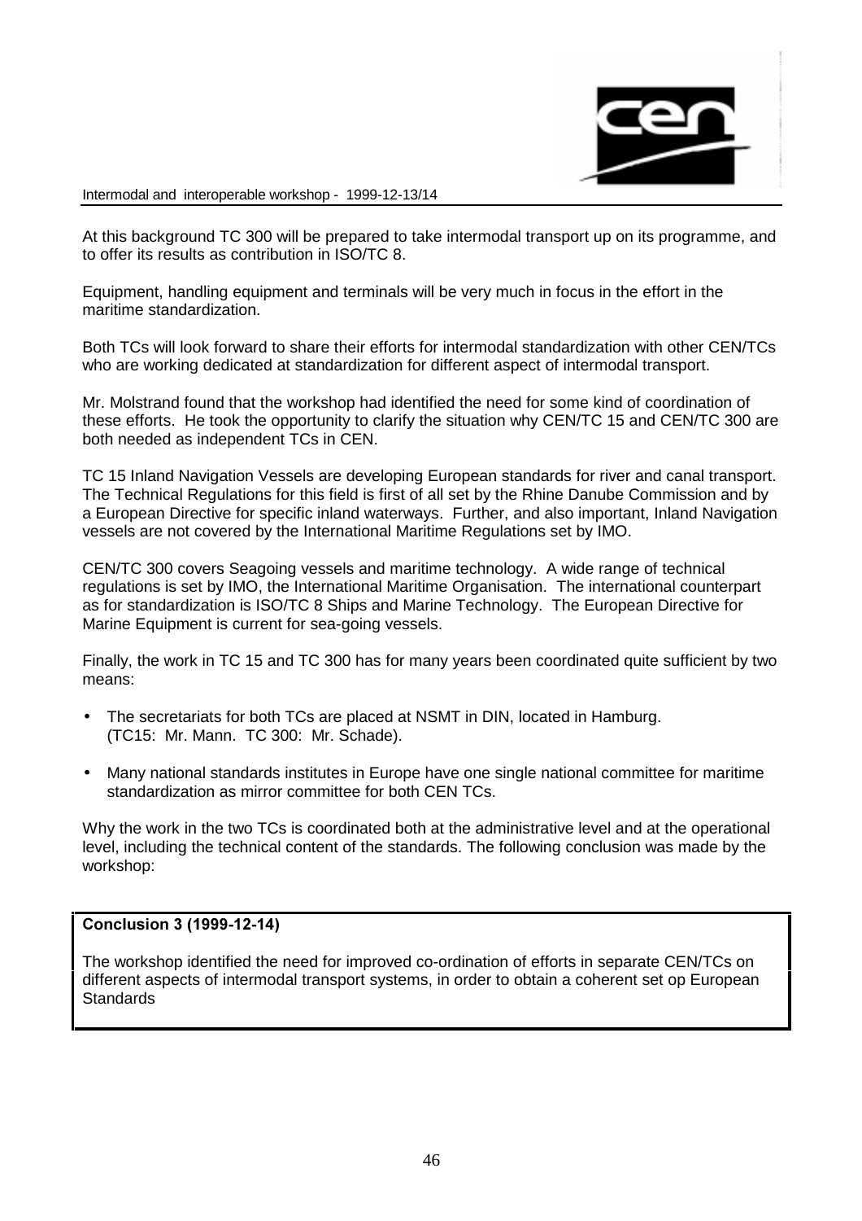At this background TC 300 will be prepared to take intermodal transport up on its programme, and to offer its results as contribution in ISO/TC 8.

Equipment, handling equipment and terminals will be very much in focus in the effort in the maritime standardization.

Both TCs will look forward to share their efforts for intermodal standardization with other CEN/TCs who are working dedicated at standardization for different aspect of intermodal transport.

Mr. Molstrand found that the workshop had identified the need for some kind of coordination of these efforts. He took the opportunity to clarify the situation why CEN/TC 15 and CEN/TC 300 are both needed as independent TCs in CEN.

TC 15 Inland Navigation Vessels are developing European standards for river and canal transport. The Technical Regulations for this field is first of all set by the Rhine Danube Commission and by a European Directive for specific inland waterways. Further, and also important, Inland Navigation vessels are not covered by the International Maritime Regulations set by IMO.

CEN/TC 300 covers Seagoing vessels and maritime technology. A wide range of technical regulations is set by IMO, the International Maritime Organisation. The international counterpart as for standardization is ISO/TC 8 Ships and Marine Technology. The European Directive for Marine Equipment is current for sea-going vessels.

Finally, the work in TC 15 and TC 300 has for many years been coordinated quite sufficient by two means:

- The secretariats for both TCs are placed at NSMT in DIN, located in Hamburg. (TC15: Mr. Mann. TC 300: Mr. Schade).
- Many national standards institutes in Europe have one single national committee for maritime standardization as mirror committee for both CEN TCs.

Why the work in the two TCs is coordinated both at the administrative level and at the operational level, including the technical content of the standards. The following conclusion was made by the workshop:

**Conclusion 3 (1999-12-14)**

The workshop identified the need for improved co-ordination of efforts in separate CEN/TCs on different aspects of intermodal transport systems, in order to obtain a coherent set op European Standards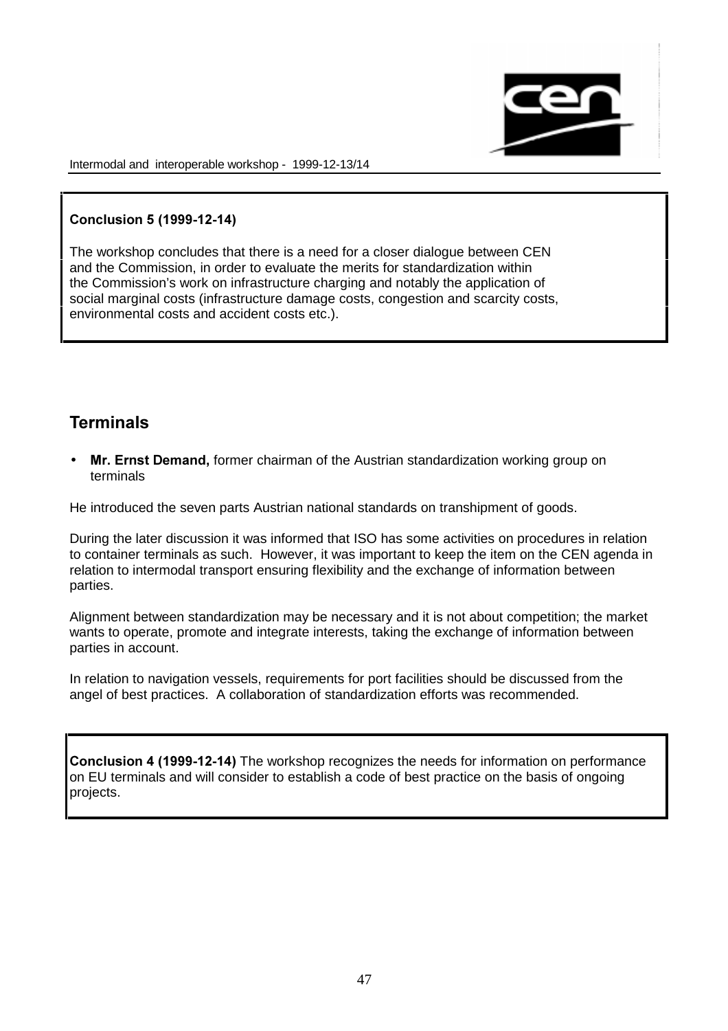**Conclusion 5 (1999-12-14)**

The workshop concludes that there is a need for a closer dialogue between CEN and the Commission, in order to evaluate the merits for standardization within the Commission's work on infrastructure charging and notably the application of social marginal costs (infrastructure damage costs, congestion and scarcity costs, environmental costs and accident costs etc.).

## Terminals

- **Mr. Ernst Demand,** former chairman of the Austrian standardization working group on terminals

He introduced the seven parts Austrian national standards on transhipment of goods.

During the later discussion it was informed that ISO has some activities on procedures in relation to container terminals as such. However, it was important to keep the item on the CEN agenda in relation to intermodal transport ensuring flexibility and the exchange of information between parties.

Alignment between standardization may be necessary and it is not about competition; the market wants to operate, promote and integrate interests, taking the exchange of information between parties in account.

In relation to navigation vessels, requirements for port facilities should be discussed from the angel of best practices. A collaboration of standardization efforts was recommended.

**Conclusion 4 (1999-12-14)** The workshop recognizes the needs for information on performance on EU terminals and will consider to establish a code of best practice on the basis of ongoing projects.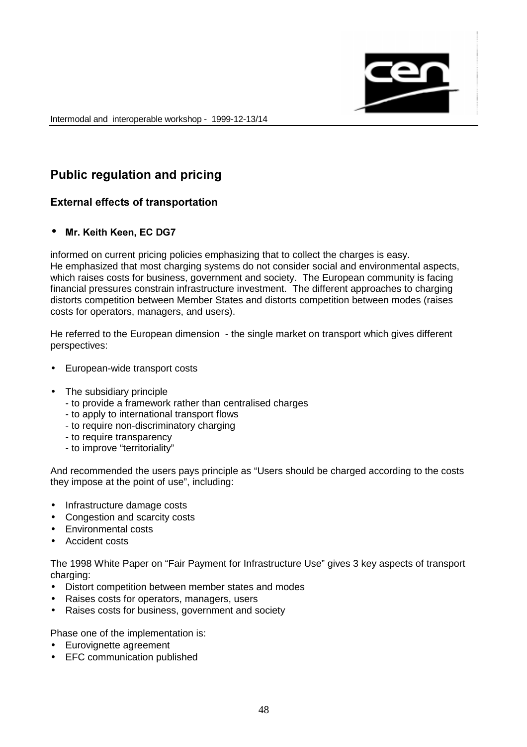## Public regulation and pricing

### External effects of transportation

- **Mr. Keith Keen, EC DG7**

informed on current pricing policies emphasizing that to collect the charges is easy.
He emphasized that most charging systems do not consider social and environmental aspects, which raises costs for business, government and society. The European community is facing financial pressures constrain infrastructure investment. The different approaches to charging distorts competition between Member States and distorts competition between modes (raises costs for operators, managers, and users).

He referred to the European dimension - the single market on transport which gives different perspectives:

- European-wide transport costs
- The subsidiary principle
  - to provide a framework rather than centralised charges
  - to apply to international transport flows
  - to require non-discriminatory charging
  - to require transparency
  - to improve "territoriality"

And recommended the users pays principle as "Users should be charged according to the costs they impose at the point of use", including:

- Infrastructure damage costs
- Congestion and scarcity costs
- Environmental costs
- Accident costs

The 1998 White Paper on "Fair Payment for Infrastructure Use" gives 3 key aspects of transport charging:

- Distort competition between member states and modes
- Raises costs for operators, managers, users
- Raises costs for business, government and society

Phase one of the implementation is:

- Eurovignette agreement
- EFC communication published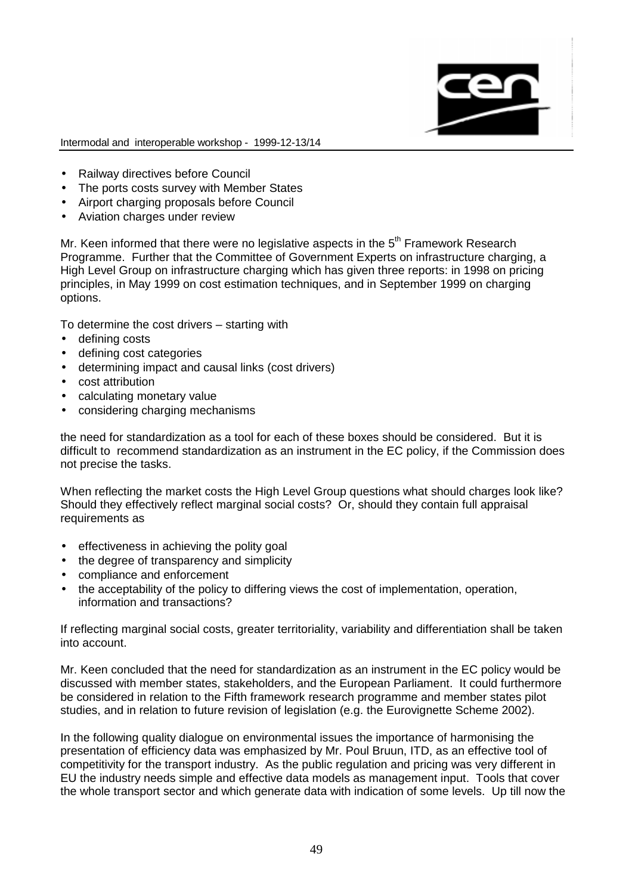- Railway directives before Council
- The ports costs survey with Member States
- Airport charging proposals before Council
- Aviation charges under review

Mr. Keen informed that there were no legislative aspects in the 5th Framework Research Programme. Further that the Committee of Government Experts on infrastructure charging, a High Level Group on infrastructure charging which has given three reports: in 1998 on pricing principles, in May 1999 on cost estimation techniques, and in September 1999 on charging options.

To determine the cost drivers – starting with

- defining costs
- defining cost categories
- determining impact and causal links (cost drivers)
- cost attribution
- calculating monetary value
- considering charging mechanisms

the need for standardization as a tool for each of these boxes should be considered. But it is difficult to recommend standardization as an instrument in the EC policy, if the Commission does not precise the tasks.

When reflecting the market costs the High Level Group questions what should charges look like? Should they effectively reflect marginal social costs? Or, should they contain full appraisal requirements as

- effectiveness in achieving the polity goal
- the degree of transparency and simplicity
- compliance and enforcement
- the acceptability of the policy to differing views the cost of implementation, operation, information and transactions?

If reflecting marginal social costs, greater territoriality, variability and differentiation shall be taken into account.

Mr. Keen concluded that the need for standardization as an instrument in the EC policy would be discussed with member states, stakeholders, and the European Parliament. It could furthermore be considered in relation to the Fifth framework research programme and member states pilot studies, and in relation to future revision of legislation (e.g. the Eurovignette Scheme 2002).

In the following quality dialogue on environmental issues the importance of harmonising the presentation of efficiency data was emphasized by Mr. Poul Bruun, ITD, as an effective tool of competitivity for the transport industry. As the public regulation and pricing was very different in EU the industry needs simple and effective data models as management input. Tools that cover the whole transport sector and which generate data with indication of some levels. Up till now the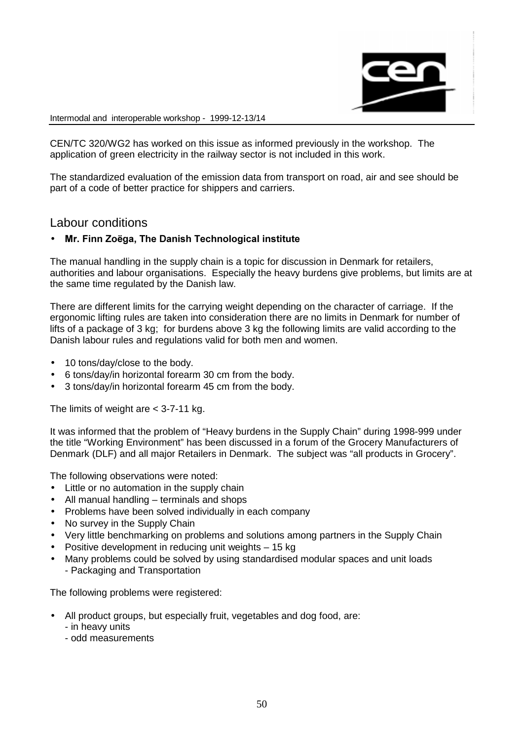CEN/TC 320/WG2 has worked on this issue as informed previously in the workshop. The application of green electricity in the railway sector is not included in this work.

The standardized evaluation of the emission data from transport on road, air and see should be part of a code of better practice for shippers and carriers.

## Labour conditions

- **Mr. Finn Zoëga, The Danish Technological institute**

The manual handling in the supply chain is a topic for discussion in Denmark for retailers, authorities and labour organisations. Especially the heavy burdens give problems, but limits are at the same time regulated by the Danish law.

There are different limits for the carrying weight depending on the character of carriage. If the ergonomic lifting rules are taken into consideration there are no limits in Denmark for number of lifts of a package of 3 kg; for burdens above 3 kg the following limits are valid according to the Danish labour rules and regulations valid for both men and women.

- 10 tons/day/close to the body.
- 6 tons/day/in horizontal forearm 30 cm from the body.
- 3 tons/day/in horizontal forearm 45 cm from the body.

The limits of weight are < 3-7-11 kg.

It was informed that the problem of "Heavy burdens in the Supply Chain" during 1998-999 under the title "Working Environment" has been discussed in a forum of the Grocery Manufacturers of Denmark (DLF) and all major Retailers in Denmark. The subject was "all products in Grocery".

The following observations were noted:

- Little or no automation in the supply chain
- All manual handling – terminals and shops
- Problems have been solved individually in each company
- No survey in the Supply Chain
- Very little benchmarking on problems and solutions among partners in the Supply Chain
- Positive development in reducing unit weights – 15 kg
- Many problems could be solved by using standardised modular spaces and unit loads
  - Packaging and Transportation

The following problems were registered:

- All product groups, but especially fruit, vegetables and dog food, are:
  - in heavy units
  - odd measurements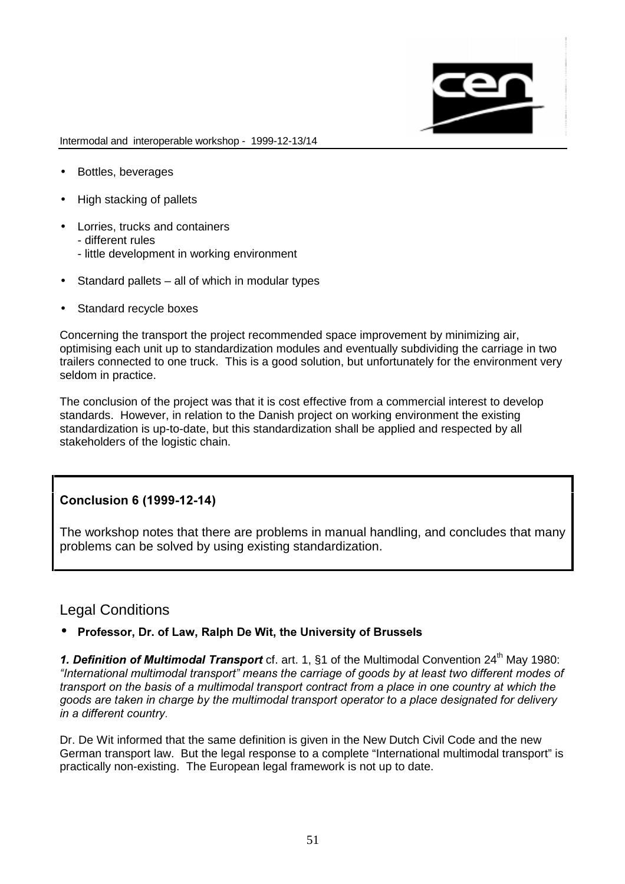- Bottles, beverages
- High stacking of pallets
- Lorries, trucks and containers
  - different rules
  - little development in working environment
- Standard pallets – all of which in modular types
- Standard recycle boxes

Concerning the transport the project recommended space improvement by minimizing air, optimising each unit up to standardization modules and eventually subdividing the carriage in two trailers connected to one truck. This is a good solution, but unfortunately for the environment very seldom in practice.

The conclusion of the project was that it is cost effective from a commercial interest to develop standards. However, in relation to the Danish project on working environment the existing standardization is up-to-date, but this standardization shall be applied and respected by all stakeholders of the logistic chain.

> **Conclusion 6 (1999-12-14)**
>
> The workshop notes that there are problems in manual handling, and concludes that many problems can be solved by using existing standardization.

## Legal Conditions

- **Professor, Dr. of Law, Ralph De Wit, the University of Brussels**

***1. Definition of Multimodal Transport*** cf. art. 1, §1 of the Multimodal Convention 24th May 1980: *"International multimodal transport" means the carriage of goods by at least two different modes of transport on the basis of a multimodal transport contract from a place in one country at which the goods are taken in charge by the multimodal transport operator to a place designated for delivery in a different country.*

Dr. De Wit informed that the same definition is given in the New Dutch Civil Code and the new German transport law. But the legal response to a complete "International multimodal transport" is practically non-existing. The European legal framework is not up to date.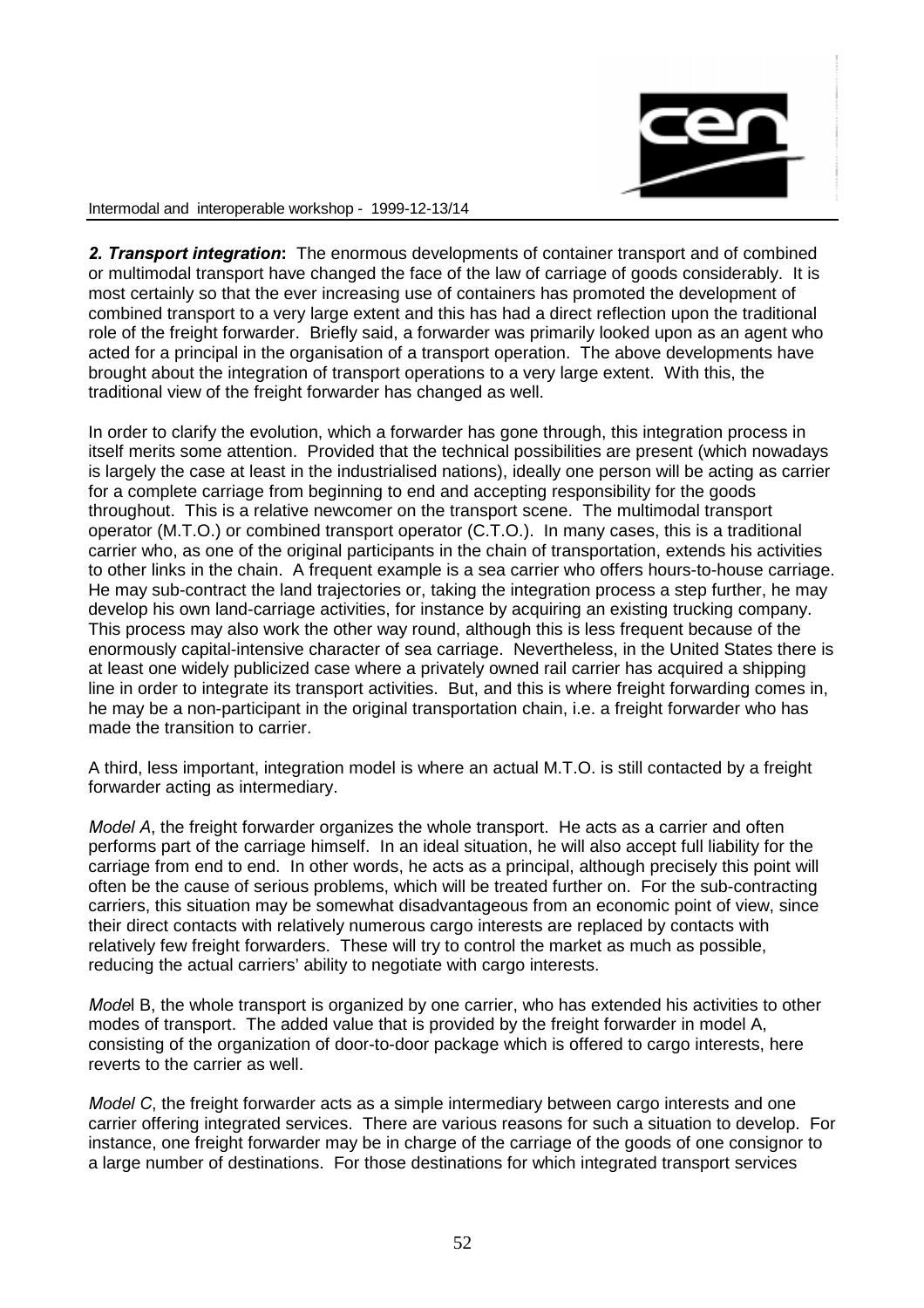***2. Transport integration*:** The enormous developments of container transport and of combined or multimodal transport have changed the face of the law of carriage of goods considerably. It is most certainly so that the ever increasing use of containers has promoted the development of combined transport to a very large extent and this has had a direct reflection upon the traditional role of the freight forwarder. Briefly said, a forwarder was primarily looked upon as an agent who acted for a principal in the organisation of a transport operation. The above developments have brought about the integration of transport operations to a very large extent. With this, the traditional view of the freight forwarder has changed as well.

In order to clarify the evolution, which a forwarder has gone through, this integration process in itself merits some attention. Provided that the technical possibilities are present (which nowadays is largely the case at least in the industrialised nations), ideally one person will be acting as carrier for a complete carriage from beginning to end and accepting responsibility for the goods throughout. This is a relative newcomer on the transport scene. The multimodal transport operator (M.T.O.) or combined transport operator (C.T.O.). In many cases, this is a traditional carrier who, as one of the original participants in the chain of transportation, extends his activities to other links in the chain. A frequent example is a sea carrier who offers hours-to-house carriage. He may sub-contract the land trajectories or, taking the integration process a step further, he may develop his own land-carriage activities, for instance by acquiring an existing trucking company. This process may also work the other way round, although this is less frequent because of the enormously capital-intensive character of sea carriage. Nevertheless, in the United States there is at least one widely publicized case where a privately owned rail carrier has acquired a shipping line in order to integrate its transport activities. But, and this is where freight forwarding comes in, he may be a non-participant in the original transportation chain, i.e. a freight forwarder who has made the transition to carrier.

A third, less important, integration model is where an actual M.T.O. is still contacted by a freight forwarder acting as intermediary.

*Model A*, the freight forwarder organizes the whole transport. He acts as a carrier and often performs part of the carriage himself. In an ideal situation, he will also accept full liability for the carriage from end to end. In other words, he acts as a principal, although precisely this point will often be the cause of serious problems, which will be treated further on. For the sub-contracting carriers, this situation may be somewhat disadvantageous from an economic point of view, since their direct contacts with relatively numerous cargo interests are replaced by contacts with relatively few freight forwarders. These will try to control the market as much as possible, reducing the actual carriers' ability to negotiate with cargo interests.

*Mode*l B, the whole transport is organized by one carrier, who has extended his activities to other modes of transport. The added value that is provided by the freight forwarder in model A, consisting of the organization of door-to-door package which is offered to cargo interests, here reverts to the carrier as well.

*Model C*, the freight forwarder acts as a simple intermediary between cargo interests and one carrier offering integrated services. There are various reasons for such a situation to develop. For instance, one freight forwarder may be in charge of the carriage of the goods of one consignor to a large number of destinations. For those destinations for which integrated transport services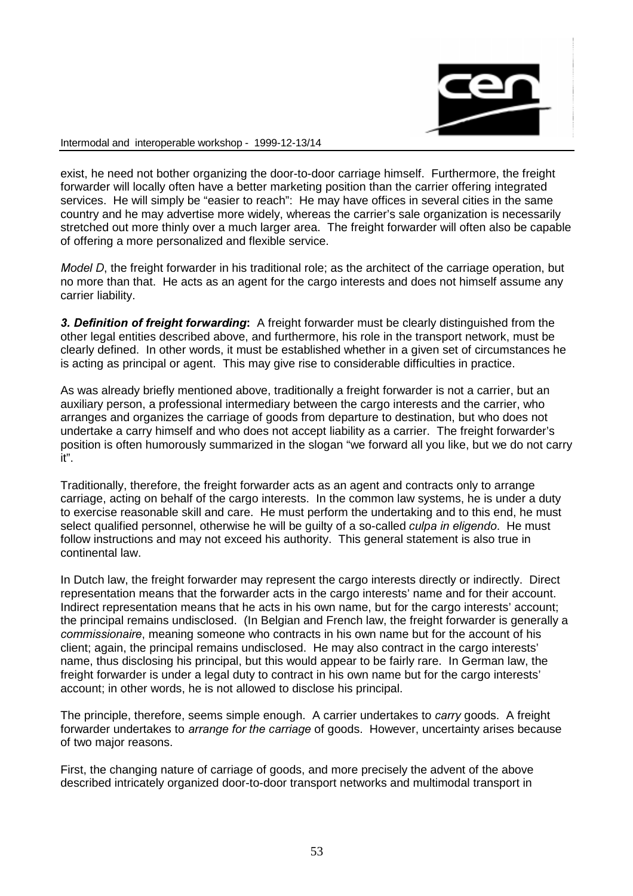exist, he need not bother organizing the door-to-door carriage himself. Furthermore, the freight forwarder will locally often have a better marketing position than the carrier offering integrated services. He will simply be "easier to reach": He may have offices in several cities in the same country and he may advertise more widely, whereas the carrier's sale organization is necessarily stretched out more thinly over a much larger area. The freight forwarder will often also be capable of offering a more personalized and flexible service.

*Model D*, the freight forwarder in his traditional role; as the architect of the carriage operation, but no more than that. He acts as an agent for the cargo interests and does not himself assume any carrier liability.

***3. Definition of freight forwarding*:** A freight forwarder must be clearly distinguished from the other legal entities described above, and furthermore, his role in the transport network, must be clearly defined. In other words, it must be established whether in a given set of circumstances he is acting as principal or agent. This may give rise to considerable difficulties in practice.

As was already briefly mentioned above, traditionally a freight forwarder is not a carrier, but an auxiliary person, a professional intermediary between the cargo interests and the carrier, who arranges and organizes the carriage of goods from departure to destination, but who does not undertake a carry himself and who does not accept liability as a carrier. The freight forwarder's position is often humorously summarized in the slogan "we forward all you like, but we do not carry it".

Traditionally, therefore, the freight forwarder acts as an agent and contracts only to arrange carriage, acting on behalf of the cargo interests. In the common law systems, he is under a duty to exercise reasonable skill and care. He must perform the undertaking and to this end, he must select qualified personnel, otherwise he will be guilty of a so-called *culpa in eligendo*. He must follow instructions and may not exceed his authority. This general statement is also true in continental law.

In Dutch law, the freight forwarder may represent the cargo interests directly or indirectly. Direct representation means that the forwarder acts in the cargo interests' name and for their account. Indirect representation means that he acts in his own name, but for the cargo interests' account; the principal remains undisclosed. (In Belgian and French law, the freight forwarder is generally a *commissionaire*, meaning someone who contracts in his own name but for the account of his client; again, the principal remains undisclosed. He may also contract in the cargo interests' name, thus disclosing his principal, but this would appear to be fairly rare. In German law, the freight forwarder is under a legal duty to contract in his own name but for the cargo interests' account; in other words, he is not allowed to disclose his principal.

The principle, therefore, seems simple enough. A carrier undertakes to *carry* goods. A freight forwarder undertakes to *arrange for the carriage* of goods. However, uncertainty arises because of two major reasons.

First, the changing nature of carriage of goods, and more precisely the advent of the above described intricately organized door-to-door transport networks and multimodal transport in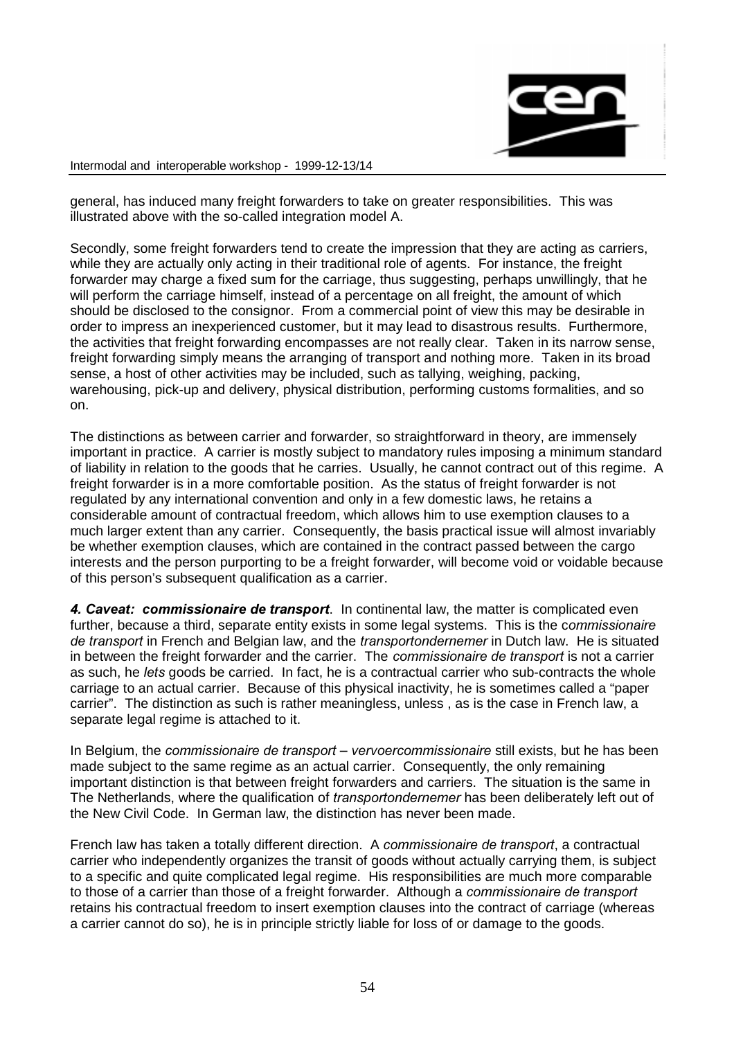general, has induced many freight forwarders to take on greater responsibilities. This was illustrated above with the so-called integration model A.

Secondly, some freight forwarders tend to create the impression that they are acting as carriers, while they are actually only acting in their traditional role of agents. For instance, the freight forwarder may charge a fixed sum for the carriage, thus suggesting, perhaps unwillingly, that he will perform the carriage himself, instead of a percentage on all freight, the amount of which should be disclosed to the consignor. From a commercial point of view this may be desirable in order to impress an inexperienced customer, but it may lead to disastrous results. Furthermore, the activities that freight forwarding encompasses are not really clear. Taken in its narrow sense, freight forwarding simply means the arranging of transport and nothing more. Taken in its broad sense, a host of other activities may be included, such as tallying, weighing, packing, warehousing, pick-up and delivery, physical distribution, performing customs formalities, and so on.

The distinctions as between carrier and forwarder, so straightforward in theory, are immensely important in practice. A carrier is mostly subject to mandatory rules imposing a minimum standard of liability in relation to the goods that he carries. Usually, he cannot contract out of this regime. A freight forwarder is in a more comfortable position. As the status of freight forwarder is not regulated by any international convention and only in a few domestic laws, he retains a considerable amount of contractual freedom, which allows him to use exemption clauses to a much larger extent than any carrier. Consequently, the basis practical issue will almost invariably be whether exemption clauses, which are contained in the contract passed between the cargo interests and the person purporting to be a freight forwarder, will become void or voidable because of this person's subsequent qualification as a carrier.

***4. Caveat: commissionaire de transport***. In continental law, the matter is complicated even further, because a third, separate entity exists in some legal systems. This is the *commissionaire de transport* in French and Belgian law, and the *transportondernemer* in Dutch law. He is situated in between the freight forwarder and the carrier. The *commissionaire de transport* is not a carrier as such, he *lets* goods be carried. In fact, he is a contractual carrier who sub-contracts the whole carriage to an actual carrier. Because of this physical inactivity, he is sometimes called a "paper carrier". The distinction as such is rather meaningless, unless , as is the case in French law, a separate legal regime is attached to it.

In Belgium, the *commissionaire de transport – vervoercommissionaire* still exists, but he has been made subject to the same regime as an actual carrier. Consequently, the only remaining important distinction is that between freight forwarders and carriers. The situation is the same in The Netherlands, where the qualification of *transportondernemer* has been deliberately left out of the New Civil Code. In German law, the distinction has never been made.

French law has taken a totally different direction. A *commissionaire de transport*, a contractual carrier who independently organizes the transit of goods without actually carrying them, is subject to a specific and quite complicated legal regime. His responsibilities are much more comparable to those of a carrier than those of a freight forwarder. Although a *commissionaire de transport* retains his contractual freedom to insert exemption clauses into the contract of carriage (whereas a carrier cannot do so), he is in principle strictly liable for loss of or damage to the goods.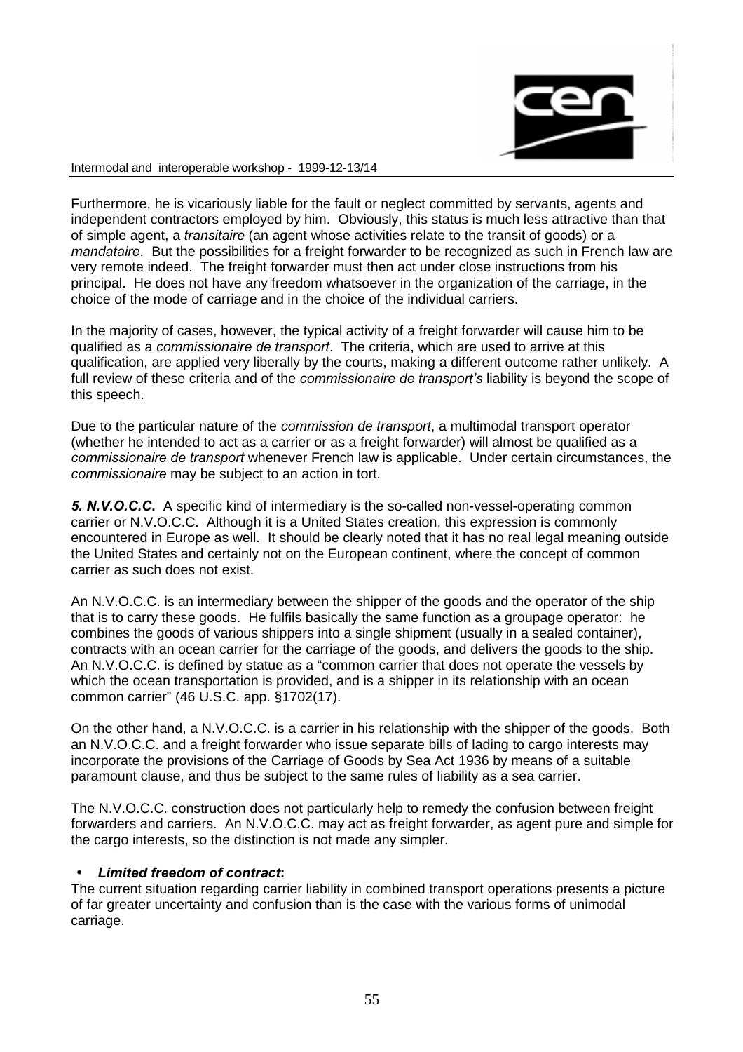Furthermore, he is vicariously liable for the fault or neglect committed by servants, agents and independent contractors employed by him. Obviously, this status is much less attractive than that of simple agent, a *transitaire* (an agent whose activities relate to the transit of goods) or a *mandataire*. But the possibilities for a freight forwarder to be recognized as such in French law are very remote indeed. The freight forwarder must then act under close instructions from his principal. He does not have any freedom whatsoever in the organization of the carriage, in the choice of the mode of carriage and in the choice of the individual carriers.

In the majority of cases, however, the typical activity of a freight forwarder will cause him to be qualified as a *commissionaire de transport*. The criteria, which are used to arrive at this qualification, are applied very liberally by the courts, making a different outcome rather unlikely. A full review of these criteria and of the *commissionaire de transport's* liability is beyond the scope of this speech.

Due to the particular nature of the *commission de transport*, a multimodal transport operator (whether he intended to act as a carrier or as a freight forwarder) will almost be qualified as a *commissionaire de transport* whenever French law is applicable. Under certain circumstances, the *commissionaire* may be subject to an action in tort.

***5. N.V.O.C.C.*** A specific kind of intermediary is the so-called non-vessel-operating common carrier or N.V.O.C.C. Although it is a United States creation, this expression is commonly encountered in Europe as well. It should be clearly noted that it has no real legal meaning outside the United States and certainly not on the European continent, where the concept of common carrier as such does not exist.

An N.V.O.C.C. is an intermediary between the shipper of the goods and the operator of the ship that is to carry these goods. He fulfils basically the same function as a groupage operator: he combines the goods of various shippers into a single shipment (usually in a sealed container), contracts with an ocean carrier for the carriage of the goods, and delivers the goods to the ship. An N.V.O.C.C. is defined by statue as a "common carrier that does not operate the vessels by which the ocean transportation is provided, and is a shipper in its relationship with an ocean common carrier" (46 U.S.C. app. §1702(17).

On the other hand, a N.V.O.C.C. is a carrier in his relationship with the shipper of the goods. Both an N.V.O.C.C. and a freight forwarder who issue separate bills of lading to cargo interests may incorporate the provisions of the Carriage of Goods by Sea Act 1936 by means of a suitable paramount clause, and thus be subject to the same rules of liability as a sea carrier.

The N.V.O.C.C. construction does not particularly help to remedy the confusion between freight forwarders and carriers. An N.V.O.C.C. may act as freight forwarder, as agent pure and simple for the cargo interests, so the distinction is not made any simpler.

- ***Limited freedom of contract*:**

The current situation regarding carrier liability in combined transport operations presents a picture of far greater uncertainty and confusion than is the case with the various forms of unimodal carriage.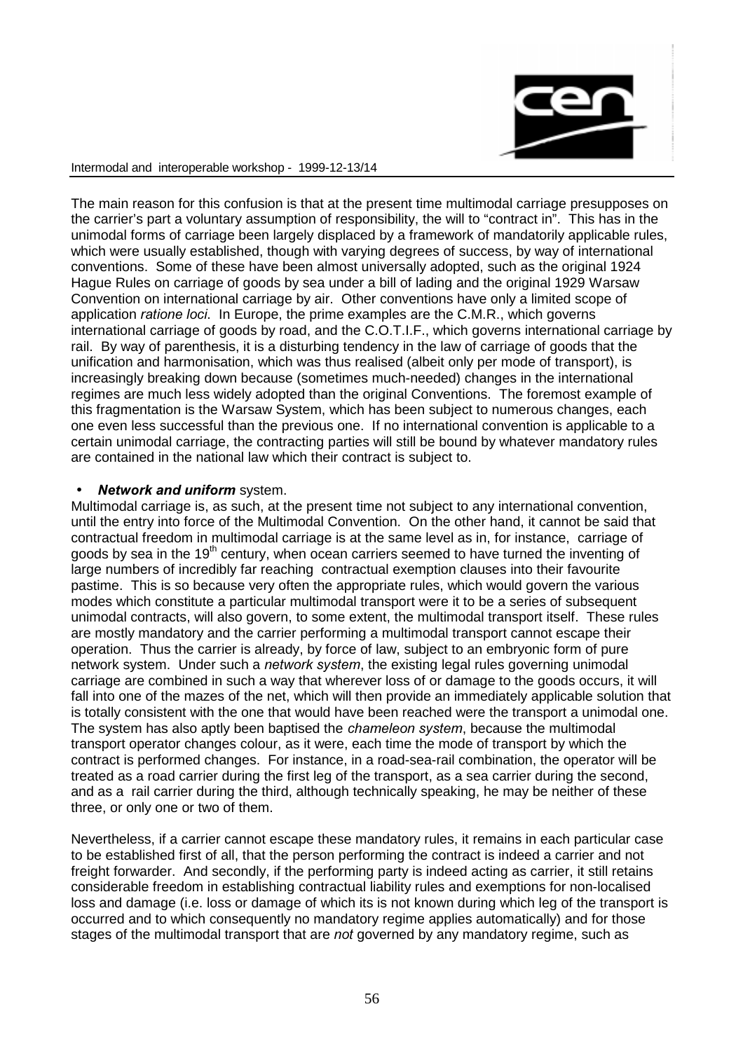The main reason for this confusion is that at the present time multimodal carriage presupposes on the carrier's part a voluntary assumption of responsibility, the will to "contract in". This has in the unimodal forms of carriage been largely displaced by a framework of mandatorily applicable rules, which were usually established, though with varying degrees of success, by way of international conventions. Some of these have been almost universally adopted, such as the original 1924 Hague Rules on carriage of goods by sea under a bill of lading and the original 1929 Warsaw Convention on international carriage by air. Other conventions have only a limited scope of application *ratione loci*. In Europe, the prime examples are the C.M.R., which governs international carriage of goods by road, and the C.O.T.I.F., which governs international carriage by rail. By way of parenthesis, it is a disturbing tendency in the law of carriage of goods that the unification and harmonisation, which was thus realised (albeit only per mode of transport), is increasingly breaking down because (sometimes much-needed) changes in the international regimes are much less widely adopted than the original Conventions. The foremost example of this fragmentation is the Warsaw System, which has been subject to numerous changes, each one even less successful than the previous one. If no international convention is applicable to a certain unimodal carriage, the contracting parties will still be bound by whatever mandatory rules are contained in the national law which their contract is subject to.

- ***Network and uniform*** system.

Multimodal carriage is, as such, at the present time not subject to any international convention, until the entry into force of the Multimodal Convention. On the other hand, it cannot be said that contractual freedom in multimodal carriage is at the same level as in, for instance, carriage of goods by sea in the 19th century, when ocean carriers seemed to have turned the inventing of large numbers of incredibly far reaching contractual exemption clauses into their favourite pastime. This is so because very often the appropriate rules, which would govern the various modes which constitute a particular multimodal transport were it to be a series of subsequent unimodal contracts, will also govern, to some extent, the multimodal transport itself. These rules are mostly mandatory and the carrier performing a multimodal transport cannot escape their operation. Thus the carrier is already, by force of law, subject to an embryonic form of pure network system. Under such a *network system*, the existing legal rules governing unimodal carriage are combined in such a way that wherever loss of or damage to the goods occurs, it will fall into one of the mazes of the net, which will then provide an immediately applicable solution that is totally consistent with the one that would have been reached were the transport a unimodal one. The system has also aptly been baptised the *chameleon system*, because the multimodal transport operator changes colour, as it were, each time the mode of transport by which the contract is performed changes. For instance, in a road-sea-rail combination, the operator will be treated as a road carrier during the first leg of the transport, as a sea carrier during the second, and as a rail carrier during the third, although technically speaking, he may be neither of these three, or only one or two of them.

Nevertheless, if a carrier cannot escape these mandatory rules, it remains in each particular case to be established first of all, that the person performing the contract is indeed a carrier and not freight forwarder. And secondly, if the performing party is indeed acting as carrier, it still retains considerable freedom in establishing contractual liability rules and exemptions for non-localised loss and damage (i.e. loss or damage of which its is not known during which leg of the transport is occurred and to which consequently no mandatory regime applies automatically) and for those stages of the multimodal transport that are *not* governed by any mandatory regime, such as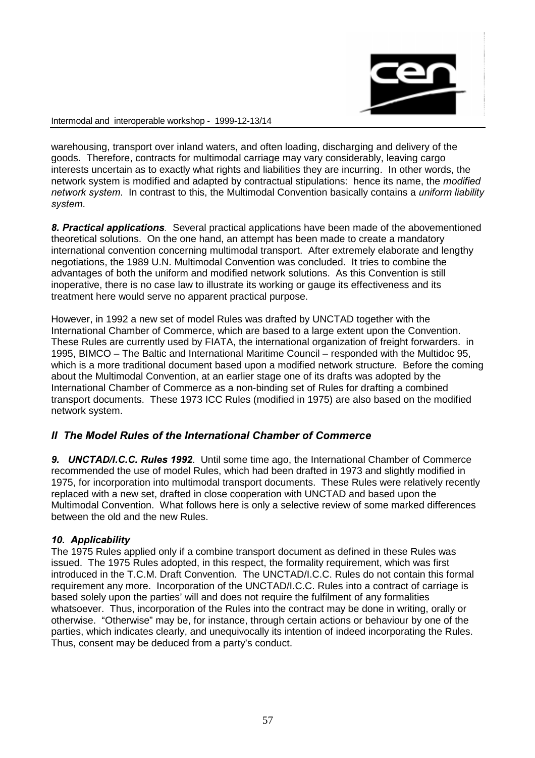warehousing, transport over inland waters, and often loading, discharging and delivery of the goods. Therefore, contracts for multimodal carriage may vary considerably, leaving cargo interests uncertain as to exactly what rights and liabilities they are incurring. In other words, the network system is modified and adapted by contractual stipulations: hence its name, the *modified network system*. In contrast to this, the Multimodal Convention basically contains a *uniform liability system*.

***8. Practical applications****.* Several practical applications have been made of the abovementioned theoretical solutions. On the one hand, an attempt has been made to create a mandatory international convention concerning multimodal transport. After extremely elaborate and lengthy negotiations, the 1989 U.N. Multimodal Convention was concluded. It tries to combine the advantages of both the uniform and modified network solutions. As this Convention is still inoperative, there is no case law to illustrate its working or gauge its effectiveness and its treatment here would serve no apparent practical purpose.

However, in 1992 a new set of model Rules was drafted by UNCTAD together with the International Chamber of Commerce, which are based to a large extent upon the Convention. These Rules are currently used by FIATA, the international organization of freight forwarders. in 1995, BIMCO – The Baltic and International Maritime Council – responded with the Multidoc 95, which is a more traditional document based upon a modified network structure. Before the coming about the Multimodal Convention, at an earlier stage one of its drafts was adopted by the International Chamber of Commerce as a non-binding set of Rules for drafting a combined transport documents. These 1973 ICC Rules (modified in 1975) are also based on the modified network system.

## *II The Model Rules of the International Chamber of Commerce*

***9. UNCTAD/I.C.C. Rules 1992***. Until some time ago, the International Chamber of Commerce recommended the use of model Rules, which had been drafted in 1973 and slightly modified in 1975, for incorporation into multimodal transport documents. These Rules were relatively recently replaced with a new set, drafted in close cooperation with UNCTAD and based upon the Multimodal Convention. What follows here is only a selective review of some marked differences between the old and the new Rules.

***10. Applicability***

The 1975 Rules applied only if a combine transport document as defined in these Rules was issued. The 1975 Rules adopted, in this respect, the formality requirement, which was first introduced in the T.C.M. Draft Convention. The UNCTAD/I.C.C. Rules do not contain this formal requirement any more. Incorporation of the UNCTAD/I.C.C. Rules into a contract of carriage is based solely upon the parties' will and does not require the fulfilment of any formalities whatsoever. Thus, incorporation of the Rules into the contract may be done in writing, orally or otherwise. "Otherwise" may be, for instance, through certain actions or behaviour by one of the parties, which indicates clearly, and unequivocally its intention of indeed incorporating the Rules. Thus, consent may be deduced from a party's conduct.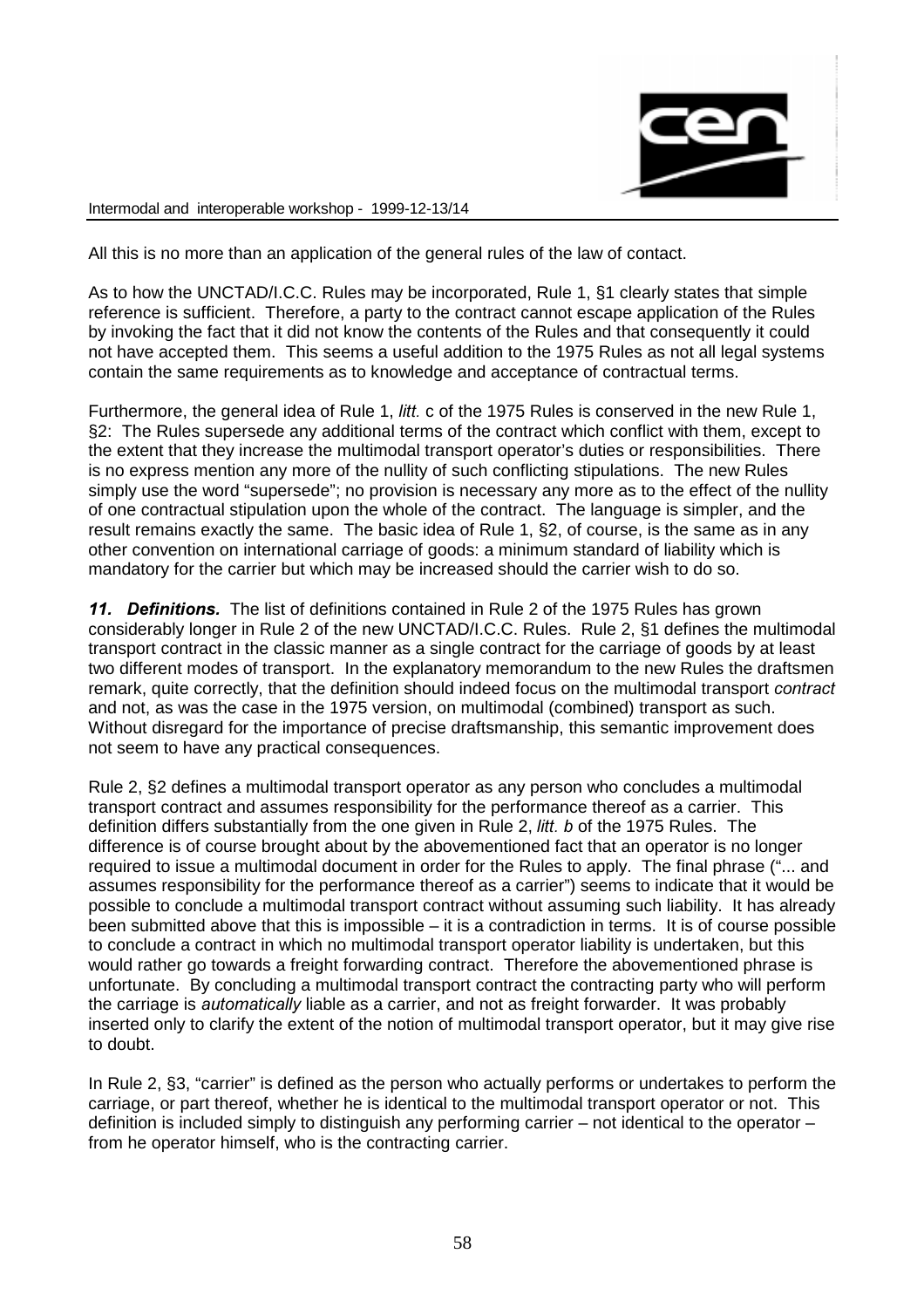All this is no more than an application of the general rules of the law of contact.

As to how the UNCTAD/I.C.C. Rules may be incorporated, Rule 1, §1 clearly states that simple reference is sufficient. Therefore, a party to the contract cannot escape application of the Rules by invoking the fact that it did not know the contents of the Rules and that consequently it could not have accepted them. This seems a useful addition to the 1975 Rules as not all legal systems contain the same requirements as to knowledge and acceptance of contractual terms.

Furthermore, the general idea of Rule 1, *litt.* c of the 1975 Rules is conserved in the new Rule 1, §2: The Rules supersede any additional terms of the contract which conflict with them, except to the extent that they increase the multimodal transport operator's duties or responsibilities. There is no express mention any more of the nullity of such conflicting stipulations. The new Rules simply use the word "supersede"; no provision is necessary any more as to the effect of the nullity of one contractual stipulation upon the whole of the contract. The language is simpler, and the result remains exactly the same. The basic idea of Rule 1, §2, of course, is the same as in any other convention on international carriage of goods: a minimum standard of liability which is mandatory for the carrier but which may be increased should the carrier wish to do so.

***11. Definitions.*** The list of definitions contained in Rule 2 of the 1975 Rules has grown considerably longer in Rule 2 of the new UNCTAD/I.C.C. Rules. Rule 2, §1 defines the multimodal transport contract in the classic manner as a single contract for the carriage of goods by at least two different modes of transport. In the explanatory memorandum to the new Rules the draftsmen remark, quite correctly, that the definition should indeed focus on the multimodal transport *contract* and not, as was the case in the 1975 version, on multimodal (combined) transport as such. Without disregard for the importance of precise draftsmanship, this semantic improvement does not seem to have any practical consequences.

Rule 2, §2 defines a multimodal transport operator as any person who concludes a multimodal transport contract and assumes responsibility for the performance thereof as a carrier. This definition differs substantially from the one given in Rule 2, *litt. b* of the 1975 Rules. The difference is of course brought about by the abovementioned fact that an operator is no longer required to issue a multimodal document in order for the Rules to apply. The final phrase ("... and assumes responsibility for the performance thereof as a carrier") seems to indicate that it would be possible to conclude a multimodal transport contract without assuming such liability. It has already been submitted above that this is impossible – it is a contradiction in terms. It is of course possible to conclude a contract in which no multimodal transport operator liability is undertaken, but this would rather go towards a freight forwarding contract. Therefore the abovementioned phrase is unfortunate. By concluding a multimodal transport contract the contracting party who will perform the carriage is *automatically* liable as a carrier, and not as freight forwarder. It was probably inserted only to clarify the extent of the notion of multimodal transport operator, but it may give rise to doubt.

In Rule 2, §3, "carrier" is defined as the person who actually performs or undertakes to perform the carriage, or part thereof, whether he is identical to the multimodal transport operator or not. This definition is included simply to distinguish any performing carrier – not identical to the operator – from he operator himself, who is the contracting carrier.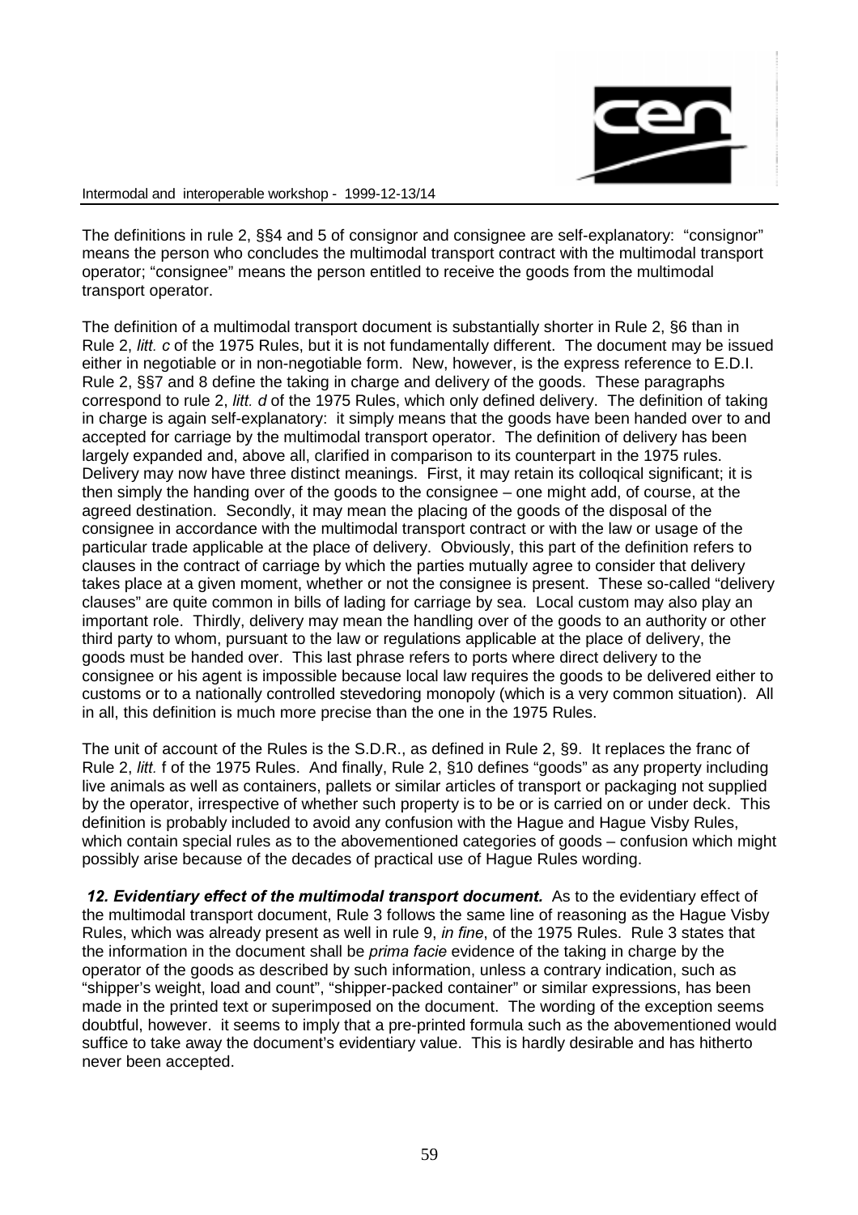The definitions in rule 2, §§4 and 5 of consignor and consignee are self-explanatory: "consignor" means the person who concludes the multimodal transport contract with the multimodal transport operator; "consignee" means the person entitled to receive the goods from the multimodal transport operator.

The definition of a multimodal transport document is substantially shorter in Rule 2, §6 than in Rule 2, *litt. c* of the 1975 Rules, but it is not fundamentally different. The document may be issued either in negotiable or in non-negotiable form. New, however, is the express reference to E.D.I. Rule 2, §§7 and 8 define the taking in charge and delivery of the goods. These paragraphs correspond to rule 2, *litt. d* of the 1975 Rules, which only defined delivery. The definition of taking in charge is again self-explanatory: it simply means that the goods have been handed over to and accepted for carriage by the multimodal transport operator. The definition of delivery has been largely expanded and, above all, clarified in comparison to its counterpart in the 1975 rules. Delivery may now have three distinct meanings. First, it may retain its colloqical significant; it is then simply the handing over of the goods to the consignee – one might add, of course, at the agreed destination. Secondly, it may mean the placing of the goods of the disposal of the consignee in accordance with the multimodal transport contract or with the law or usage of the particular trade applicable at the place of delivery. Obviously, this part of the definition refers to clauses in the contract of carriage by which the parties mutually agree to consider that delivery takes place at a given moment, whether or not the consignee is present. These so-called "delivery clauses" are quite common in bills of lading for carriage by sea. Local custom may also play an important role. Thirdly, delivery may mean the handling over of the goods to an authority or other third party to whom, pursuant to the law or regulations applicable at the place of delivery, the goods must be handed over. This last phrase refers to ports where direct delivery to the consignee or his agent is impossible because local law requires the goods to be delivered either to customs or to a nationally controlled stevedoring monopoly (which is a very common situation). All in all, this definition is much more precise than the one in the 1975 Rules.

The unit of account of the Rules is the S.D.R., as defined in Rule 2, §9. It replaces the franc of Rule 2, *litt.* f of the 1975 Rules. And finally, Rule 2, §10 defines "goods" as any property including live animals as well as containers, pallets or similar articles of transport or packaging not supplied by the operator, irrespective of whether such property is to be or is carried on or under deck. This definition is probably included to avoid any confusion with the Hague and Hague Visby Rules, which contain special rules as to the abovementioned categories of goods – confusion which might possibly arise because of the decades of practical use of Hague Rules wording.

***12. Evidentiary effect of the multimodal transport document.*** As to the evidentiary effect of the multimodal transport document, Rule 3 follows the same line of reasoning as the Hague Visby Rules, which was already present as well in rule 9, *in fine*, of the 1975 Rules. Rule 3 states that the information in the document shall be *prima facie* evidence of the taking in charge by the operator of the goods as described by such information, unless a contrary indication, such as "shipper's weight, load and count", "shipper-packed container" or similar expressions, has been made in the printed text or superimposed on the document. The wording of the exception seems doubtful, however. it seems to imply that a pre-printed formula such as the abovementioned would suffice to take away the document's evidentiary value. This is hardly desirable and has hitherto never been accepted.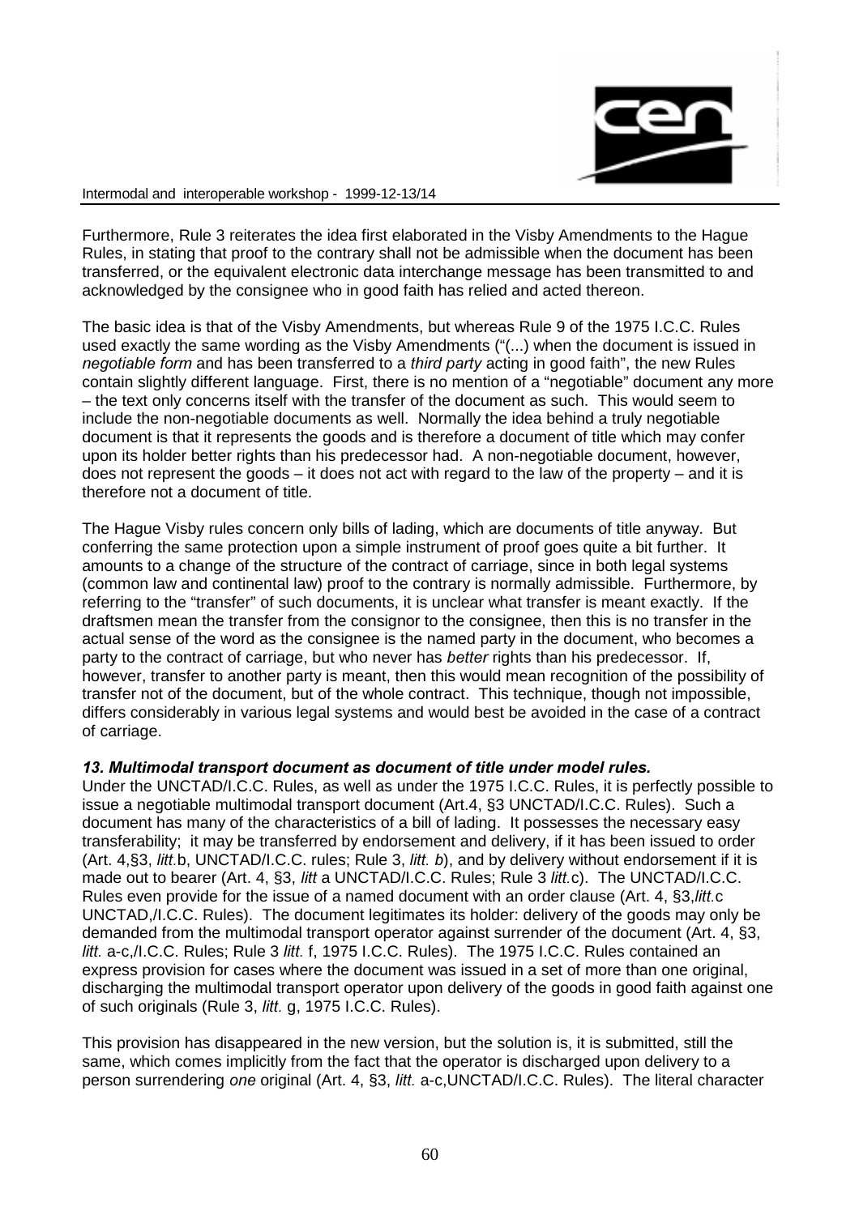Furthermore, Rule 3 reiterates the idea first elaborated in the Visby Amendments to the Hague Rules, in stating that proof to the contrary shall not be admissible when the document has been transferred, or the equivalent electronic data interchange message has been transmitted to and acknowledged by the consignee who in good faith has relied and acted thereon.

The basic idea is that of the Visby Amendments, but whereas Rule 9 of the 1975 I.C.C. Rules used exactly the same wording as the Visby Amendments ("(...) when the document is issued in *negotiable form* and has been transferred to a *third party* acting in good faith", the new Rules contain slightly different language. First, there is no mention of a "negotiable" document any more – the text only concerns itself with the transfer of the document as such. This would seem to include the non-negotiable documents as well. Normally the idea behind a truly negotiable document is that it represents the goods and is therefore a document of title which may confer upon its holder better rights than his predecessor had. A non-negotiable document, however, does not represent the goods – it does not act with regard to the law of the property – and it is therefore not a document of title.

The Hague Visby rules concern only bills of lading, which are documents of title anyway. But conferring the same protection upon a simple instrument of proof goes quite a bit further. It amounts to a change of the structure of the contract of carriage, since in both legal systems (common law and continental law) proof to the contrary is normally admissible. Furthermore, by referring to the "transfer" of such documents, it is unclear what transfer is meant exactly. If the draftsmen mean the transfer from the consignor to the consignee, then this is no transfer in the actual sense of the word as the consignee is the named party in the document, who becomes a party to the contract of carriage, but who never has *better* rights than his predecessor. If, however, transfer to another party is meant, then this would mean recognition of the possibility of transfer not of the document, but of the whole contract. This technique, though not impossible, differs considerably in various legal systems and would best be avoided in the case of a contract of carriage.

### *13. Multimodal transport document as document of title under model rules.*

Under the UNCTAD/I.C.C. Rules, as well as under the 1975 I.C.C. Rules, it is perfectly possible to issue a negotiable multimodal transport document (Art.4, §3 UNCTAD/I.C.C. Rules). Such a document has many of the characteristics of a bill of lading. It possesses the necessary easy transferability; it may be transferred by endorsement and delivery, if it has been issued to order (Art. 4,§3, *litt.*b, UNCTAD/I.C.C. rules; Rule 3, *litt. b*), and by delivery without endorsement if it is made out to bearer (Art. 4, §3, *litt* a UNCTAD/I.C.C. Rules; Rule 3 *litt.*c). The UNCTAD/I.C.C. Rules even provide for the issue of a named document with an order clause (Art. 4, §3,*litt.*c UNCTAD,/I.C.C. Rules). The document legitimates its holder: delivery of the goods may only be demanded from the multimodal transport operator against surrender of the document (Art. 4, §3, *litt.* a-c,/I.C.C. Rules; Rule 3 *litt.* f, 1975 I.C.C. Rules). The 1975 I.C.C. Rules contained an express provision for cases where the document was issued in a set of more than one original, discharging the multimodal transport operator upon delivery of the goods in good faith against one of such originals (Rule 3, *litt.* g, 1975 I.C.C. Rules).

This provision has disappeared in the new version, but the solution is, it is submitted, still the same, which comes implicitly from the fact that the operator is discharged upon delivery to a person surrendering *one* original (Art. 4, §3, *litt.* a-c,UNCTAD/I.C.C. Rules). The literal character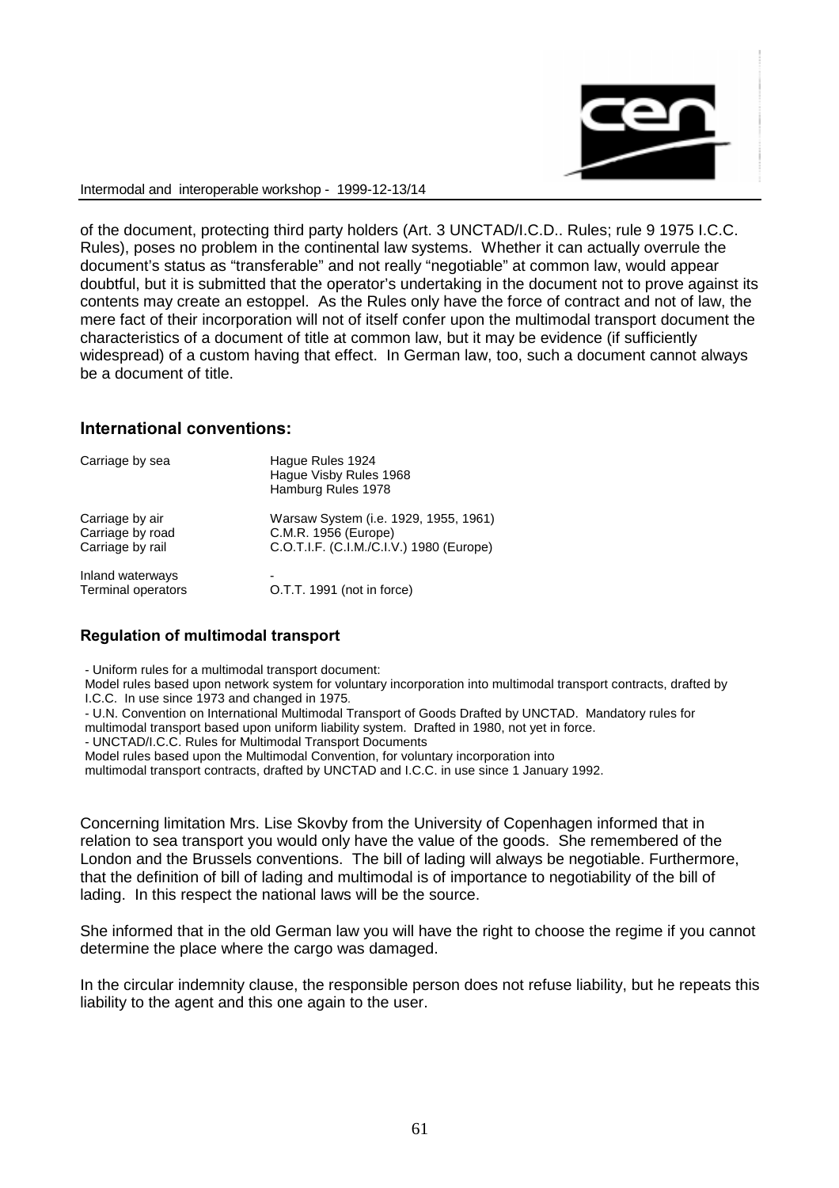of the document, protecting third party holders (Art. 3 UNCTAD/I.C.D.. Rules; rule 9 1975 I.C.C. Rules), poses no problem in the continental law systems. Whether it can actually overrule the document's status as "transferable" and not really "negotiable" at common law, would appear doubtful, but it is submitted that the operator's undertaking in the document not to prove against its contents may create an estoppel. As the Rules only have the force of contract and not of law, the mere fact of their incorporation will not of itself confer upon the multimodal transport document the characteristics of a document of title at common law, but it may be evidence (if sufficiently widespread) of a custom having that effect. In German law, too, such a document cannot always be a document of title.

## International conventions:

| | |
|---|---|
| Carriage by sea | Hague Rules 1924<br>Hague Visby Rules 1968<br>Hamburg Rules 1978 |
| Carriage by air | Warsaw System (i.e. 1929, 1955, 1961) |
| Carriage by road | C.M.R. 1956 (Europe) |
| Carriage by rail | C.O.T.I.F. (C.I.M./C.I.V.) 1980 (Europe) |
| Inland waterways | - |
| Terminal operators | O.T.T. 1991 (not in force) |

## Regulation of multimodal transport

- Uniform rules for a multimodal transport document:
  Model rules based upon network system for voluntary incorporation into multimodal transport contracts, drafted by I.C.C. In use since 1973 and changed in 1975.
- U.N. Convention on International Multimodal Transport of Goods Drafted by UNCTAD. Mandatory rules for multimodal transport based upon uniform liability system. Drafted in 1980, not yet in force.
- UNCTAD/I.C.C. Rules for Multimodal Transport Documents
  Model rules based upon the Multimodal Convention, for voluntary incorporation into multimodal transport contracts, drafted by UNCTAD and I.C.C. in use since 1 January 1992.

Concerning limitation Mrs. Lise Skovby from the University of Copenhagen informed that in relation to sea transport you would only have the value of the goods. She remembered of the London and the Brussels conventions. The bill of lading will always be negotiable. Furthermore, that the definition of bill of lading and multimodal is of importance to negotiability of the bill of lading. In this respect the national laws will be the source.

She informed that in the old German law you will have the right to choose the regime if you cannot determine the place where the cargo was damaged.

In the circular indemnity clause, the responsible person does not refuse liability, but he repeats this liability to the agent and this one again to the user.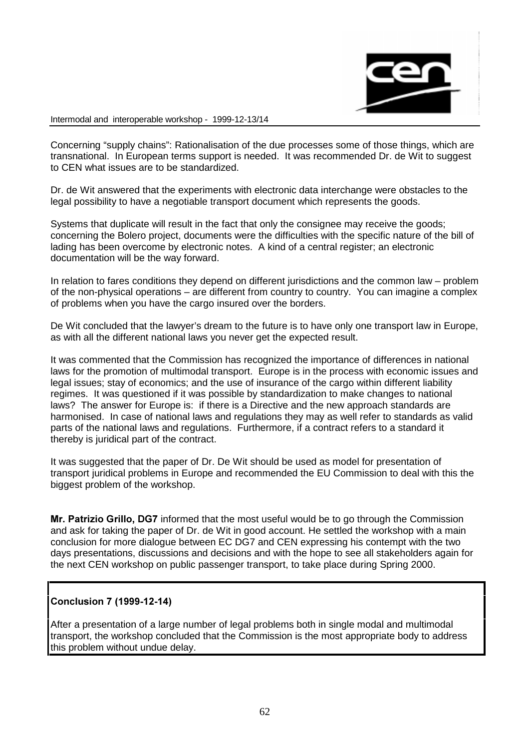Concerning "supply chains": Rationalisation of the due processes some of those things, which are transnational. In European terms support is needed. It was recommended Dr. de Wit to suggest to CEN what issues are to be standardized.

Dr. de Wit answered that the experiments with electronic data interchange were obstacles to the legal possibility to have a negotiable transport document which represents the goods.

Systems that duplicate will result in the fact that only the consignee may receive the goods; concerning the Bolero project, documents were the difficulties with the specific nature of the bill of lading has been overcome by electronic notes. A kind of a central register; an electronic documentation will be the way forward.

In relation to fares conditions they depend on different jurisdictions and the common law – problem of the non-physical operations – are different from country to country. You can imagine a complex of problems when you have the cargo insured over the borders.

De Wit concluded that the lawyer's dream to the future is to have only one transport law in Europe, as with all the different national laws you never get the expected result.

It was commented that the Commission has recognized the importance of differences in national laws for the promotion of multimodal transport. Europe is in the process with economic issues and legal issues; stay of economics; and the use of insurance of the cargo within different liability regimes. It was questioned if it was possible by standardization to make changes to national laws? The answer for Europe is: if there is a Directive and the new approach standards are harmonised. In case of national laws and regulations they may as well refer to standards as valid parts of the national laws and regulations. Furthermore, if a contract refers to a standard it thereby is juridical part of the contract.

It was suggested that the paper of Dr. De Wit should be used as model for presentation of transport juridical problems in Europe and recommended the EU Commission to deal with this the biggest problem of the workshop.

**Mr. Patrizio Grillo, DG7** informed that the most useful would be to go through the Commission and ask for taking the paper of Dr. de Wit in good account. He settled the workshop with a main conclusion for more dialogue between EC DG7 and CEN expressing his contempt with the two days presentations, discussions and decisions and with the hope to see all stakeholders again for the next CEN workshop on public passenger transport, to take place during Spring 2000.

**Conclusion 7 (1999-12-14)**

After a presentation of a large number of legal problems both in single modal and multimodal transport, the workshop concluded that the Commission is the most appropriate body to address this problem without undue delay.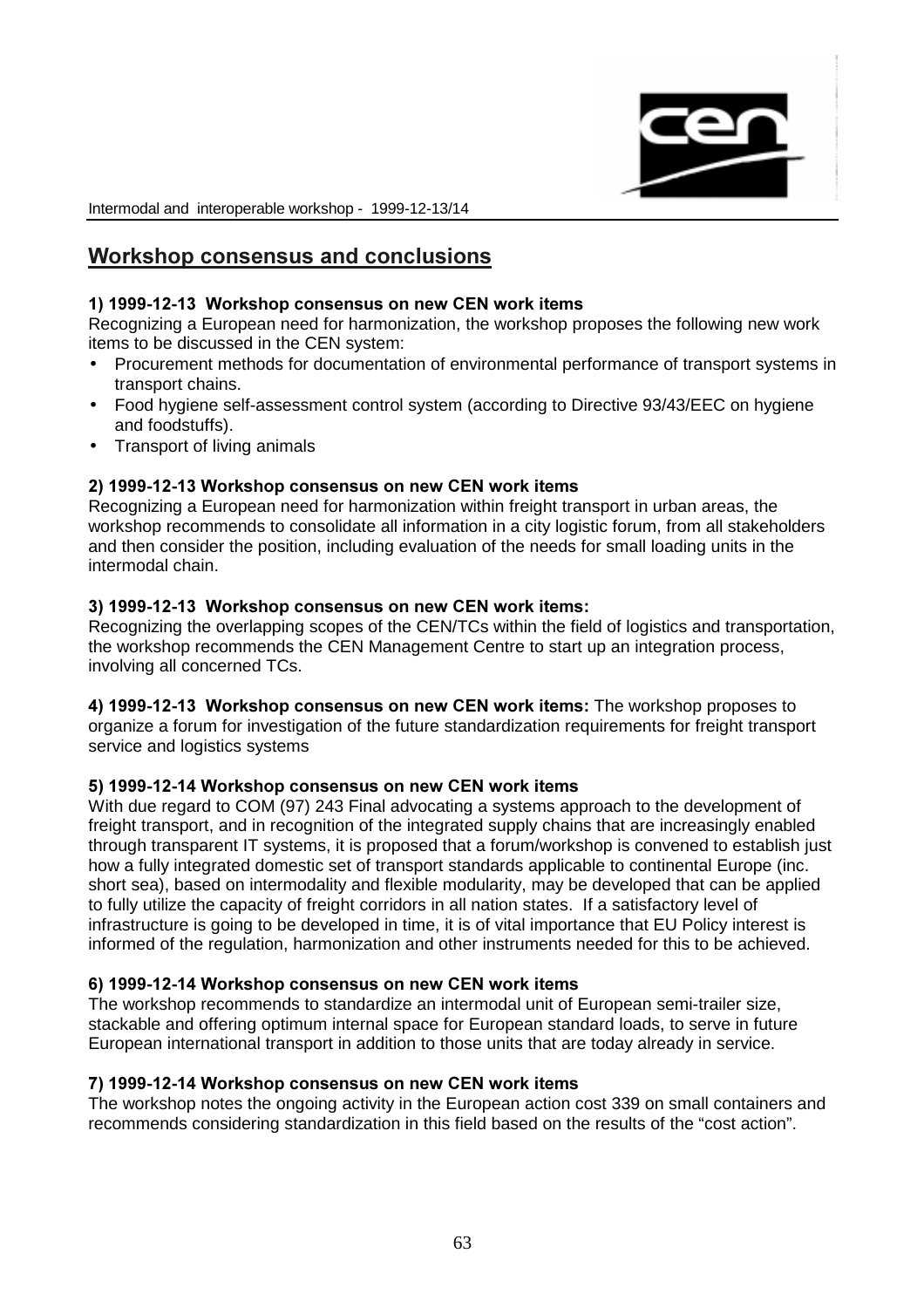## Workshop consensus and conclusions

**1) 1999-12-13 Workshop consensus on new CEN work items**
Recognizing a European need for harmonization, the workshop proposes the following new work items to be discussed in the CEN system:

- Procurement methods for documentation of environmental performance of transport systems in transport chains.
- Food hygiene self-assessment control system (according to Directive 93/43/EEC on hygiene and foodstuffs).
- Transport of living animals

**2) 1999-12-13 Workshop consensus on new CEN work items**
Recognizing a European need for harmonization within freight transport in urban areas, the workshop recommends to consolidate all information in a city logistic forum, from all stakeholders and then consider the position, including evaluation of the needs for small loading units in the intermodal chain.

**3) 1999-12-13 Workshop consensus on new CEN work items:**
Recognizing the overlapping scopes of the CEN/TCs within the field of logistics and transportation, the workshop recommends the CEN Management Centre to start up an integration process, involving all concerned TCs.

**4) 1999-12-13 Workshop consensus on new CEN work items:** The workshop proposes to organize a forum for investigation of the future standardization requirements for freight transport service and logistics systems

**5) 1999-12-14 Workshop consensus on new CEN work items**
With due regard to COM (97) 243 Final advocating a systems approach to the development of freight transport, and in recognition of the integrated supply chains that are increasingly enabled through transparent IT systems, it is proposed that a forum/workshop is convened to establish just how a fully integrated domestic set of transport standards applicable to continental Europe (inc. short sea), based on intermodality and flexible modularity, may be developed that can be applied to fully utilize the capacity of freight corridors in all nation states. If a satisfactory level of infrastructure is going to be developed in time, it is of vital importance that EU Policy interest is informed of the regulation, harmonization and other instruments needed for this to be achieved.

**6) 1999-12-14 Workshop consensus on new CEN work items**
The workshop recommends to standardize an intermodal unit of European semi-trailer size, stackable and offering optimum internal space for European standard loads, to serve in future European international transport in addition to those units that are today already in service.

**7) 1999-12-14 Workshop consensus on new CEN work items**
The workshop notes the ongoing activity in the European action cost 339 on small containers and recommends considering standardization in this field based on the results of the "cost action".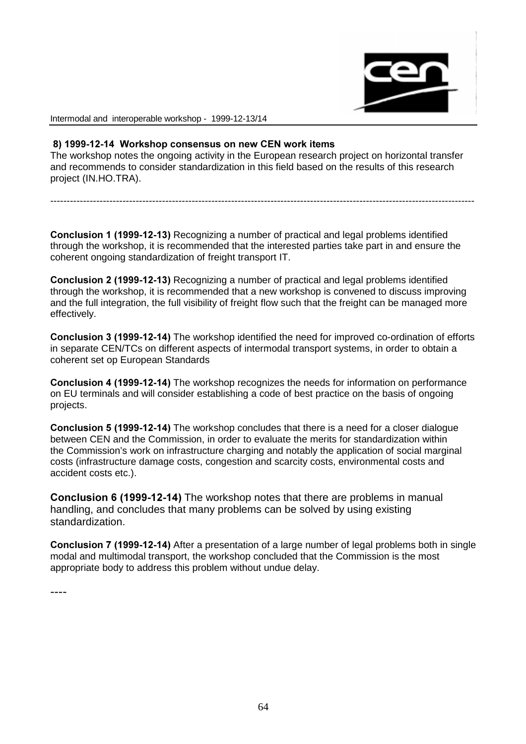**8) 1999-12-14 Workshop consensus on new CEN work items**

The workshop notes the ongoing activity in the European research project on horizontal transfer and recommends to consider standardization in this field based on the results of this research project (IN.HO.TRA).

---

**Conclusion 1 (1999-12-13)** Recognizing a number of practical and legal problems identified through the workshop, it is recommended that the interested parties take part in and ensure the coherent ongoing standardization of freight transport IT.

**Conclusion 2 (1999-12-13)** Recognizing a number of practical and legal problems identified through the workshop, it is recommended that a new workshop is convened to discuss improving and the full integration, the full visibility of freight flow such that the freight can be managed more effectively.

**Conclusion 3 (1999-12-14)** The workshop identified the need for improved co-ordination of efforts in separate CEN/TCs on different aspects of intermodal transport systems, in order to obtain a coherent set op European Standards

**Conclusion 4 (1999-12-14)** The workshop recognizes the needs for information on performance on EU terminals and will consider establishing a code of best practice on the basis of ongoing projects.

**Conclusion 5 (1999-12-14)** The workshop concludes that there is a need for a closer dialogue between CEN and the Commission, in order to evaluate the merits for standardization within the Commission's work on infrastructure charging and notably the application of social marginal costs (infrastructure damage costs, congestion and scarcity costs, environmental costs and accident costs etc.).

**Conclusion 6 (1999-12-14)** The workshop notes that there are problems in manual handling, and concludes that many problems can be solved by using existing standardization.

**Conclusion 7 (1999-12-14)** After a presentation of a large number of legal problems both in single modal and multimodal transport, the workshop concluded that the Commission is the most appropriate body to address this problem without undue delay.

----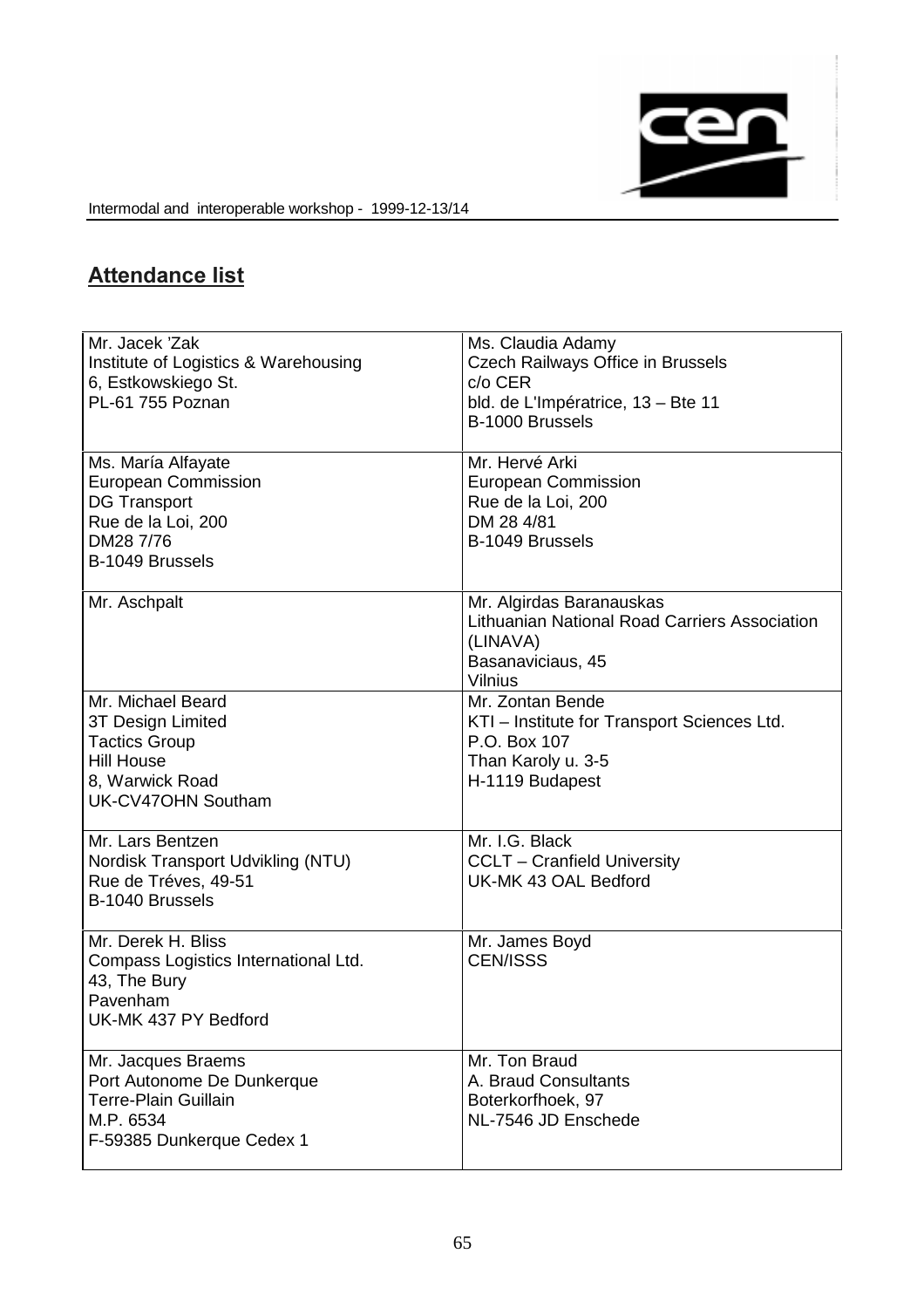Intermodal and interoperable workshop - 1999-12-13/14

## Attendance list

| | |
|---|---|
| Mr. Jacek 'Zak<br>Institute of Logistics & Warehousing<br>6, Estkowskiego St.<br>PL-61 755 Poznan | Ms. Claudia Adamy<br>Czech Railways Office in Brussels<br>c/o CER<br>bld. de L'Impératrice, 13 – Bte 11<br>B-1000 Brussels |
| Ms. María Alfayate<br>European Commission<br>DG Transport<br>Rue de la Loi, 200<br>DM28 7/76<br>B-1049 Brussels | Mr. Hervé Arki<br>European Commission<br>Rue de la Loi, 200<br>DM 28 4/81<br>B-1049 Brussels |
| Mr. Aschpalt | Mr. Algirdas Baranauskas<br>Lithuanian National Road Carriers Association (LINAVA)<br>Basanaviciaus, 45<br>Vilnius |
| Mr. Michael Beard<br>3T Design Limited<br>Tactics Group<br>Hill House<br>8, Warwick Road<br>UK-CV47OHN Southam | Mr. Zontan Bende<br>KTI – Institute for Transport Sciences Ltd.<br>P.O. Box 107<br>Than Karoly u. 3-5<br>H-1119 Budapest |
| Mr. Lars Bentzen<br>Nordisk Transport Udvikling (NTU)<br>Rue de Tréves, 49-51<br>B-1040 Brussels | Mr. I.G. Black<br>CCLT – Cranfield University<br>UK-MK 43 OAL Bedford |
| Mr. Derek H. Bliss<br>Compass Logistics International Ltd.<br>43, The Bury<br>Pavenham<br>UK-MK 437 PY Bedford | Mr. James Boyd<br>CEN/ISSS |
| Mr. Jacques Braems<br>Port Autonome De Dunkerque<br>Terre-Plain Guillain<br>M.P. 6534<br>F-59385 Dunkerque Cedex 1 | Mr. Ton Braud<br>A. Braud Consultants<br>Boterkorfhoek, 97<br>NL-7546 JD Enschede |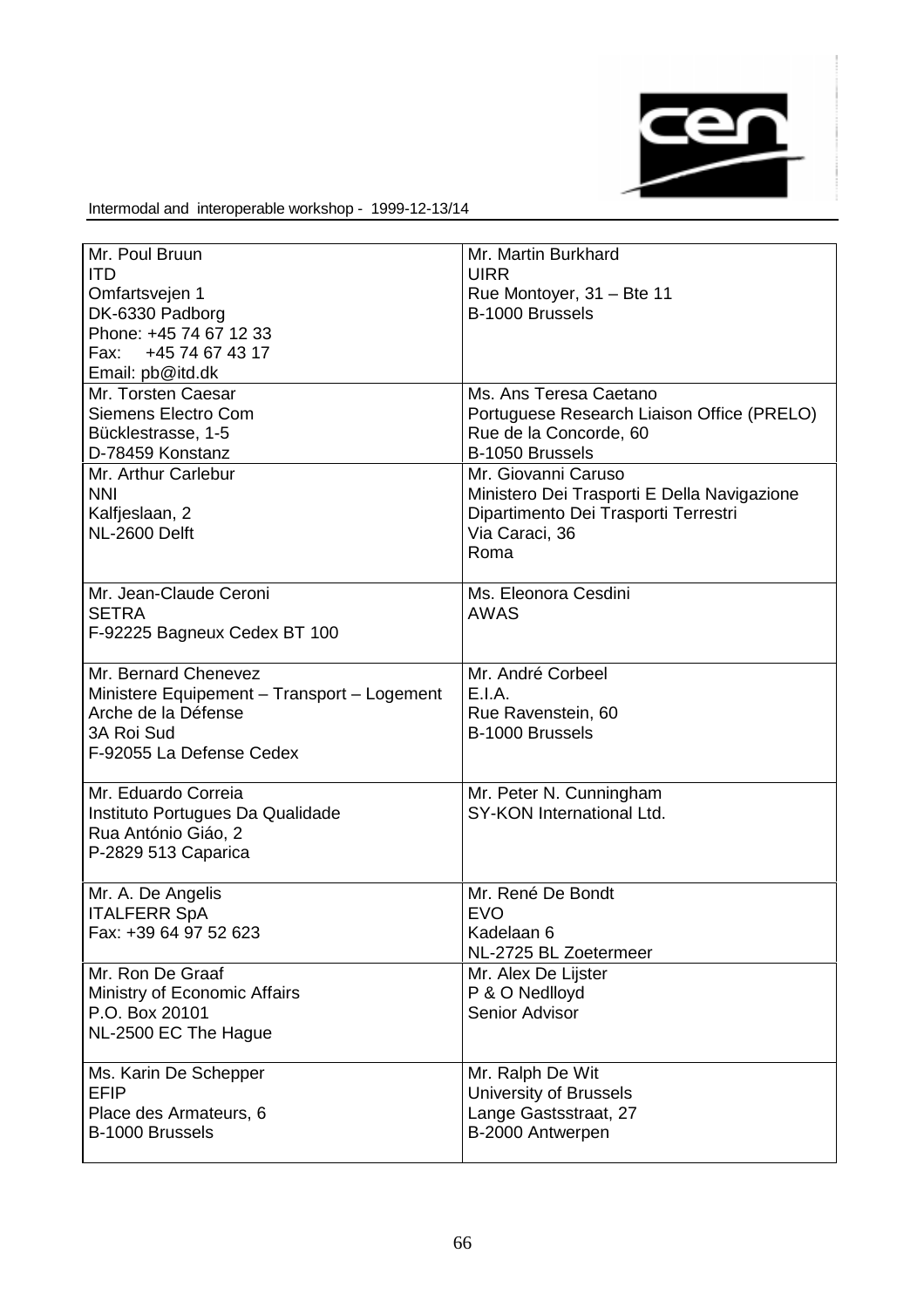| Mr. Poul Bruun<br>ITD<br>Omfartsvejen 1<br>DK-6330 Padborg<br>Phone: +45 74 67 12 33<br>Fax: +45 74 67 43 17<br>Email: pb@itd.dk | Mr. Martin Burkhard<br>UIRR<br>Rue Montoyer, 31 – Bte 11<br>B-1000 Brussels |
|---|---|
| Mr. Torsten Caesar<br>Siemens Electro Com<br>Bücklestrasse, 1-5<br>D-78459 Konstanz | Ms. Ans Teresa Caetano<br>Portuguese Research Liaison Office (PRELO)<br>Rue de la Concorde, 60<br>B-1050 Brussels |
| Mr. Arthur Carlebur<br>NNI<br>Kalfjeslaan, 2<br>NL-2600 Delft | Mr. Giovanni Caruso<br>Ministero Dei Trasporti E Della Navigazione<br>Dipartimento Dei Trasporti Terrestri<br>Via Caraci, 36<br>Roma |
| Mr. Jean-Claude Ceroni<br>SETRA<br>F-92225 Bagneux Cedex BT 100 | Ms. Eleonora Cesdini<br>AWAS |
| Mr. Bernard Chenevez<br>Ministere Equipement – Transport – Logement<br>Arche de la Défense<br>3A Roi Sud<br>F-92055 La Defense Cedex | Mr. André Corbeel<br>E.I.A.<br>Rue Ravenstein, 60<br>B-1000 Brussels |
| Mr. Eduardo Correia<br>Instituto Portugues Da Qualidade<br>Rua António Giáo, 2<br>P-2829 513 Caparica | Mr. Peter N. Cunningham<br>SY-KON International Ltd. |
| Mr. A. De Angelis<br>ITALFERR SpA<br>Fax: +39 64 97 52 623 | Mr. René De Bondt<br>EVO<br>Kadelaan 6<br>NL-2725 BL Zoetermeer |
| Mr. Ron De Graaf<br>Ministry of Economic Affairs<br>P.O. Box 20101<br>NL-2500 EC The Hague | Mr. Alex De Lijster<br>P & O Nedlloyd<br>Senior Advisor |
| Ms. Karin De Schepper<br>EFIP<br>Place des Armateurs, 6<br>B-1000 Brussels | Mr. Ralph De Wit<br>University of Brussels<br>Lange Gastsstraat, 27<br>B-2000 Antwerpen |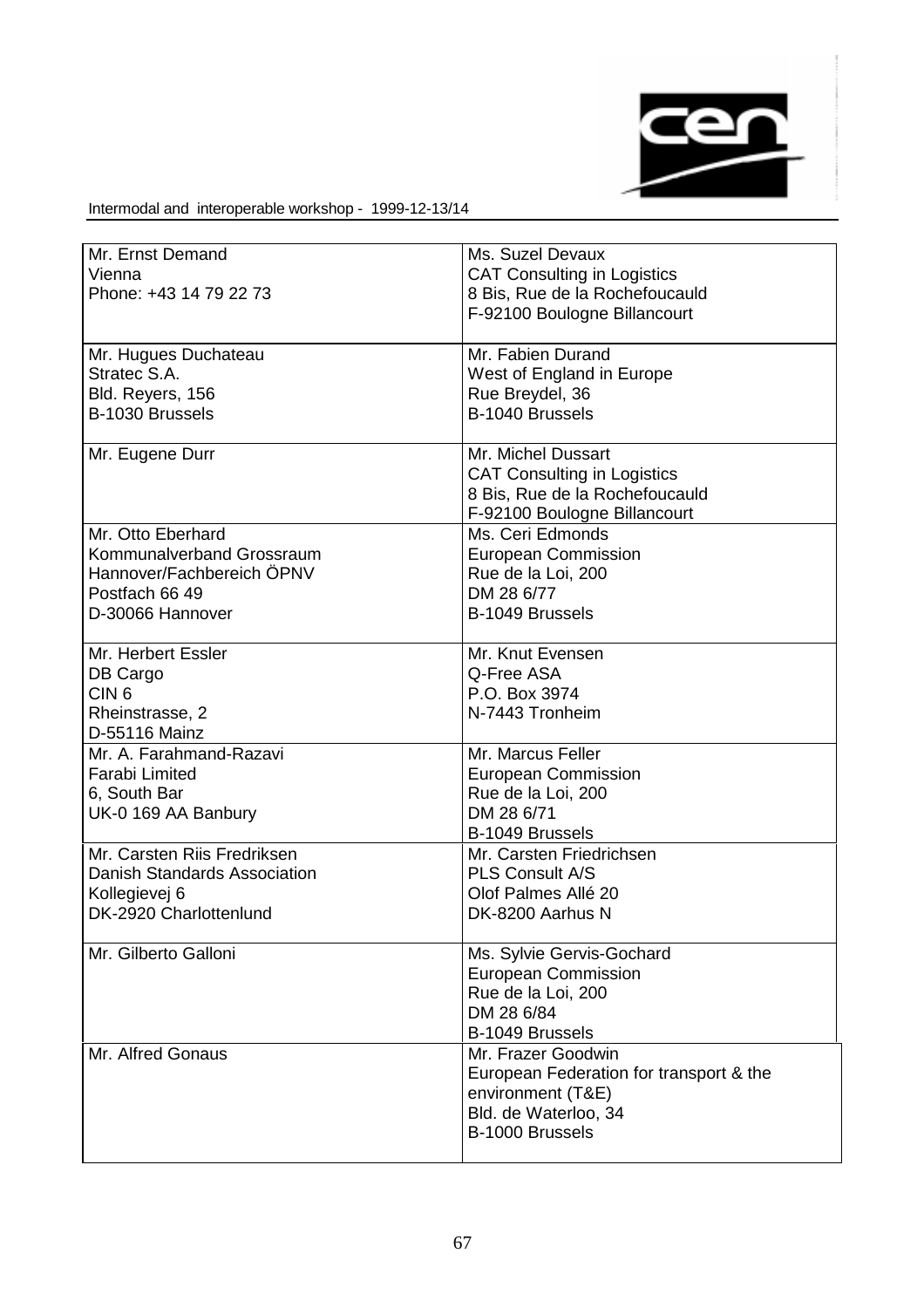| | |
|---|---|
| Mr. Ernst Demand<br>Vienna<br>Phone: +43 14 79 22 73 | Ms. Suzel Devaux<br>CAT Consulting in Logistics<br>8 Bis, Rue de la Rochefoucauld<br>F-92100 Boulogne Billancourt |
| Mr. Hugues Duchateau<br>Stratec S.A.<br>Bld. Reyers, 156<br>B-1030 Brussels | Mr. Fabien Durand<br>West of England in Europe<br>Rue Breydel, 36<br>B-1040 Brussels |
| Mr. Eugene Durr | Mr. Michel Dussart<br>CAT Consulting in Logistics<br>8 Bis, Rue de la Rochefoucauld<br>F-92100 Boulogne Billancourt |
| Mr. Otto Eberhard<br>Kommunalverband Grossraum<br>Hannover/Fachbereich ÖPNV<br>Postfach 66 49<br>D-30066 Hannover | Ms. Ceri Edmonds<br>European Commission<br>Rue de la Loi, 200<br>DM 28 6/77<br>B-1049 Brussels |
| Mr. Herbert Essler<br>DB Cargo<br>CIN 6<br>Rheinstrasse, 2<br>D-55116 Mainz | Mr. Knut Evensen<br>Q-Free ASA<br>P.O. Box 3974<br>N-7443 Tronheim |
| Mr. A. Farahmand-Razavi<br>Farabi Limited<br>6, South Bar<br>UK-0 169 AA Banbury | Mr. Marcus Feller<br>European Commission<br>Rue de la Loi, 200<br>DM 28 6/71<br>B-1049 Brussels |
| Mr. Carsten Riis Fredriksen<br>Danish Standards Association<br>Kollegievej 6<br>DK-2920 Charlottenlund | Mr. Carsten Friedrichsen<br>PLS Consult A/S<br>Olof Palmes Allé 20<br>DK-8200 Aarhus N |
| Mr. Gilberto Galloni | Ms. Sylvie Gervis-Gochard<br>European Commission<br>Rue de la Loi, 200<br>DM 28 6/84<br>B-1049 Brussels |
| Mr. Alfred Gonaus | Mr. Frazer Goodwin<br>European Federation for transport & the environment (T&E)<br>Bld. de Waterloo, 34<br>B-1000 Brussels |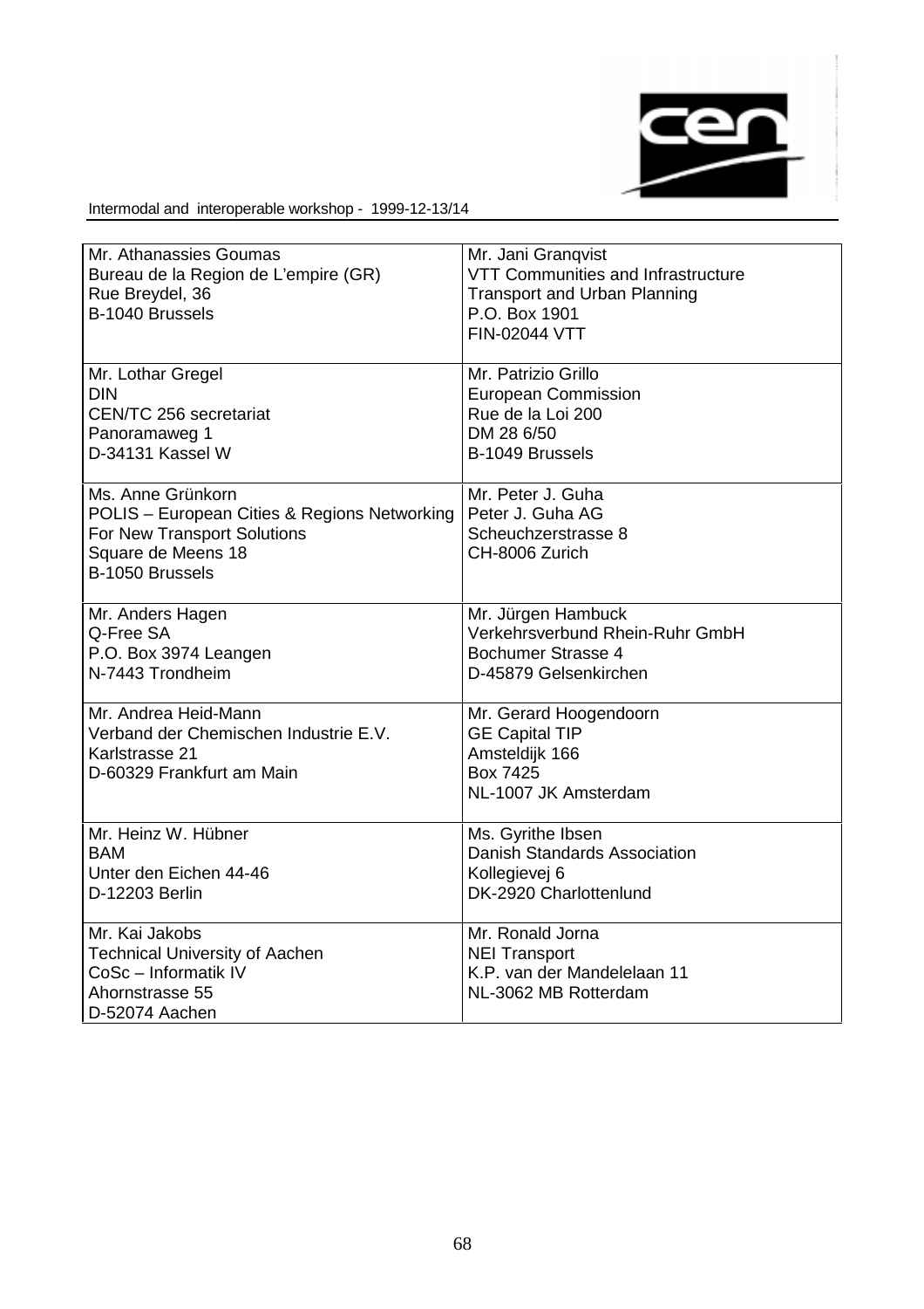| | |
|---|---|
| Mr. Athanassies Goumas<br>Bureau de la Region de L'empire (GR)<br>Rue Breydel, 36<br>B-1040 Brussels | Mr. Jani Granqvist<br>VTT Communities and Infrastructure<br>Transport and Urban Planning<br>P.O. Box 1901<br>FIN-02044 VTT |
| Mr. Lothar Gregel<br>DIN<br>CEN/TC 256 secretariat<br>Panoramaweg 1<br>D-34131 Kassel W | Mr. Patrizio Grillo<br>European Commission<br>Rue de la Loi 200<br>DM 28 6/50<br>B-1049 Brussels |
| Ms. Anne Grünkorn<br>POLIS – European Cities & Regions Networking For New Transport Solutions<br>Square de Meens 18<br>B-1050 Brussels | Mr. Peter J. Guha<br>Peter J. Guha AG<br>Scheuchzerstrasse 8<br>CH-8006 Zurich |
| Mr. Anders Hagen<br>Q-Free SA<br>P.O. Box 3974 Leangen<br>N-7443 Trondheim | Mr. Jürgen Hambuck<br>Verkehrsverbund Rhein-Ruhr GmbH<br>Bochumer Strasse 4<br>D-45879 Gelsenkirchen |
| Mr. Andrea Heid-Mann<br>Verband der Chemischen Industrie E.V.<br>Karlstrasse 21<br>D-60329 Frankfurt am Main | Mr. Gerard Hoogendoorn<br>GE Capital TIP<br>Amsteldijk 166<br>Box 7425<br>NL-1007 JK Amsterdam |
| Mr. Heinz W. Hübner<br>BAM<br>Unter den Eichen 44-46<br>D-12203 Berlin | Ms. Gyrithe Ibsen<br>Danish Standards Association<br>Kollegievej 6<br>DK-2920 Charlottenlund |
| Mr. Kai Jakobs<br>Technical University of Aachen<br>CoSc – Informatik IV<br>Ahornstrasse 55<br>D-52074 Aachen | Mr. Ronald Jorna<br>NEI Transport<br>K.P. van der Mandelelaan 11<br>NL-3062 MB Rotterdam |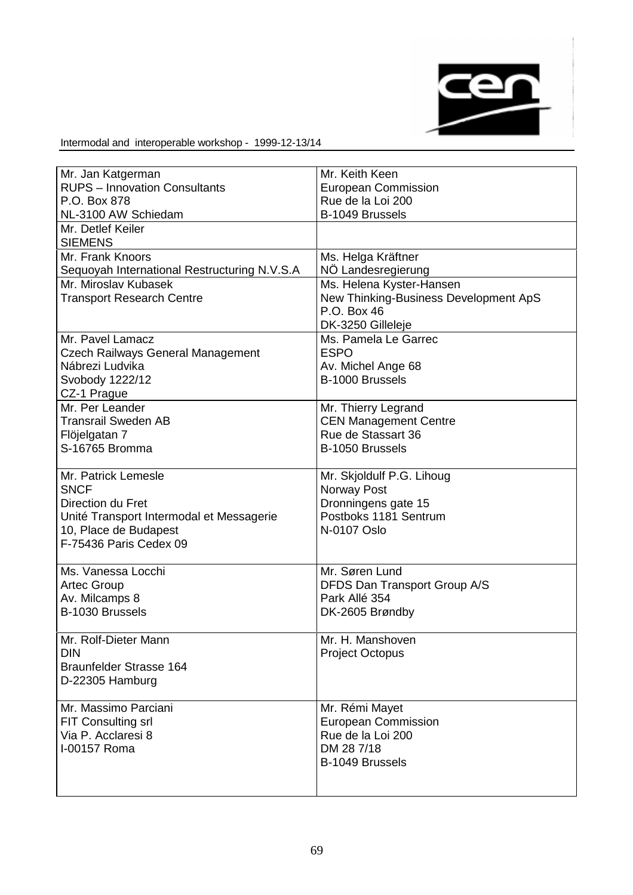| | |
|---|---|
| Mr. Jan Katgerman<br>RUPS – Innovation Consultants<br>P.O. Box 878<br>NL-3100 AW Schiedam | Mr. Keith Keen<br>European Commission<br>Rue de la Loi 200<br>B-1049 Brussels |
| Mr. Detlef Keiler<br>SIEMENS | |
| Mr. Frank Knoors<br>Sequoyah International Restructuring N.V.S.A | Ms. Helga Kräftner<br>NÖ Landesregierung |
| Mr. Miroslav Kubasek<br>Transport Research Centre | Ms. Helena Kyster-Hansen<br>New Thinking-Business Development ApS<br>P.O. Box 46<br>DK-3250 Gilleleje |
| Mr. Pavel Lamacz<br>Czech Railways General Management<br>Nábrezi Ludvika<br>Svobody 1222/12<br>CZ-1 Prague | Ms. Pamela Le Garrec<br>ESPO<br>Av. Michel Ange 68<br>B-1000 Brussels |
| Mr. Per Leander<br>Transrail Sweden AB<br>Flöjelgatan 7<br>S-16765 Bromma | Mr. Thierry Legrand<br>CEN Management Centre<br>Rue de Stassart 36<br>B-1050 Brussels |
| Mr. Patrick Lemesle<br>SNCF<br>Direction du Fret<br>Unité Transport Intermodal et Messagerie<br>10, Place de Budapest<br>F-75436 Paris Cedex 09 | Mr. Skjoldulf P.G. Lihoug<br>Norway Post<br>Dronningens gate 15<br>Postboks 1181 Sentrum<br>N-0107 Oslo |
| Ms. Vanessa Locchi<br>Artec Group<br>Av. Milcamps 8<br>B-1030 Brussels | Mr. Søren Lund<br>DFDS Dan Transport Group A/S<br>Park Allé 354<br>DK-2605 Brøndby |
| Mr. Rolf-Dieter Mann<br>DIN<br>Braunfelder Strasse 164<br>D-22305 Hamburg | Mr. H. Manshoven<br>Project Octopus |
| Mr. Massimo Parciani<br>FIT Consulting srl<br>Via P. Acclaresi 8<br>I-00157 Roma | Mr. Rémi Mayet<br>European Commission<br>Rue de la Loi 200<br>DM 28 7/18<br>B-1049 Brussels |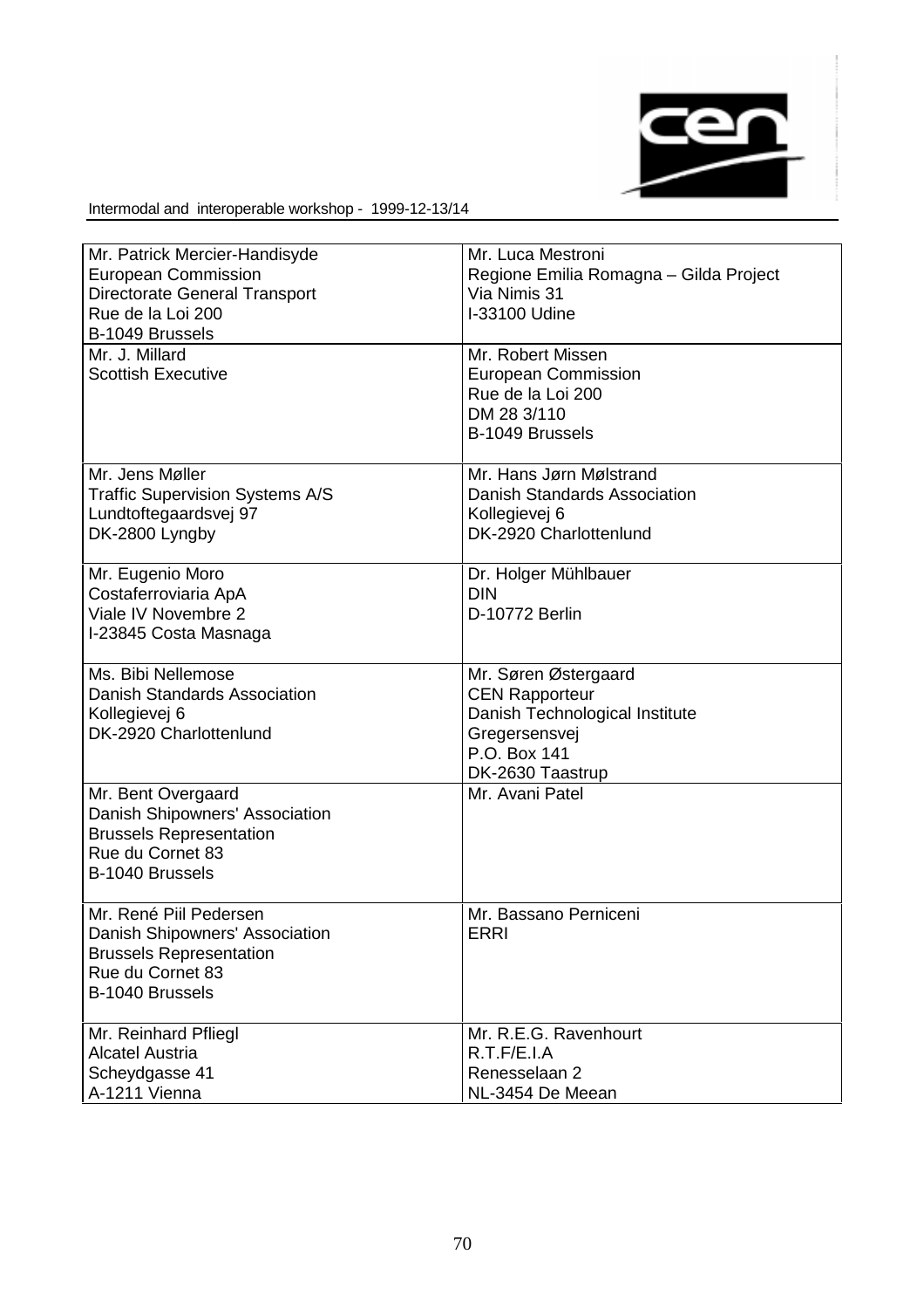| | |
|---|---|
| Mr. Patrick Mercier-Handisyde<br>European Commission<br>Directorate General Transport<br>Rue de la Loi 200<br>B-1049 Brussels | Mr. Luca Mestroni<br>Regione Emilia Romagna – Gilda Project<br>Via Nimis 31<br>I-33100 Udine |
| Mr. J. Millard<br>Scottish Executive | Mr. Robert Missen<br>European Commission<br>Rue de la Loi 200<br>DM 28 3/110<br>B-1049 Brussels |
| Mr. Jens Møller<br>Traffic Supervision Systems A/S<br>Lundtoftegaardsvej 97<br>DK-2800 Lyngby | Mr. Hans Jørn Mølstrand<br>Danish Standards Association<br>Kollegievej 6<br>DK-2920 Charlottenlund |
| Mr. Eugenio Moro<br>Costaferroviaria ApA<br>Viale IV Novembre 2<br>I-23845 Costa Masnaga | Dr. Holger Mühlbauer<br>DIN<br>D-10772 Berlin |
| Ms. Bibi Nellemose<br>Danish Standards Association<br>Kollegievej 6<br>DK-2920 Charlottenlund | Mr. Søren Østergaard<br>CEN Rapporteur<br>Danish Technological Institute<br>Gregersensvej<br>P.O. Box 141<br>DK-2630 Taastrup |
| Mr. Bent Overgaard<br>Danish Shipowners' Association<br>Brussels Representation<br>Rue du Cornet 83<br>B-1040 Brussels | Mr. Avani Patel |
| Mr. René Piil Pedersen<br>Danish Shipowners' Association<br>Brussels Representation<br>Rue du Cornet 83<br>B-1040 Brussels | Mr. Bassano Perniceni<br>ERRI |
| Mr. Reinhard Pfliegl<br>Alcatel Austria<br>Scheydgasse 41<br>A-1211 Vienna | Mr. R.E.G. Ravenhourt<br>R.T.F/E.I.A<br>Renesselaan 2<br>NL-3454 De Meean |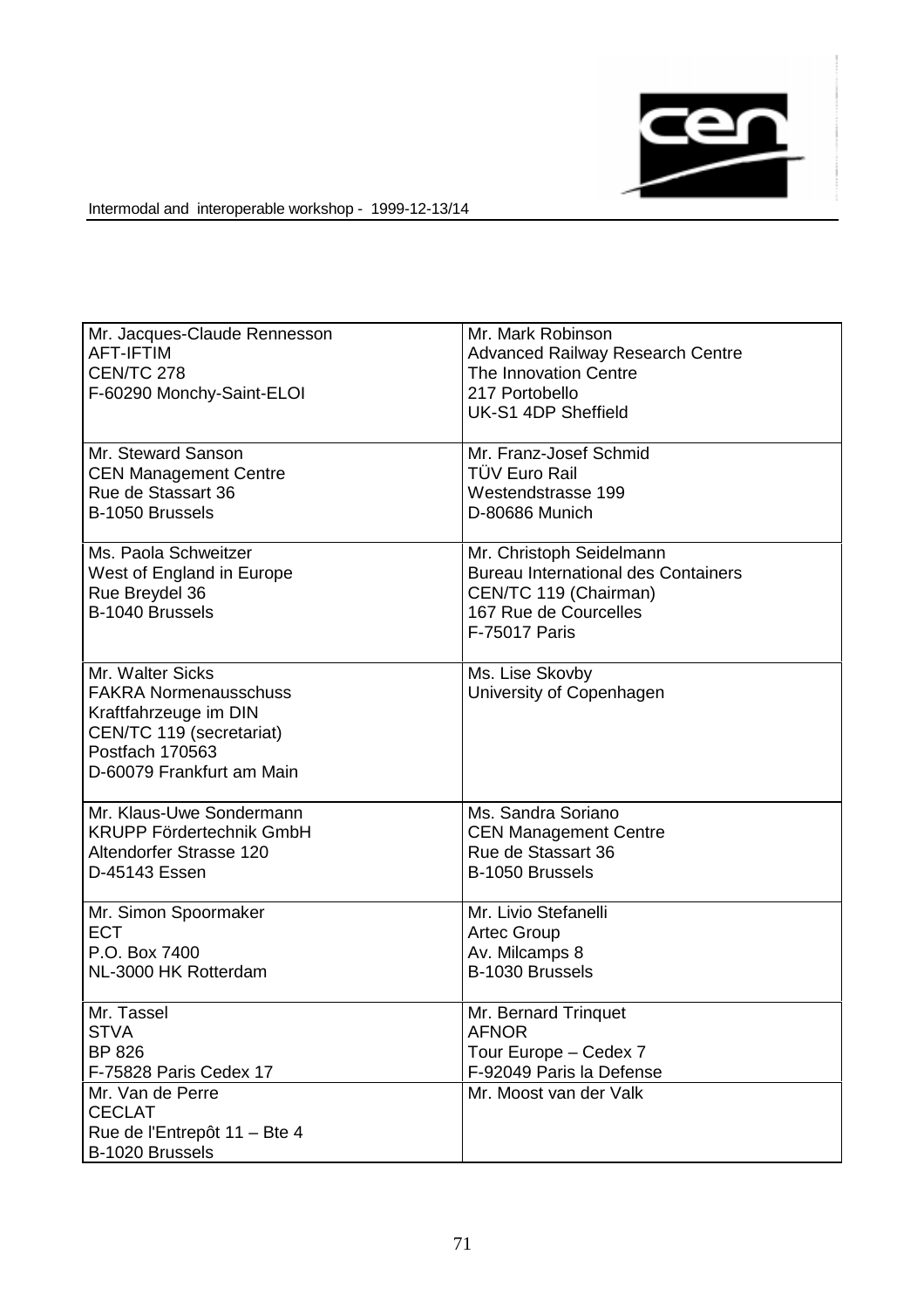| | |
|---|---|
| Mr. Jacques-Claude Rennesson<br>AFT-IFTIM<br>CEN/TC 278<br>F-60290 Monchy-Saint-ELOI | Mr. Mark Robinson<br>Advanced Railway Research Centre<br>The Innovation Centre<br>217 Portobello<br>UK-S1 4DP Sheffield |
| Mr. Steward Sanson<br>CEN Management Centre<br>Rue de Stassart 36<br>B-1050 Brussels | Mr. Franz-Josef Schmid<br>TÜV Euro Rail<br>Westendstrasse 199<br>D-80686 Munich |
| Ms. Paola Schweitzer<br>West of England in Europe<br>Rue Breydel 36<br>B-1040 Brussels | Mr. Christoph Seidelmann<br>Bureau International des Containers<br>CEN/TC 119 (Chairman)<br>167 Rue de Courcelles<br>F-75017 Paris |
| Mr. Walter Sicks<br>FAKRA Normenausschuss<br>Kraftfahrzeuge im DIN<br>CEN/TC 119 (secretariat)<br>Postfach 170563<br>D-60079 Frankfurt am Main | Ms. Lise Skovby<br>University of Copenhagen |
| Mr. Klaus-Uwe Sondermann<br>KRUPP Fördertechnik GmbH<br>Altendorfer Strasse 120<br>D-45143 Essen | Ms. Sandra Soriano<br>CEN Management Centre<br>Rue de Stassart 36<br>B-1050 Brussels |
| Mr. Simon Spoormaker<br>ECT<br>P.O. Box 7400<br>NL-3000 HK Rotterdam | Mr. Livio Stefanelli<br>Artec Group<br>Av. Milcamps 8<br>B-1030 Brussels |
| Mr. Tassel<br>STVA<br>BP 826<br>F-75828 Paris Cedex 17 | Mr. Bernard Trinquet<br>AFNOR<br>Tour Europe – Cedex 7<br>F-92049 Paris la Defense |
| Mr. Van de Perre<br>CECLAT<br>Rue de l'Entrepôt 11 – Bte 4<br>B-1020 Brussels | Mr. Moost van der Valk |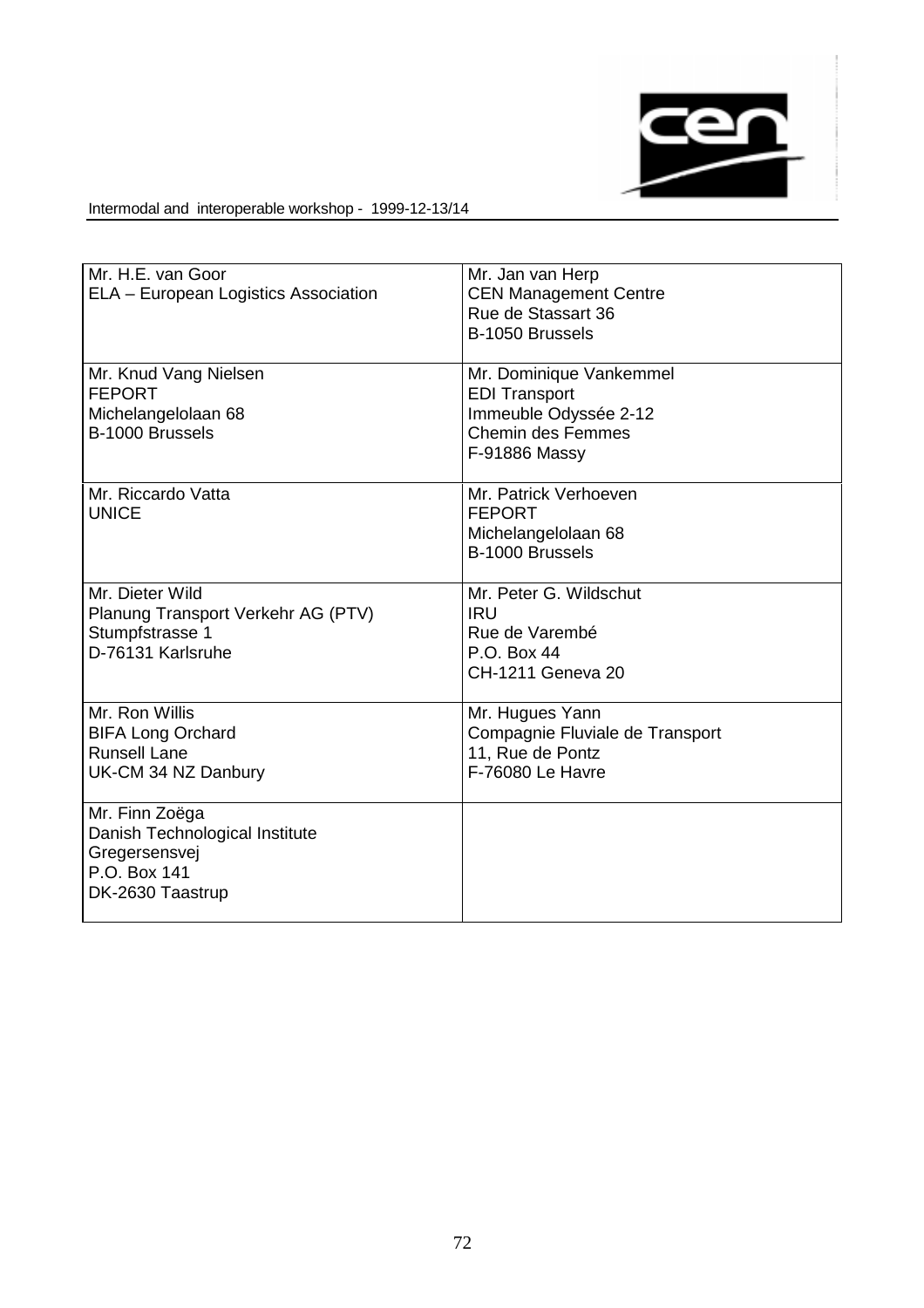| | |
|---|---|
| Mr. H.E. van Goor<br>ELA – European Logistics Association | Mr. Jan van Herp<br>CEN Management Centre<br>Rue de Stassart 36<br>B-1050 Brussels |
| Mr. Knud Vang Nielsen<br>FEPORT<br>Michelangelolaan 68<br>B-1000 Brussels | Mr. Dominique Vankemmel<br>EDI Transport<br>Immeuble Odyssée 2-12<br>Chemin des Femmes<br>F-91886 Massy |
| Mr. Riccardo Vatta<br>UNICE | Mr. Patrick Verhoeven<br>FEPORT<br>Michelangelolaan 68<br>B-1000 Brussels |
| Mr. Dieter Wild<br>Planung Transport Verkehr AG (PTV)<br>Stumpfstrasse 1<br>D-76131 Karlsruhe | Mr. Peter G. Wildschut<br>IRU<br>Rue de Varembé<br>P.O. Box 44<br>CH-1211 Geneva 20 |
| Mr. Ron Willis<br>BIFA Long Orchard<br>Runsell Lane<br>UK-CM 34 NZ Danbury | Mr. Hugues Yann<br>Compagnie Fluviale de Transport<br>11, Rue de Pontz<br>F-76080 Le Havre |
| Mr. Finn Zoëga<br>Danish Technological Institute<br>Gregersensvej<br>P.O. Box 141<br>DK-2630 Taastrup | |